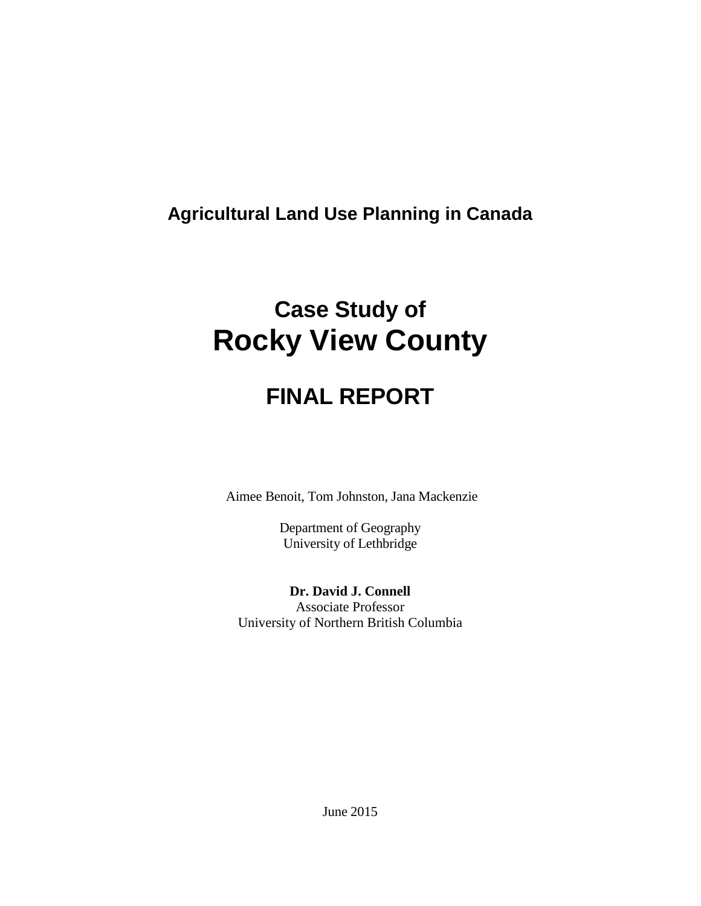**Agricultural Land Use Planning in Canada**

# Case Study of Rocky View County

## FINAL REPORT

Aimee Benoit, Tom Johnston, Jana Mackenzie

Department of Geography
University of Lethbridge

**Dr. David J. Connell**
Associate Professor
University of Northern British Columbia

June 2015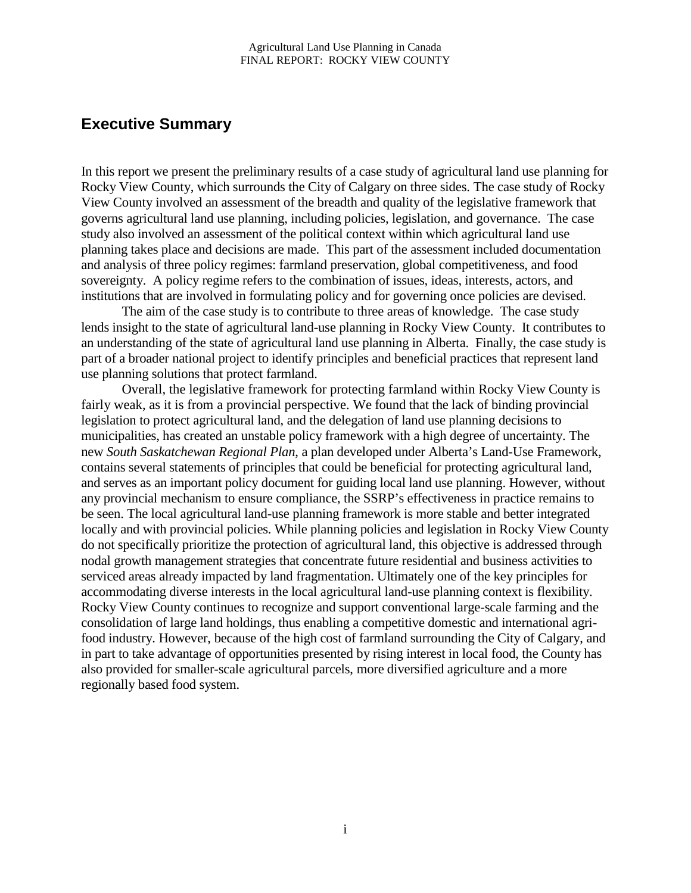## Executive Summary

In this report we present the preliminary results of a case study of agricultural land use planning for Rocky View County, which surrounds the City of Calgary on three sides. The case study of Rocky View County involved an assessment of the breadth and quality of the legislative framework that governs agricultural land use planning, including policies, legislation, and governance. The case study also involved an assessment of the political context within which agricultural land use planning takes place and decisions are made. This part of the assessment included documentation and analysis of three policy regimes: farmland preservation, global competitiveness, and food sovereignty. A policy regime refers to the combination of issues, ideas, interests, actors, and institutions that are involved in formulating policy and for governing once policies are devised.

The aim of the case study is to contribute to three areas of knowledge. The case study lends insight to the state of agricultural land-use planning in Rocky View County. It contributes to an understanding of the state of agricultural land use planning in Alberta. Finally, the case study is part of a broader national project to identify principles and beneficial practices that represent land use planning solutions that protect farmland.

Overall, the legislative framework for protecting farmland within Rocky View County is fairly weak, as it is from a provincial perspective. We found that the lack of binding provincial legislation to protect agricultural land, and the delegation of land use planning decisions to municipalities, has created an unstable policy framework with a high degree of uncertainty. The new *South Saskatchewan Regional Plan*, a plan developed under Alberta's Land-Use Framework, contains several statements of principles that could be beneficial for protecting agricultural land, and serves as an important policy document for guiding local land use planning. However, without any provincial mechanism to ensure compliance, the SSRP's effectiveness in practice remains to be seen. The local agricultural land-use planning framework is more stable and better integrated locally and with provincial policies. While planning policies and legislation in Rocky View County do not specifically prioritize the protection of agricultural land, this objective is addressed through nodal growth management strategies that concentrate future residential and business activities to serviced areas already impacted by land fragmentation. Ultimately one of the key principles for accommodating diverse interests in the local agricultural land-use planning context is flexibility. Rocky View County continues to recognize and support conventional large-scale farming and the consolidation of large land holdings, thus enabling a competitive domestic and international agri-food industry. However, because of the high cost of farmland surrounding the City of Calgary, and in part to take advantage of opportunities presented by rising interest in local food, the County has also provided for smaller-scale agricultural parcels, more diversified agriculture and a more regionally based food system.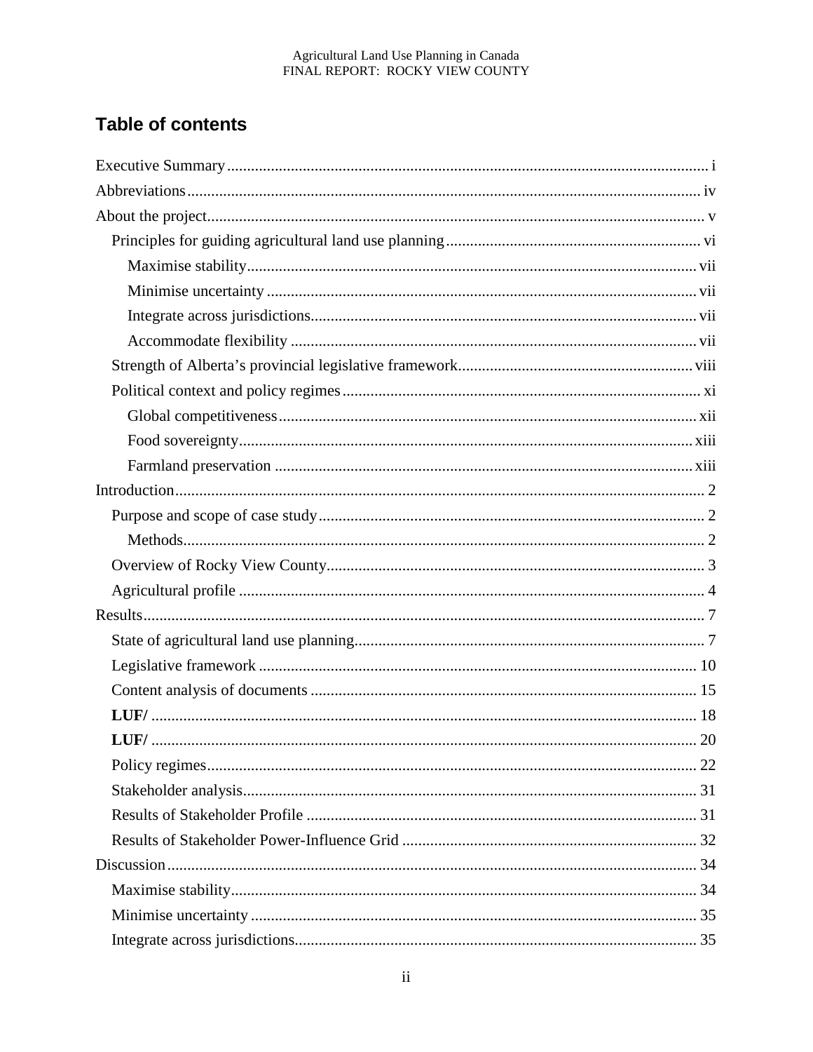## Table of contents

Executive Summary ....... i
Abbreviations ....... iv
About the project ....... v
- Principles for guiding agricultural land use planning ....... vi
  - Maximise stability ....... vii
  - Minimise uncertainty ....... vii
  - Integrate across jurisdictions ....... vii
  - Accommodate flexibility ....... vii
- Strength of Alberta's provincial legislative framework ....... viii
- Political context and policy regimes ....... xi
  - Global competitiveness ....... xii
  - Food sovereignty ....... xiii
  - Farmland preservation ....... xiii

Introduction ....... 2
- Purpose and scope of case study ....... 2
  - Methods ....... 2
- Overview of Rocky View County ....... 3
- Agricultural profile ....... 4

Results ....... 7
- State of agricultural land use planning ....... 7
- Legislative framework ....... 10
- Content analysis of documents ....... 15
- **LUF/** ....... 18
- **LUF/** ....... 20
- Policy regimes ....... 22
- Stakeholder analysis ....... 31
- Results of Stakeholder Profile ....... 31
- Results of Stakeholder Power-Influence Grid ....... 32

Discussion ....... 34
- Maximise stability ....... 34
- Minimise uncertainty ....... 35
- Integrate across jurisdictions ....... 35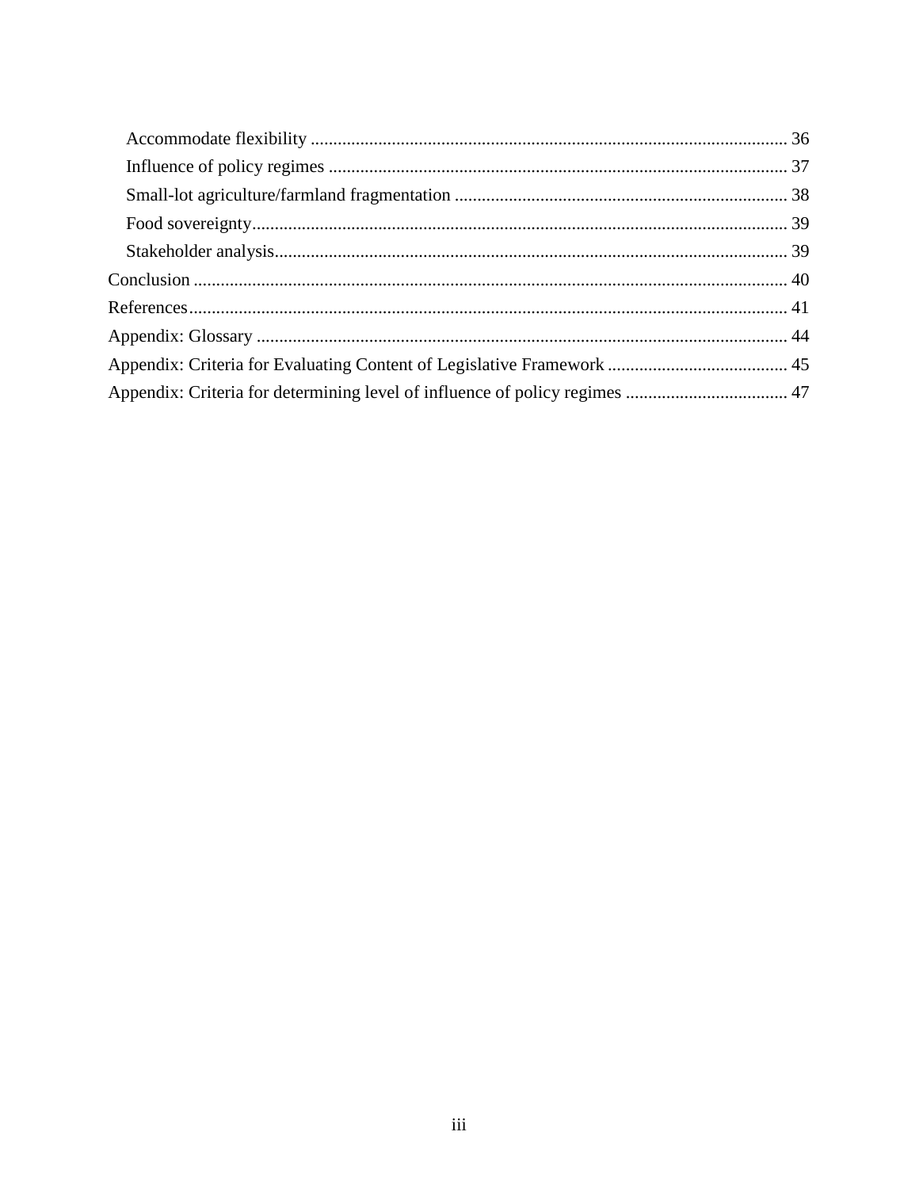- Accommodate flexibility ..... 36
- Influence of policy regimes ..... 37
- Small-lot agriculture/farmland fragmentation ..... 38
- Food sovereignty..... 39
- Stakeholder analysis..... 39

Conclusion ..... 40

References..... 41

Appendix: Glossary ..... 44

Appendix: Criteria for Evaluating Content of Legislative Framework ..... 45

Appendix: Criteria for determining level of influence of policy regimes ..... 47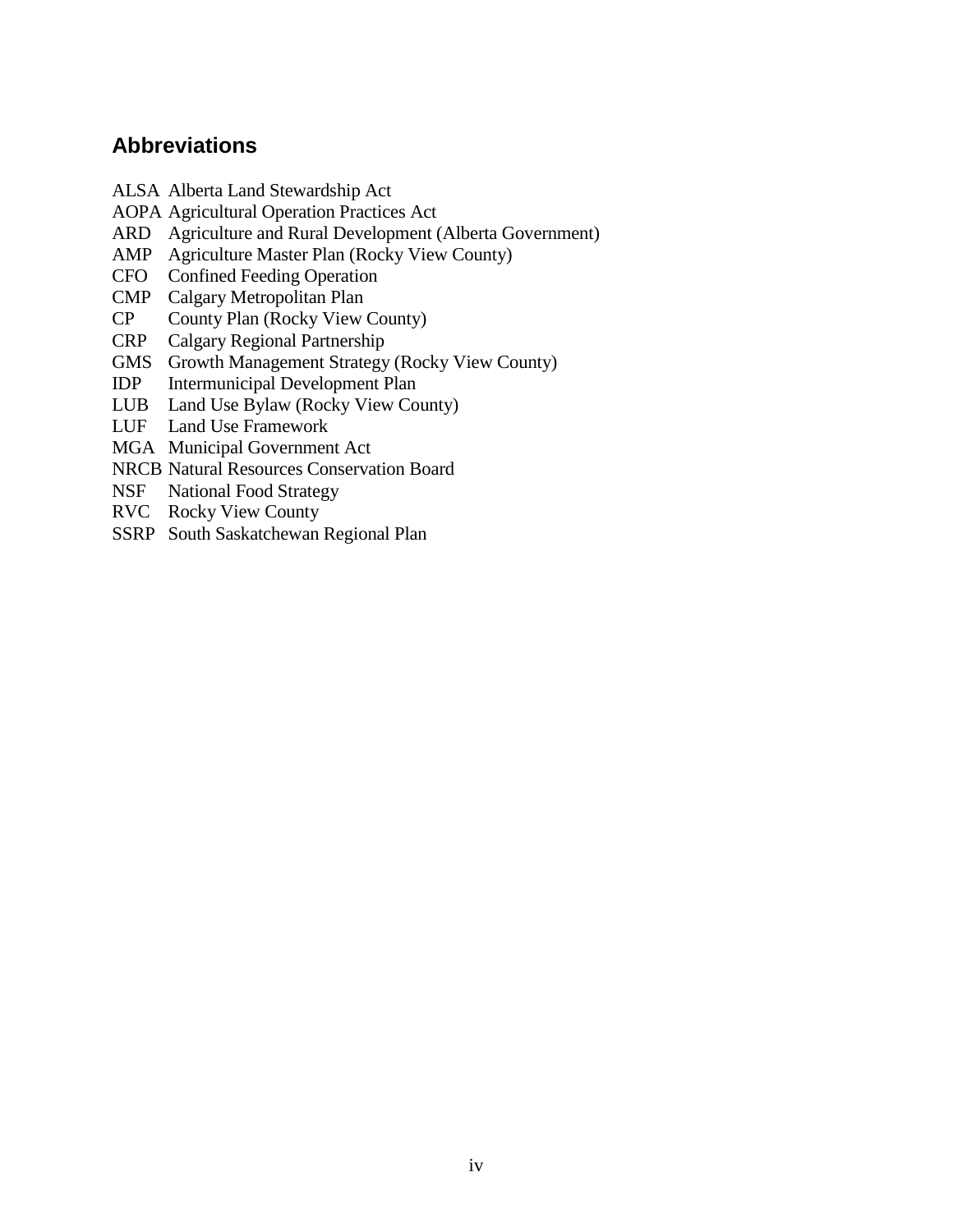## Abbreviations

ALSA Alberta Land Stewardship Act
AOPA Agricultural Operation Practices Act
ARD Agriculture and Rural Development (Alberta Government)
AMP Agriculture Master Plan (Rocky View County)
CFO Confined Feeding Operation
CMP Calgary Metropolitan Plan
CP County Plan (Rocky View County)
CRP Calgary Regional Partnership
GMS Growth Management Strategy (Rocky View County)
IDP Intermunicipal Development Plan
LUB Land Use Bylaw (Rocky View County)
LUF Land Use Framework
MGA Municipal Government Act
NRCB Natural Resources Conservation Board
NSF National Food Strategy
RVC Rocky View County
SSRP South Saskatchewan Regional Plan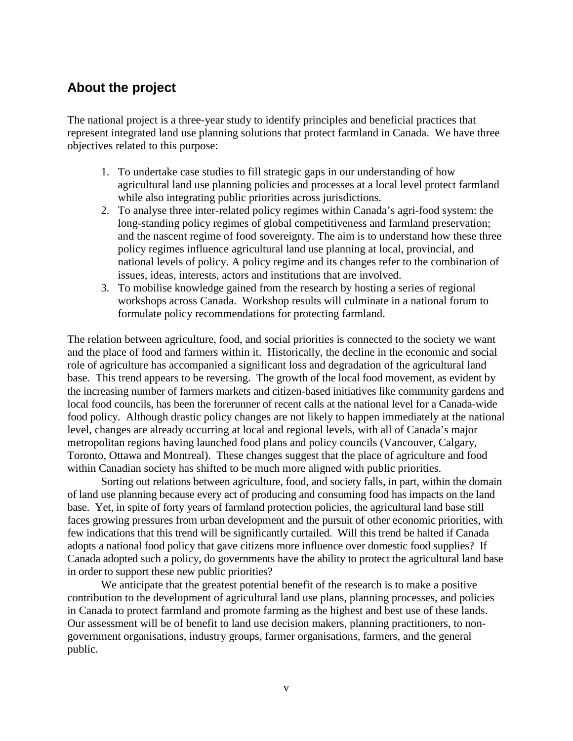## About the project

The national project is a three-year study to identify principles and beneficial practices that represent integrated land use planning solutions that protect farmland in Canada. We have three objectives related to this purpose:

1. To undertake case studies to fill strategic gaps in our understanding of how agricultural land use planning policies and processes at a local level protect farmland while also integrating public priorities across jurisdictions.
2. To analyse three inter-related policy regimes within Canada's agri-food system: the long-standing policy regimes of global competitiveness and farmland preservation; and the nascent regime of food sovereignty. The aim is to understand how these three policy regimes influence agricultural land use planning at local, provincial, and national levels of policy. A policy regime and its changes refer to the combination of issues, ideas, interests, actors and institutions that are involved.
3. To mobilise knowledge gained from the research by hosting a series of regional workshops across Canada. Workshop results will culminate in a national forum to formulate policy recommendations for protecting farmland.

The relation between agriculture, food, and social priorities is connected to the society we want and the place of food and farmers within it. Historically, the decline in the economic and social role of agriculture has accompanied a significant loss and degradation of the agricultural land base. This trend appears to be reversing. The growth of the local food movement, as evident by the increasing number of farmers markets and citizen-based initiatives like community gardens and local food councils, has been the forerunner of recent calls at the national level for a Canada-wide food policy. Although drastic policy changes are not likely to happen immediately at the national level, changes are already occurring at local and regional levels, with all of Canada's major metropolitan regions having launched food plans and policy councils (Vancouver, Calgary, Toronto, Ottawa and Montreal). These changes suggest that the place of agriculture and food within Canadian society has shifted to be much more aligned with public priorities.

Sorting out relations between agriculture, food, and society falls, in part, within the domain of land use planning because every act of producing and consuming food has impacts on the land base. Yet, in spite of forty years of farmland protection policies, the agricultural land base still faces growing pressures from urban development and the pursuit of other economic priorities, with few indications that this trend will be significantly curtailed. Will this trend be halted if Canada adopts a national food policy that gave citizens more influence over domestic food supplies? If Canada adopted such a policy, do governments have the ability to protect the agricultural land base in order to support these new public priorities?

We anticipate that the greatest potential benefit of the research is to make a positive contribution to the development of agricultural land use plans, planning processes, and policies in Canada to protect farmland and promote farming as the highest and best use of these lands. Our assessment will be of benefit to land use decision makers, planning practitioners, to non-government organisations, industry groups, farmer organisations, farmers, and the general public.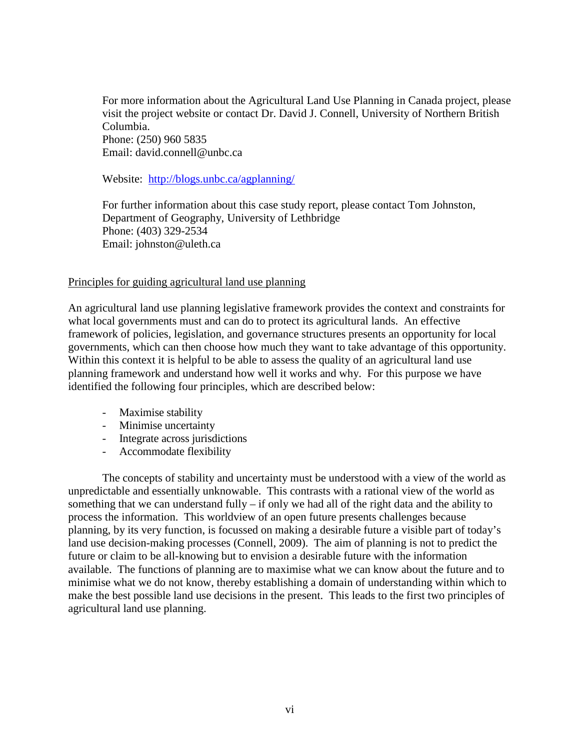For more information about the Agricultural Land Use Planning in Canada project, please visit the project website or contact Dr. David J. Connell, University of Northern British Columbia.
Phone: (250) 960 5835
Email: david.connell@unbc.ca

Website: [http://blogs.unbc.ca/agplanning/](http://blogs.unbc.ca/agplanning/)

For further information about this case study report, please contact Tom Johnston, Department of Geography, University of Lethbridge
Phone: (403) 329-2534
Email: johnston@uleth.ca

## Principles for guiding agricultural land use planning

An agricultural land use planning legislative framework provides the context and constraints for what local governments must and can do to protect its agricultural lands. An effective framework of policies, legislation, and governance structures presents an opportunity for local governments, which can then choose how much they want to take advantage of this opportunity. Within this context it is helpful to be able to assess the quality of an agricultural land use planning framework and understand how well it works and why. For this purpose we have identified the following four principles, which are described below:

- Maximise stability
- Minimise uncertainty
- Integrate across jurisdictions
- Accommodate flexibility

The concepts of stability and uncertainty must be understood with a view of the world as unpredictable and essentially unknowable. This contrasts with a rational view of the world as something that we can understand fully – if only we had all of the right data and the ability to process the information. This worldview of an open future presents challenges because planning, by its very function, is focussed on making a desirable future a visible part of today's land use decision-making processes (Connell, 2009). The aim of planning is not to predict the future or claim to be all-knowing but to envision a desirable future with the information available. The functions of planning are to maximise what we can know about the future and to minimise what we do not know, thereby establishing a domain of understanding within which to make the best possible land use decisions in the present. This leads to the first two principles of agricultural land use planning.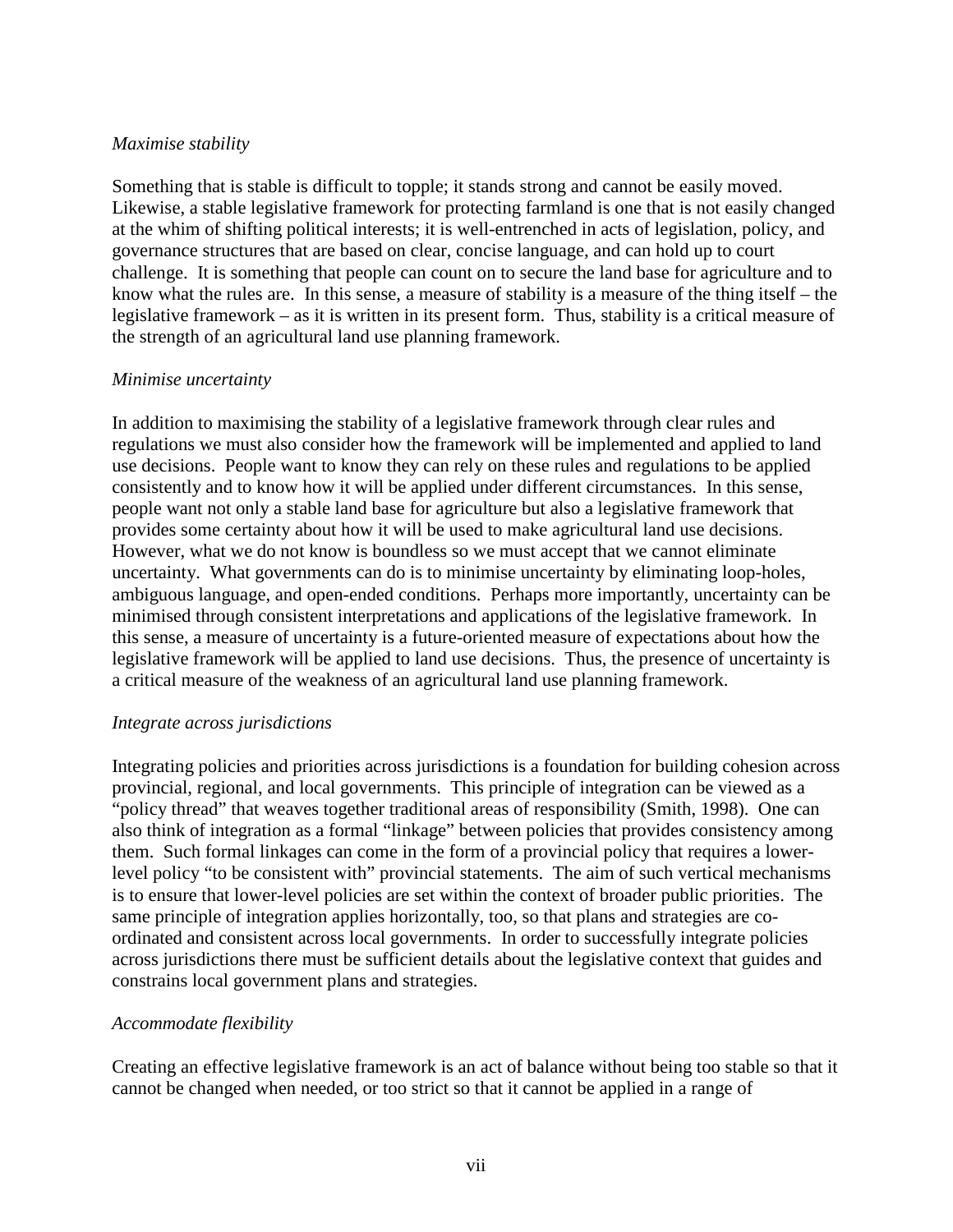*Maximise stability*

Something that is stable is difficult to topple; it stands strong and cannot be easily moved. Likewise, a stable legislative framework for protecting farmland is one that is not easily changed at the whim of shifting political interests; it is well-entrenched in acts of legislation, policy, and governance structures that are based on clear, concise language, and can hold up to court challenge. It is something that people can count on to secure the land base for agriculture and to know what the rules are. In this sense, a measure of stability is a measure of the thing itself – the legislative framework – as it is written in its present form. Thus, stability is a critical measure of the strength of an agricultural land use planning framework.

*Minimise uncertainty*

In addition to maximising the stability of a legislative framework through clear rules and regulations we must also consider how the framework will be implemented and applied to land use decisions. People want to know they can rely on these rules and regulations to be applied consistently and to know how it will be applied under different circumstances. In this sense, people want not only a stable land base for agriculture but also a legislative framework that provides some certainty about how it will be used to make agricultural land use decisions. However, what we do not know is boundless so we must accept that we cannot eliminate uncertainty. What governments can do is to minimise uncertainty by eliminating loop-holes, ambiguous language, and open-ended conditions. Perhaps more importantly, uncertainty can be minimised through consistent interpretations and applications of the legislative framework. In this sense, a measure of uncertainty is a future-oriented measure of expectations about how the legislative framework will be applied to land use decisions. Thus, the presence of uncertainty is a critical measure of the weakness of an agricultural land use planning framework.

*Integrate across jurisdictions*

Integrating policies and priorities across jurisdictions is a foundation for building cohesion across provincial, regional, and local governments. This principle of integration can be viewed as a "policy thread" that weaves together traditional areas of responsibility (Smith, 1998). One can also think of integration as a formal "linkage" between policies that provides consistency among them. Such formal linkages can come in the form of a provincial policy that requires a lower-level policy "to be consistent with" provincial statements. The aim of such vertical mechanisms is to ensure that lower-level policies are set within the context of broader public priorities. The same principle of integration applies horizontally, too, so that plans and strategies are co-ordinated and consistent across local governments. In order to successfully integrate policies across jurisdictions there must be sufficient details about the legislative context that guides and constrains local government plans and strategies.

*Accommodate flexibility*

Creating an effective legislative framework is an act of balance without being too stable so that it cannot be changed when needed, or too strict so that it cannot be applied in a range of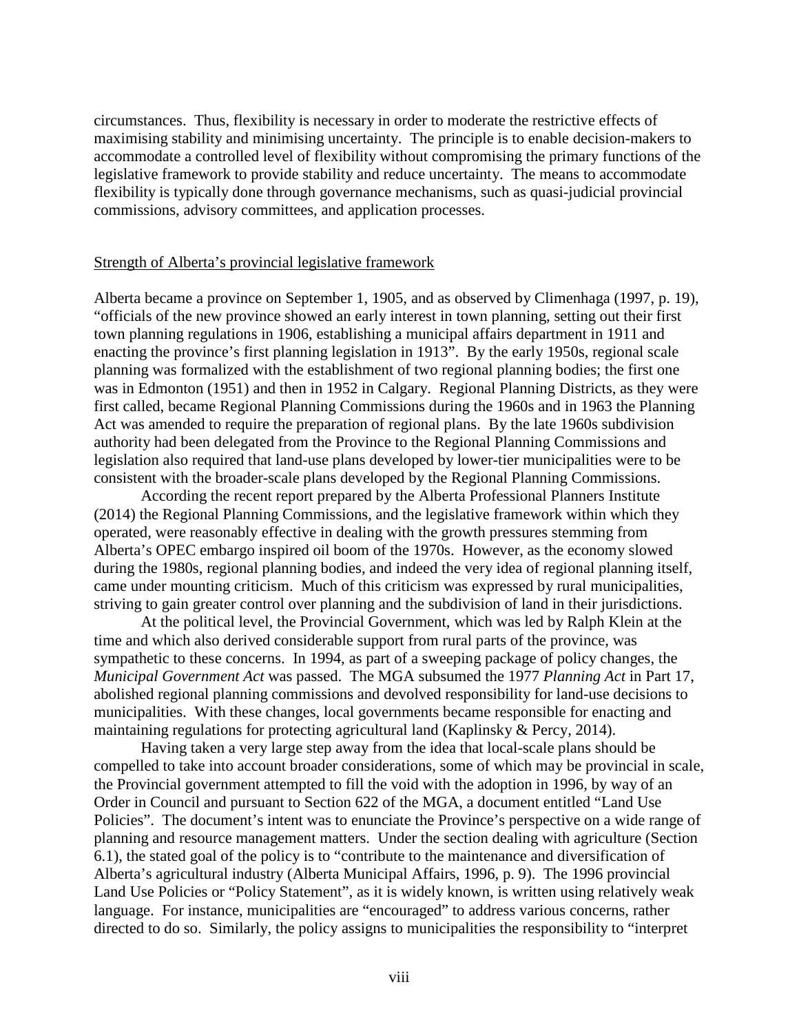circumstances. Thus, flexibility is necessary in order to moderate the restrictive effects of maximising stability and minimising uncertainty. The principle is to enable decision-makers to accommodate a controlled level of flexibility without compromising the primary functions of the legislative framework to provide stability and reduce uncertainty. The means to accommodate flexibility is typically done through governance mechanisms, such as quasi-judicial provincial commissions, advisory committees, and application processes.

## Strength of Alberta's provincial legislative framework

Alberta became a province on September 1, 1905, and as observed by Climenhaga (1997, p. 19), "officials of the new province showed an early interest in town planning, setting out their first town planning regulations in 1906, establishing a municipal affairs department in 1911 and enacting the province's first planning legislation in 1913". By the early 1950s, regional scale planning was formalized with the establishment of two regional planning bodies; the first one was in Edmonton (1951) and then in 1952 in Calgary. Regional Planning Districts, as they were first called, became Regional Planning Commissions during the 1960s and in 1963 the Planning Act was amended to require the preparation of regional plans. By the late 1960s subdivision authority had been delegated from the Province to the Regional Planning Commissions and legislation also required that land-use plans developed by lower-tier municipalities were to be consistent with the broader-scale plans developed by the Regional Planning Commissions.

According the recent report prepared by the Alberta Professional Planners Institute (2014) the Regional Planning Commissions, and the legislative framework within which they operated, were reasonably effective in dealing with the growth pressures stemming from Alberta's OPEC embargo inspired oil boom of the 1970s. However, as the economy slowed during the 1980s, regional planning bodies, and indeed the very idea of regional planning itself, came under mounting criticism. Much of this criticism was expressed by rural municipalities, striving to gain greater control over planning and the subdivision of land in their jurisdictions.

At the political level, the Provincial Government, which was led by Ralph Klein at the time and which also derived considerable support from rural parts of the province, was sympathetic to these concerns. In 1994, as part of a sweeping package of policy changes, the *Municipal Government Act* was passed. The MGA subsumed the 1977 *Planning Act* in Part 17, abolished regional planning commissions and devolved responsibility for land-use decisions to municipalities. With these changes, local governments became responsible for enacting and maintaining regulations for protecting agricultural land (Kaplinsky & Percy, 2014).

Having taken a very large step away from the idea that local-scale plans should be compelled to take into account broader considerations, some of which may be provincial in scale, the Provincial government attempted to fill the void with the adoption in 1996, by way of an Order in Council and pursuant to Section 622 of the MGA, a document entitled "Land Use Policies". The document's intent was to enunciate the Province's perspective on a wide range of planning and resource management matters. Under the section dealing with agriculture (Section 6.1), the stated goal of the policy is to "contribute to the maintenance and diversification of Alberta's agricultural industry (Alberta Municipal Affairs, 1996, p. 9). The 1996 provincial Land Use Policies or "Policy Statement", as it is widely known, is written using relatively weak language. For instance, municipalities are "encouraged" to address various concerns, rather directed to do so. Similarly, the policy assigns to municipalities the responsibility to "interpret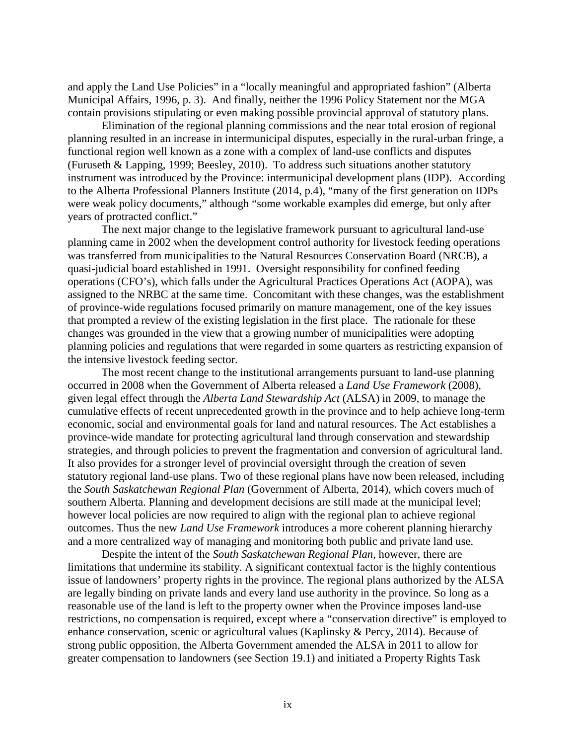and apply the Land Use Policies" in a "locally meaningful and appropriated fashion" (Alberta Municipal Affairs, 1996, p. 3). And finally, neither the 1996 Policy Statement nor the MGA contain provisions stipulating or even making possible provincial approval of statutory plans.

Elimination of the regional planning commissions and the near total erosion of regional planning resulted in an increase in intermunicipal disputes, especially in the rural-urban fringe, a functional region well known as a zone with a complex of land-use conflicts and disputes (Furuseth & Lapping, 1999; Beesley, 2010). To address such situations another statutory instrument was introduced by the Province: intermunicipal development plans (IDP). According to the Alberta Professional Planners Institute (2014, p.4), "many of the first generation on IDPs were weak policy documents," although "some workable examples did emerge, but only after years of protracted conflict."

The next major change to the legislative framework pursuant to agricultural land-use planning came in 2002 when the development control authority for livestock feeding operations was transferred from municipalities to the Natural Resources Conservation Board (NRCB), a quasi-judicial board established in 1991. Oversight responsibility for confined feeding operations (CFO's), which falls under the Agricultural Practices Operations Act (AOPA), was assigned to the NRBC at the same time. Concomitant with these changes, was the establishment of province-wide regulations focused primarily on manure management, one of the key issues that prompted a review of the existing legislation in the first place. The rationale for these changes was grounded in the view that a growing number of municipalities were adopting planning policies and regulations that were regarded in some quarters as restricting expansion of the intensive livestock feeding sector.

The most recent change to the institutional arrangements pursuant to land-use planning occurred in 2008 when the Government of Alberta released a *Land Use Framework* (2008), given legal effect through the *Alberta Land Stewardship Act* (ALSA) in 2009, to manage the cumulative effects of recent unprecedented growth in the province and to help achieve long-term economic, social and environmental goals for land and natural resources. The Act establishes a province-wide mandate for protecting agricultural land through conservation and stewardship strategies, and through policies to prevent the fragmentation and conversion of agricultural land. It also provides for a stronger level of provincial oversight through the creation of seven statutory regional land-use plans. Two of these regional plans have now been released, including the *South Saskatchewan Regional Plan* (Government of Alberta, 2014), which covers much of southern Alberta. Planning and development decisions are still made at the municipal level; however local policies are now required to align with the regional plan to achieve regional outcomes. Thus the new *Land Use Framework* introduces a more coherent planning hierarchy and a more centralized way of managing and monitoring both public and private land use.

Despite the intent of the *South Saskatchewan Regional Plan*, however, there are limitations that undermine its stability. A significant contextual factor is the highly contentious issue of landowners' property rights in the province. The regional plans authorized by the ALSA are legally binding on private lands and every land use authority in the province. So long as a reasonable use of the land is left to the property owner when the Province imposes land-use restrictions, no compensation is required, except where a "conservation directive" is employed to enhance conservation, scenic or agricultural values (Kaplinsky & Percy, 2014). Because of strong public opposition, the Alberta Government amended the ALSA in 2011 to allow for greater compensation to landowners (see Section 19.1) and initiated a Property Rights Task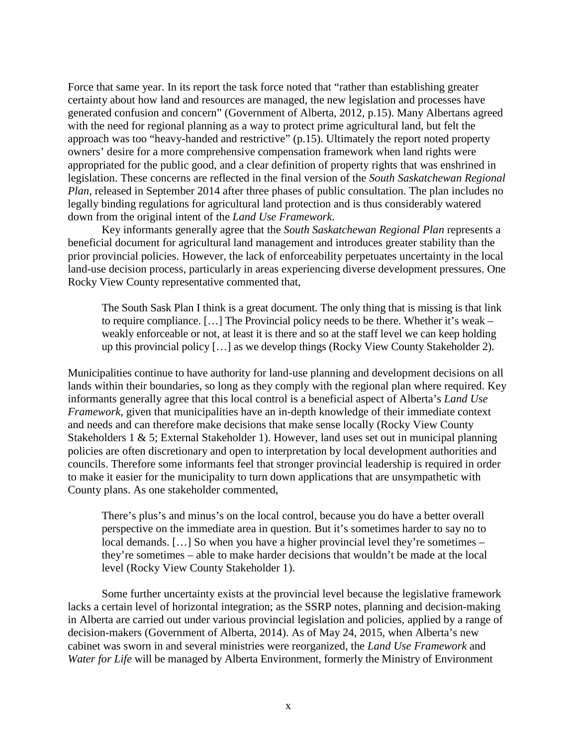Force that same year. In its report the task force noted that "rather than establishing greater certainty about how land and resources are managed, the new legislation and processes have generated confusion and concern" (Government of Alberta, 2012, p.15). Many Albertans agreed with the need for regional planning as a way to protect prime agricultural land, but felt the approach was too "heavy-handed and restrictive" (p.15). Ultimately the report noted property owners' desire for a more comprehensive compensation framework when land rights were appropriated for the public good, and a clear definition of property rights that was enshrined in legislation. These concerns are reflected in the final version of the *South Saskatchewan Regional Plan*, released in September 2014 after three phases of public consultation. The plan includes no legally binding regulations for agricultural land protection and is thus considerably watered down from the original intent of the *Land Use Framework*.

Key informants generally agree that the *South Saskatchewan Regional Plan* represents a beneficial document for agricultural land management and introduces greater stability than the prior provincial policies. However, the lack of enforceability perpetuates uncertainty in the local land-use decision process, particularly in areas experiencing diverse development pressures. One Rocky View County representative commented that,

> The South Sask Plan I think is a great document. The only thing that is missing is that link to require compliance. […] The Provincial policy needs to be there. Whether it's weak – weakly enforceable or not, at least it is there and so at the staff level we can keep holding up this provincial policy […] as we develop things (Rocky View County Stakeholder 2).

Municipalities continue to have authority for land-use planning and development decisions on all lands within their boundaries, so long as they comply with the regional plan where required. Key informants generally agree that this local control is a beneficial aspect of Alberta's *Land Use Framework*, given that municipalities have an in-depth knowledge of their immediate context and needs and can therefore make decisions that make sense locally (Rocky View County Stakeholders 1 & 5; External Stakeholder 1). However, land uses set out in municipal planning policies are often discretionary and open to interpretation by local development authorities and councils. Therefore some informants feel that stronger provincial leadership is required in order to make it easier for the municipality to turn down applications that are unsympathetic with County plans. As one stakeholder commented,

> There's plus's and minus's on the local control, because you do have a better overall perspective on the immediate area in question. But it's sometimes harder to say no to local demands. […] So when you have a higher provincial level they're sometimes – they're sometimes – able to make harder decisions that wouldn't be made at the local level (Rocky View County Stakeholder 1).

Some further uncertainty exists at the provincial level because the legislative framework lacks a certain level of horizontal integration; as the SSRP notes, planning and decision-making in Alberta are carried out under various provincial legislation and policies, applied by a range of decision-makers (Government of Alberta, 2014). As of May 24, 2015, when Alberta's new cabinet was sworn in and several ministries were reorganized, the *Land Use Framework* and *Water for Life* will be managed by Alberta Environment, formerly the Ministry of Environment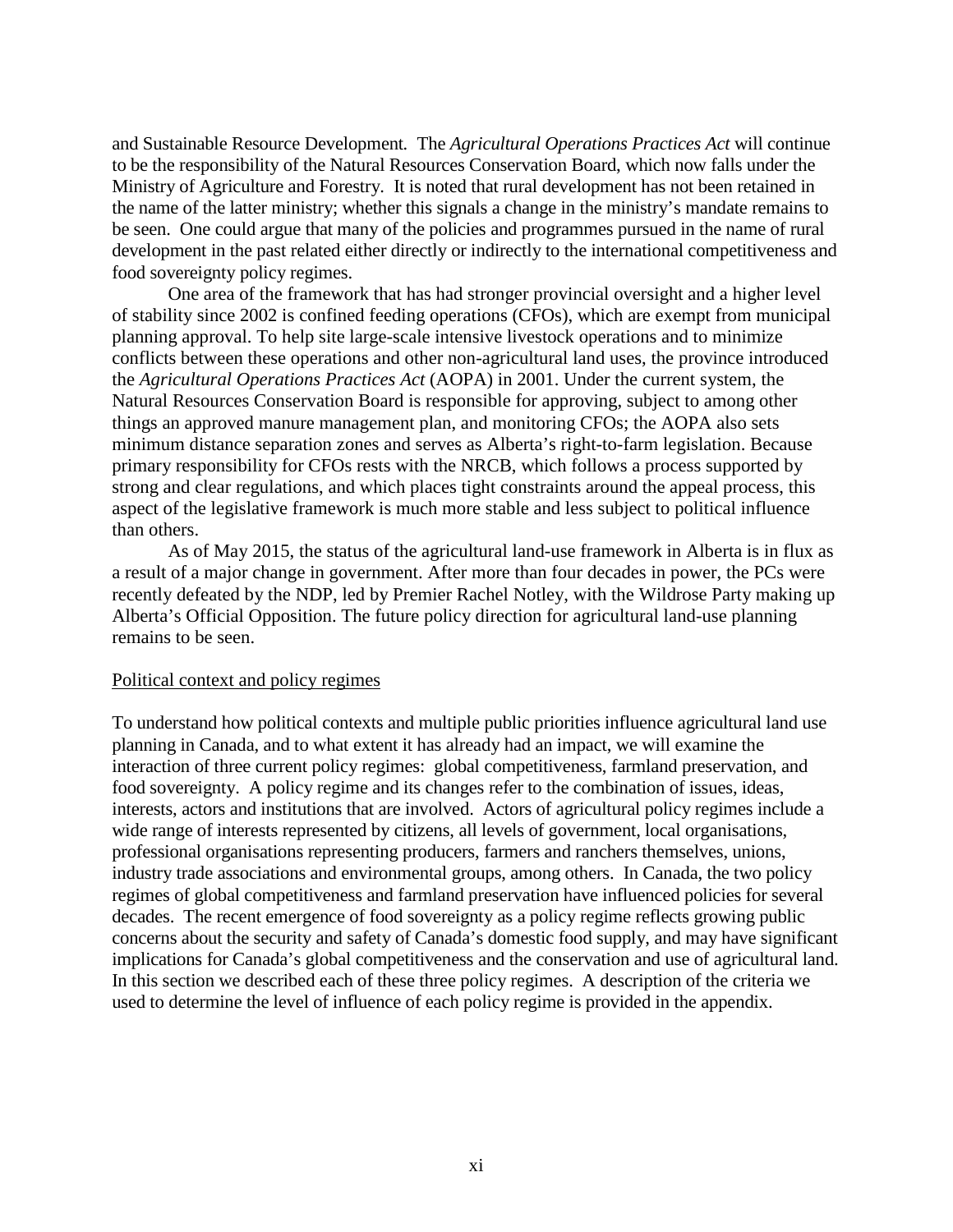and Sustainable Resource Development. The *Agricultural Operations Practices Act* will continue to be the responsibility of the Natural Resources Conservation Board, which now falls under the Ministry of Agriculture and Forestry. It is noted that rural development has not been retained in the name of the latter ministry; whether this signals a change in the ministry's mandate remains to be seen. One could argue that many of the policies and programmes pursued in the name of rural development in the past related either directly or indirectly to the international competitiveness and food sovereignty policy regimes.

One area of the framework that has had stronger provincial oversight and a higher level of stability since 2002 is confined feeding operations (CFOs), which are exempt from municipal planning approval. To help site large-scale intensive livestock operations and to minimize conflicts between these operations and other non-agricultural land uses, the province introduced the *Agricultural Operations Practices Act* (AOPA) in 2001. Under the current system, the Natural Resources Conservation Board is responsible for approving, subject to among other things an approved manure management plan, and monitoring CFOs; the AOPA also sets minimum distance separation zones and serves as Alberta's right-to-farm legislation. Because primary responsibility for CFOs rests with the NRCB, which follows a process supported by strong and clear regulations, and which places tight constraints around the appeal process, this aspect of the legislative framework is much more stable and less subject to political influence than others.

As of May 2015, the status of the agricultural land-use framework in Alberta is in flux as a result of a major change in government. After more than four decades in power, the PCs were recently defeated by the NDP, led by Premier Rachel Notley, with the Wildrose Party making up Alberta's Official Opposition. The future policy direction for agricultural land-use planning remains to be seen.

## Political context and policy regimes

To understand how political contexts and multiple public priorities influence agricultural land use planning in Canada, and to what extent it has already had an impact, we will examine the interaction of three current policy regimes: global competitiveness, farmland preservation, and food sovereignty. A policy regime and its changes refer to the combination of issues, ideas, interests, actors and institutions that are involved. Actors of agricultural policy regimes include a wide range of interests represented by citizens, all levels of government, local organisations, professional organisations representing producers, farmers and ranchers themselves, unions, industry trade associations and environmental groups, among others. In Canada, the two policy regimes of global competitiveness and farmland preservation have influenced policies for several decades. The recent emergence of food sovereignty as a policy regime reflects growing public concerns about the security and safety of Canada's domestic food supply, and may have significant implications for Canada's global competitiveness and the conservation and use of agricultural land. In this section we described each of these three policy regimes. A description of the criteria we used to determine the level of influence of each policy regime is provided in the appendix.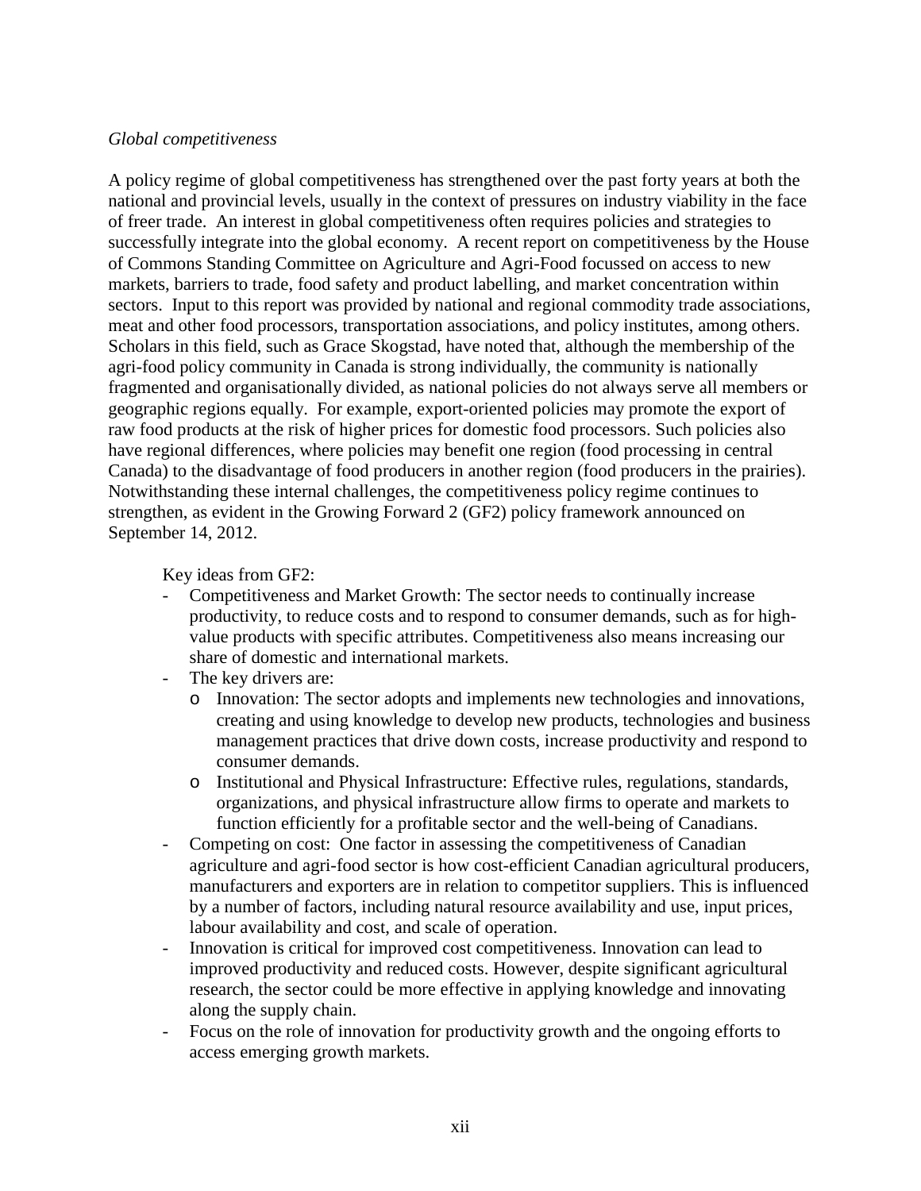*Global competitiveness*

A policy regime of global competitiveness has strengthened over the past forty years at both the national and provincial levels, usually in the context of pressures on industry viability in the face of freer trade. An interest in global competitiveness often requires policies and strategies to successfully integrate into the global economy. A recent report on competitiveness by the House of Commons Standing Committee on Agriculture and Agri-Food focussed on access to new markets, barriers to trade, food safety and product labelling, and market concentration within sectors. Input to this report was provided by national and regional commodity trade associations, meat and other food processors, transportation associations, and policy institutes, among others. Scholars in this field, such as Grace Skogstad, have noted that, although the membership of the agri-food policy community in Canada is strong individually, the community is nationally fragmented and organisationally divided, as national policies do not always serve all members or geographic regions equally. For example, export-oriented policies may promote the export of raw food products at the risk of higher prices for domestic food processors. Such policies also have regional differences, where policies may benefit one region (food processing in central Canada) to the disadvantage of food producers in another region (food producers in the prairies). Notwithstanding these internal challenges, the competitiveness policy regime continues to strengthen, as evident in the Growing Forward 2 (GF2) policy framework announced on September 14, 2012.

Key ideas from GF2:

- Competitiveness and Market Growth: The sector needs to continually increase productivity, to reduce costs and to respond to consumer demands, such as for high-value products with specific attributes. Competitiveness also means increasing our share of domestic and international markets.
- The key drivers are:
  - Innovation: The sector adopts and implements new technologies and innovations, creating and using knowledge to develop new products, technologies and business management practices that drive down costs, increase productivity and respond to consumer demands.
  - Institutional and Physical Infrastructure: Effective rules, regulations, standards, organizations, and physical infrastructure allow firms to operate and markets to function efficiently for a profitable sector and the well-being of Canadians.
- Competing on cost: One factor in assessing the competitiveness of Canadian agriculture and agri-food sector is how cost-efficient Canadian agricultural producers, manufacturers and exporters are in relation to competitor suppliers. This is influenced by a number of factors, including natural resource availability and use, input prices, labour availability and cost, and scale of operation.
- Innovation is critical for improved cost competitiveness. Innovation can lead to improved productivity and reduced costs. However, despite significant agricultural research, the sector could be more effective in applying knowledge and innovating along the supply chain.
- Focus on the role of innovation for productivity growth and the ongoing efforts to access emerging growth markets.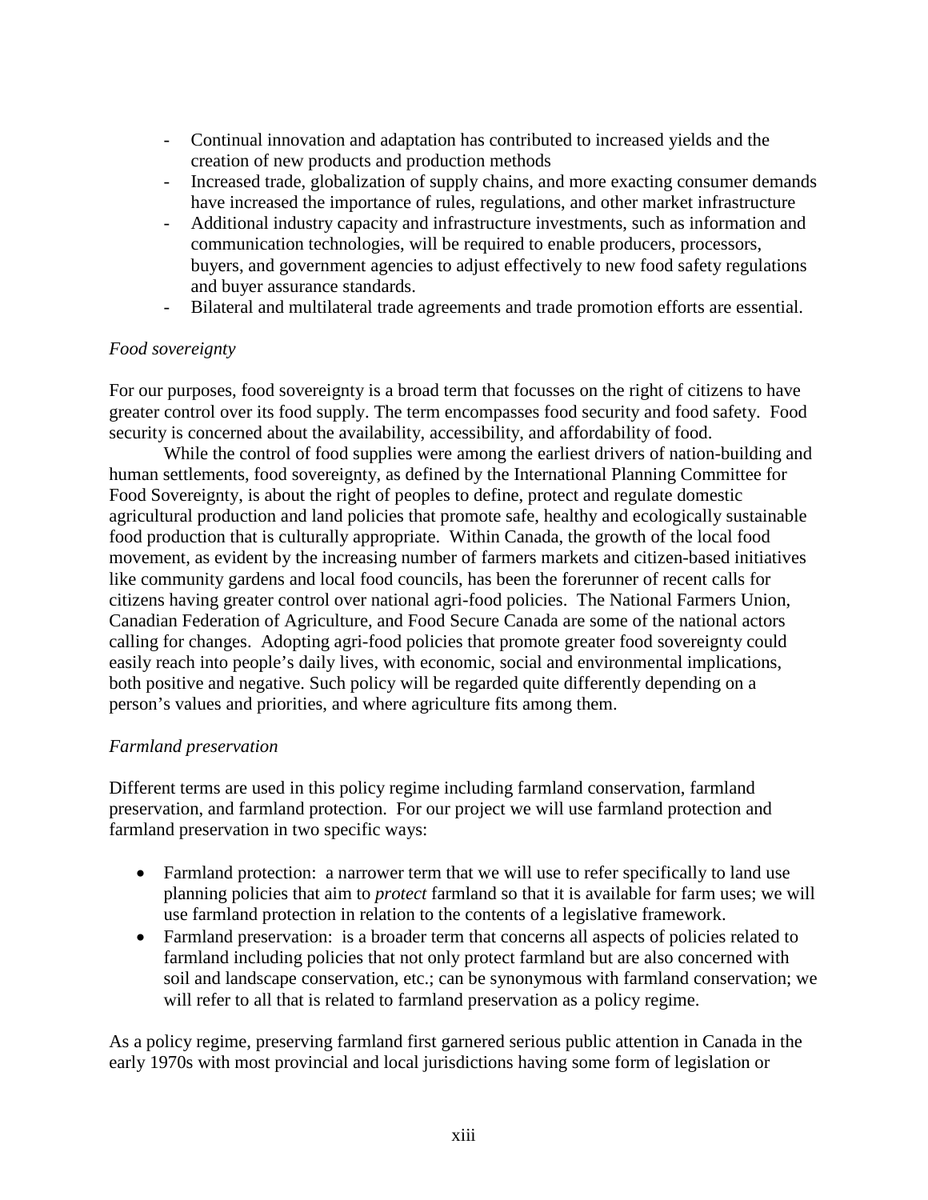- Continual innovation and adaptation has contributed to increased yields and the creation of new products and production methods
- Increased trade, globalization of supply chains, and more exacting consumer demands have increased the importance of rules, regulations, and other market infrastructure
- Additional industry capacity and infrastructure investments, such as information and communication technologies, will be required to enable producers, processors, buyers, and government agencies to adjust effectively to new food safety regulations and buyer assurance standards.
- Bilateral and multilateral trade agreements and trade promotion efforts are essential.

*Food sovereignty*

For our purposes, food sovereignty is a broad term that focusses on the right of citizens to have greater control over its food supply. The term encompasses food security and food safety. Food security is concerned about the availability, accessibility, and affordability of food.

While the control of food supplies were among the earliest drivers of nation-building and human settlements, food sovereignty, as defined by the International Planning Committee for Food Sovereignty, is about the right of peoples to define, protect and regulate domestic agricultural production and land policies that promote safe, healthy and ecologically sustainable food production that is culturally appropriate. Within Canada, the growth of the local food movement, as evident by the increasing number of farmers markets and citizen-based initiatives like community gardens and local food councils, has been the forerunner of recent calls for citizens having greater control over national agri-food policies. The National Farmers Union, Canadian Federation of Agriculture, and Food Secure Canada are some of the national actors calling for changes. Adopting agri-food policies that promote greater food sovereignty could easily reach into people's daily lives, with economic, social and environmental implications, both positive and negative. Such policy will be regarded quite differently depending on a person's values and priorities, and where agriculture fits among them.

*Farmland preservation*

Different terms are used in this policy regime including farmland conservation, farmland preservation, and farmland protection. For our project we will use farmland protection and farmland preservation in two specific ways:

- Farmland protection: a narrower term that we will use to refer specifically to land use planning policies that aim to *protect* farmland so that it is available for farm uses; we will use farmland protection in relation to the contents of a legislative framework.
- Farmland preservation: is a broader term that concerns all aspects of policies related to farmland including policies that not only protect farmland but are also concerned with soil and landscape conservation, etc.; can be synonymous with farmland conservation; we will refer to all that is related to farmland preservation as a policy regime.

As a policy regime, preserving farmland first garnered serious public attention in Canada in the early 1970s with most provincial and local jurisdictions having some form of legislation or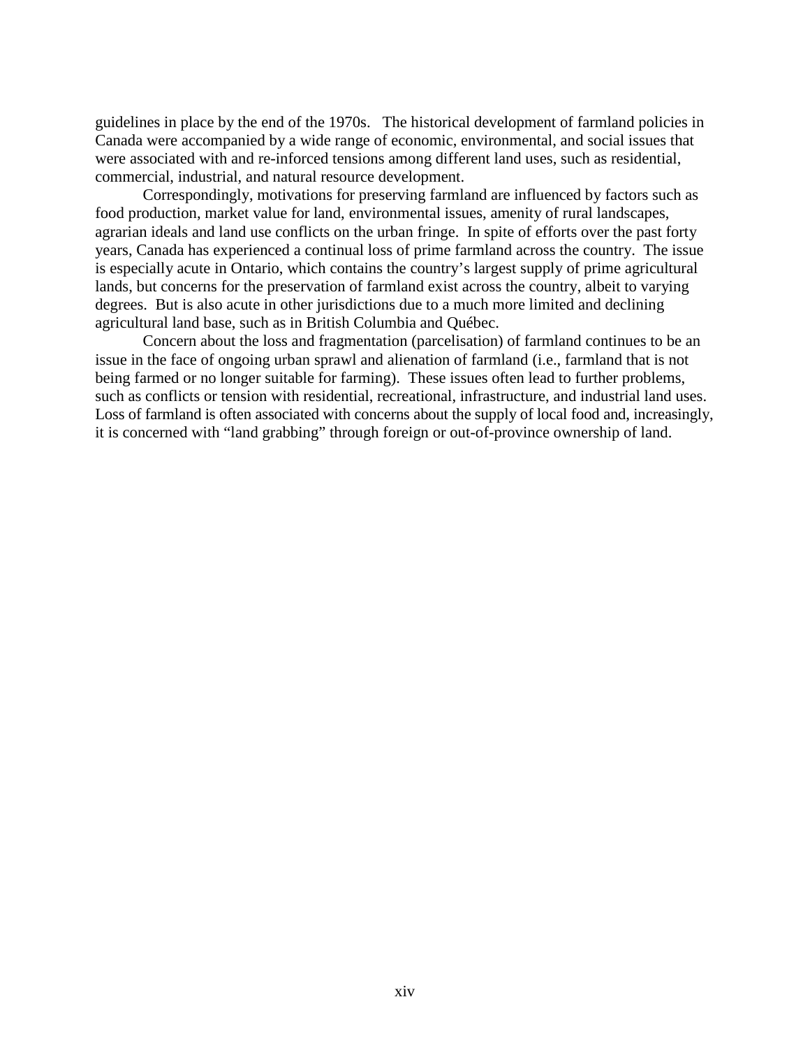guidelines in place by the end of the 1970s. The historical development of farmland policies in Canada were accompanied by a wide range of economic, environmental, and social issues that were associated with and re-inforced tensions among different land uses, such as residential, commercial, industrial, and natural resource development.

Correspondingly, motivations for preserving farmland are influenced by factors such as food production, market value for land, environmental issues, amenity of rural landscapes, agrarian ideals and land use conflicts on the urban fringe. In spite of efforts over the past forty years, Canada has experienced a continual loss of prime farmland across the country. The issue is especially acute in Ontario, which contains the country's largest supply of prime agricultural lands, but concerns for the preservation of farmland exist across the country, albeit to varying degrees. But is also acute in other jurisdictions due to a much more limited and declining agricultural land base, such as in British Columbia and Québec.

Concern about the loss and fragmentation (parcelisation) of farmland continues to be an issue in the face of ongoing urban sprawl and alienation of farmland (i.e., farmland that is not being farmed or no longer suitable for farming). These issues often lead to further problems, such as conflicts or tension with residential, recreational, infrastructure, and industrial land uses. Loss of farmland is often associated with concerns about the supply of local food and, increasingly, it is concerned with "land grabbing" through foreign or out-of-province ownership of land.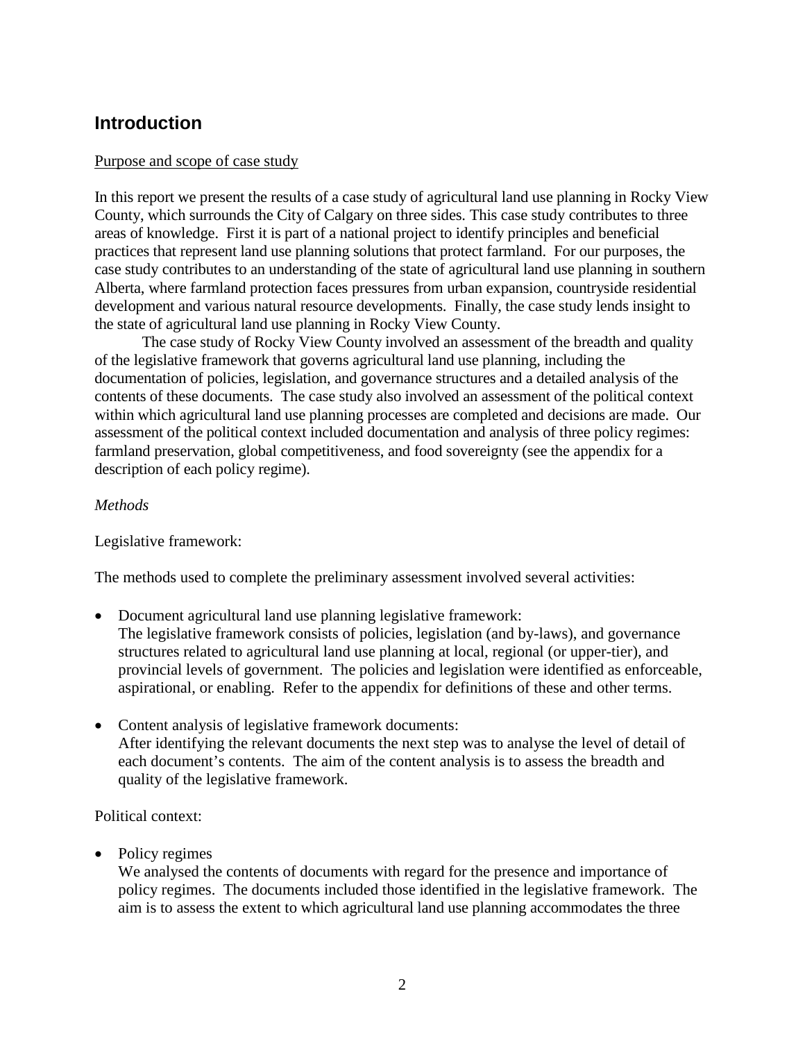## Introduction

<u>Purpose and scope of case study</u>

In this report we present the results of a case study of agricultural land use planning in Rocky View County, which surrounds the City of Calgary on three sides. This case study contributes to three areas of knowledge. First it is part of a national project to identify principles and beneficial practices that represent land use planning solutions that protect farmland. For our purposes, the case study contributes to an understanding of the state of agricultural land use planning in southern Alberta, where farmland protection faces pressures from urban expansion, countryside residential development and various natural resource developments. Finally, the case study lends insight to the state of agricultural land use planning in Rocky View County.

The case study of Rocky View County involved an assessment of the breadth and quality of the legislative framework that governs agricultural land use planning, including the documentation of policies, legislation, and governance structures and a detailed analysis of the contents of these documents. The case study also involved an assessment of the political context within which agricultural land use planning processes are completed and decisions are made. Our assessment of the political context included documentation and analysis of three policy regimes: farmland preservation, global competitiveness, and food sovereignty (see the appendix for a description of each policy regime).

*Methods*

Legislative framework:

The methods used to complete the preliminary assessment involved several activities:

- Document agricultural land use planning legislative framework:
  The legislative framework consists of policies, legislation (and by-laws), and governance structures related to agricultural land use planning at local, regional (or upper-tier), and provincial levels of government. The policies and legislation were identified as enforceable, aspirational, or enabling. Refer to the appendix for definitions of these and other terms.

- Content analysis of legislative framework documents:
  After identifying the relevant documents the next step was to analyse the level of detail of each document's contents. The aim of the content analysis is to assess the breadth and quality of the legislative framework.

Political context:

- Policy regimes
  We analysed the contents of documents with regard for the presence and importance of policy regimes. The documents included those identified in the legislative framework. The aim is to assess the extent to which agricultural land use planning accommodates the three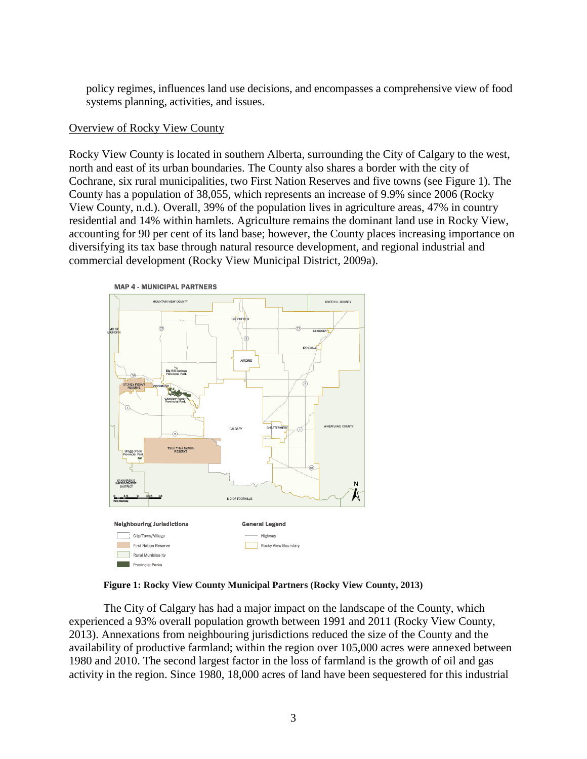policy regimes, influences land use decisions, and encompasses a comprehensive view of food systems planning, activities, and issues.

<u>Overview of Rocky View County</u>

Rocky View County is located in southern Alberta, surrounding the City of Calgary to the west, north and east of its urban boundaries. The County also shares a border with the city of Cochrane, six rural municipalities, two First Nation Reserves and five towns (see Figure 1). The County has a population of 38,055, which represents an increase of 9.9% since 2006 (Rocky View County, n.d.). Overall, 39% of the population lives in agriculture areas, 47% in country residential and 14% within hamlets. Agriculture remains the dominant land use in Rocky View, accounting for 90 per cent of its land base; however, the County places increasing importance on diversifying its tax base through natural resource development, and regional industrial and commercial development (Rocky View Municipal District, 2009a).

**Figure 1: Rocky View County Municipal Partners (Rocky View County, 2013)**

The City of Calgary has had a major impact on the landscape of the County, which experienced a 93% overall population growth between 1991 and 2011 (Rocky View County, 2013). Annexations from neighbouring jurisdictions reduced the size of the County and the availability of productive farmland; within the region over 105,000 acres were annexed between 1980 and 2010. The second largest factor in the loss of farmland is the growth of oil and gas activity in the region. Since 1980, 18,000 acres of land have been sequestered for this industrial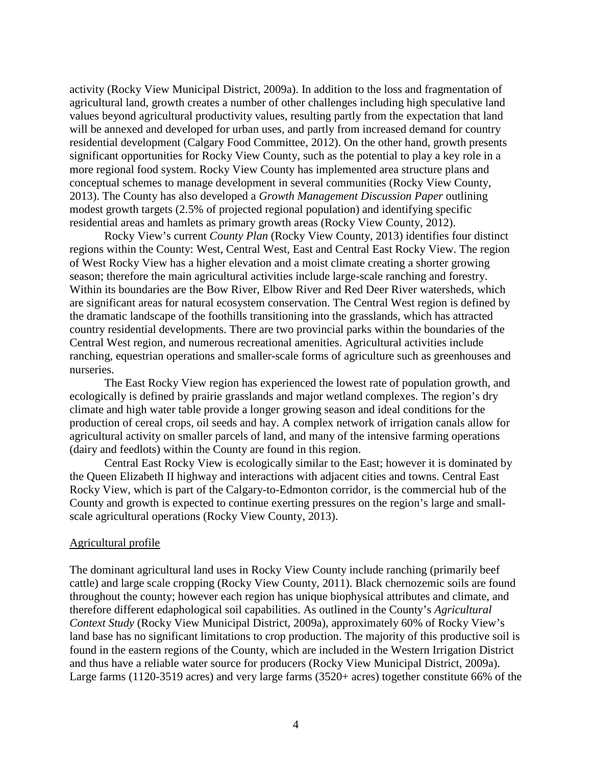activity (Rocky View Municipal District, 2009a). In addition to the loss and fragmentation of agricultural land, growth creates a number of other challenges including high speculative land values beyond agricultural productivity values, resulting partly from the expectation that land will be annexed and developed for urban uses, and partly from increased demand for country residential development (Calgary Food Committee, 2012). On the other hand, growth presents significant opportunities for Rocky View County, such as the potential to play a key role in a more regional food system. Rocky View County has implemented area structure plans and conceptual schemes to manage development in several communities (Rocky View County, 2013). The County has also developed a *Growth Management Discussion Paper* outlining modest growth targets (2.5% of projected regional population) and identifying specific residential areas and hamlets as primary growth areas (Rocky View County, 2012).

Rocky View's current *County Plan* (Rocky View County, 2013) identifies four distinct regions within the County: West, Central West, East and Central East Rocky View. The region of West Rocky View has a higher elevation and a moist climate creating a shorter growing season; therefore the main agricultural activities include large-scale ranching and forestry. Within its boundaries are the Bow River, Elbow River and Red Deer River watersheds, which are significant areas for natural ecosystem conservation. The Central West region is defined by the dramatic landscape of the foothills transitioning into the grasslands, which has attracted country residential developments. There are two provincial parks within the boundaries of the Central West region, and numerous recreational amenities. Agricultural activities include ranching, equestrian operations and smaller-scale forms of agriculture such as greenhouses and nurseries.

The East Rocky View region has experienced the lowest rate of population growth, and ecologically is defined by prairie grasslands and major wetland complexes. The region's dry climate and high water table provide a longer growing season and ideal conditions for the production of cereal crops, oil seeds and hay. A complex network of irrigation canals allow for agricultural activity on smaller parcels of land, and many of the intensive farming operations (dairy and feedlots) within the County are found in this region.

Central East Rocky View is ecologically similar to the East; however it is dominated by the Queen Elizabeth II highway and interactions with adjacent cities and towns. Central East Rocky View, which is part of the Calgary-to-Edmonton corridor, is the commercial hub of the County and growth is expected to continue exerting pressures on the region's large and small-scale agricultural operations (Rocky View County, 2013).

## Agricultural profile

The dominant agricultural land uses in Rocky View County include ranching (primarily beef cattle) and large scale cropping (Rocky View County, 2011). Black chernozemic soils are found throughout the county; however each region has unique biophysical attributes and climate, and therefore different edaphological soil capabilities. As outlined in the County's *Agricultural Context Study* (Rocky View Municipal District, 2009a), approximately 60% of Rocky View's land base has no significant limitations to crop production. The majority of this productive soil is found in the eastern regions of the County, which are included in the Western Irrigation District and thus have a reliable water source for producers (Rocky View Municipal District, 2009a). Large farms (1120-3519 acres) and very large farms (3520+ acres) together constitute 66% of the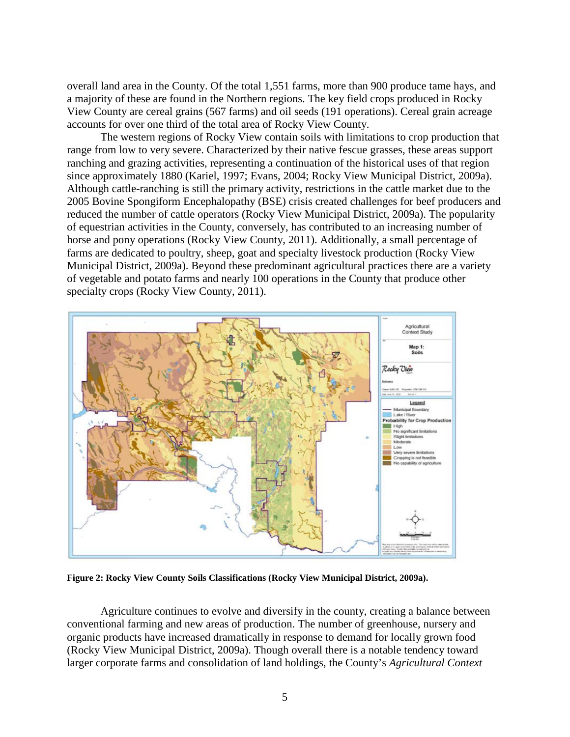overall land area in the County. Of the total 1,551 farms, more than 900 produce tame hays, and a majority of these are found in the Northern regions. The key field crops produced in Rocky View County are cereal grains (567 farms) and oil seeds (191 operations). Cereal grain acreage accounts for over one third of the total area of Rocky View County.

The western regions of Rocky View contain soils with limitations to crop production that range from low to very severe. Characterized by their native fescue grasses, these areas support ranching and grazing activities, representing a continuation of the historical uses of that region since approximately 1880 (Kariel, 1997; Evans, 2004; Rocky View Municipal District, 2009a). Although cattle-ranching is still the primary activity, restrictions in the cattle market due to the 2005 Bovine Spongiform Encephalopathy (BSE) crisis created challenges for beef producers and reduced the number of cattle operators (Rocky View Municipal District, 2009a). The popularity of equestrian activities in the County, conversely, has contributed to an increasing number of horse and pony operations (Rocky View County, 2011). Additionally, a small percentage of farms are dedicated to poultry, sheep, goat and specialty livestock production (Rocky View Municipal District, 2009a). Beyond these predominant agricultural practices there are a variety of vegetable and potato farms and nearly 100 operations in the County that produce other specialty crops (Rocky View County, 2011).

**Figure 2: Rocky View County Soils Classifications (Rocky View Municipal District, 2009a).**

Agriculture continues to evolve and diversify in the county, creating a balance between conventional farming and new areas of production. The number of greenhouse, nursery and organic products have increased dramatically in response to demand for locally grown food (Rocky View Municipal District, 2009a). Though overall there is a notable tendency toward larger corporate farms and consolidation of land holdings, the County's *Agricultural Context*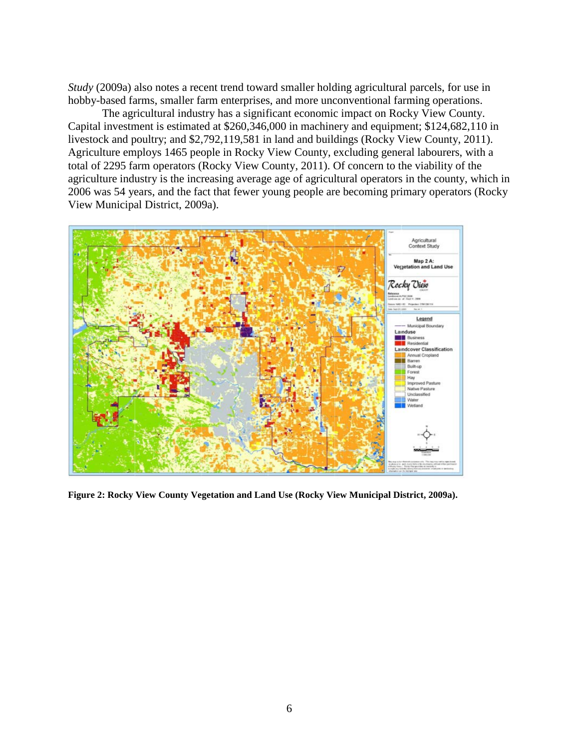*Study* (2009a) also notes a recent trend toward smaller holding agricultural parcels, for use in hobby-based farms, smaller farm enterprises, and more unconventional farming operations.

The agricultural industry has a significant economic impact on Rocky View County. Capital investment is estimated at $260,346,000 in machinery and equipment; $124,682,110 in livestock and poultry; and $2,792,119,581 in land and buildings (Rocky View County, 2011). Agriculture employs 1465 people in Rocky View County, excluding general labourers, with a total of 2295 farm operators (Rocky View County, 2011). Of concern to the viability of the agriculture industry is the increasing average age of agricultural operators in the county, which in 2006 was 54 years, and the fact that fewer young people are becoming primary operators (Rocky View Municipal District, 2009a).

**Figure 2: Rocky View County Vegetation and Land Use (Rocky View Municipal District, 2009a).**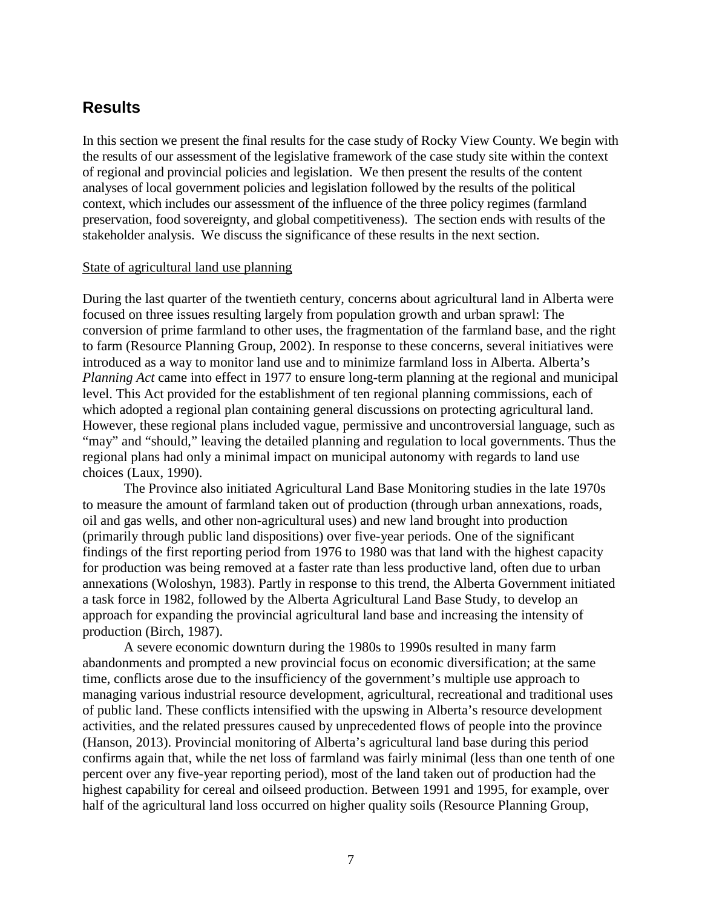## Results

In this section we present the final results for the case study of Rocky View County. We begin with the results of our assessment of the legislative framework of the case study site within the context of regional and provincial policies and legislation. We then present the results of the content analyses of local government policies and legislation followed by the results of the political context, which includes our assessment of the influence of the three policy regimes (farmland preservation, food sovereignty, and global competitiveness). The section ends with results of the stakeholder analysis. We discuss the significance of these results in the next section.

State of agricultural land use planning

During the last quarter of the twentieth century, concerns about agricultural land in Alberta were focused on three issues resulting largely from population growth and urban sprawl: The conversion of prime farmland to other uses, the fragmentation of the farmland base, and the right to farm (Resource Planning Group, 2002). In response to these concerns, several initiatives were introduced as a way to monitor land use and to minimize farmland loss in Alberta. Alberta's *Planning Act* came into effect in 1977 to ensure long-term planning at the regional and municipal level. This Act provided for the establishment of ten regional planning commissions, each of which adopted a regional plan containing general discussions on protecting agricultural land. However, these regional plans included vague, permissive and uncontroversial language, such as "may" and "should," leaving the detailed planning and regulation to local governments. Thus the regional plans had only a minimal impact on municipal autonomy with regards to land use choices (Laux, 1990).

The Province also initiated Agricultural Land Base Monitoring studies in the late 1970s to measure the amount of farmland taken out of production (through urban annexations, roads, oil and gas wells, and other non-agricultural uses) and new land brought into production (primarily through public land dispositions) over five-year periods. One of the significant findings of the first reporting period from 1976 to 1980 was that land with the highest capacity for production was being removed at a faster rate than less productive land, often due to urban annexations (Woloshyn, 1983). Partly in response to this trend, the Alberta Government initiated a task force in 1982, followed by the Alberta Agricultural Land Base Study, to develop an approach for expanding the provincial agricultural land base and increasing the intensity of production (Birch, 1987).

A severe economic downturn during the 1980s to 1990s resulted in many farm abandonments and prompted a new provincial focus on economic diversification; at the same time, conflicts arose due to the insufficiency of the government's multiple use approach to managing various industrial resource development, agricultural, recreational and traditional uses of public land. These conflicts intensified with the upswing in Alberta's resource development activities, and the related pressures caused by unprecedented flows of people into the province (Hanson, 2013). Provincial monitoring of Alberta's agricultural land base during this period confirms again that, while the net loss of farmland was fairly minimal (less than one tenth of one percent over any five-year reporting period), most of the land taken out of production had the highest capability for cereal and oilseed production. Between 1991 and 1995, for example, over half of the agricultural land loss occurred on higher quality soils (Resource Planning Group,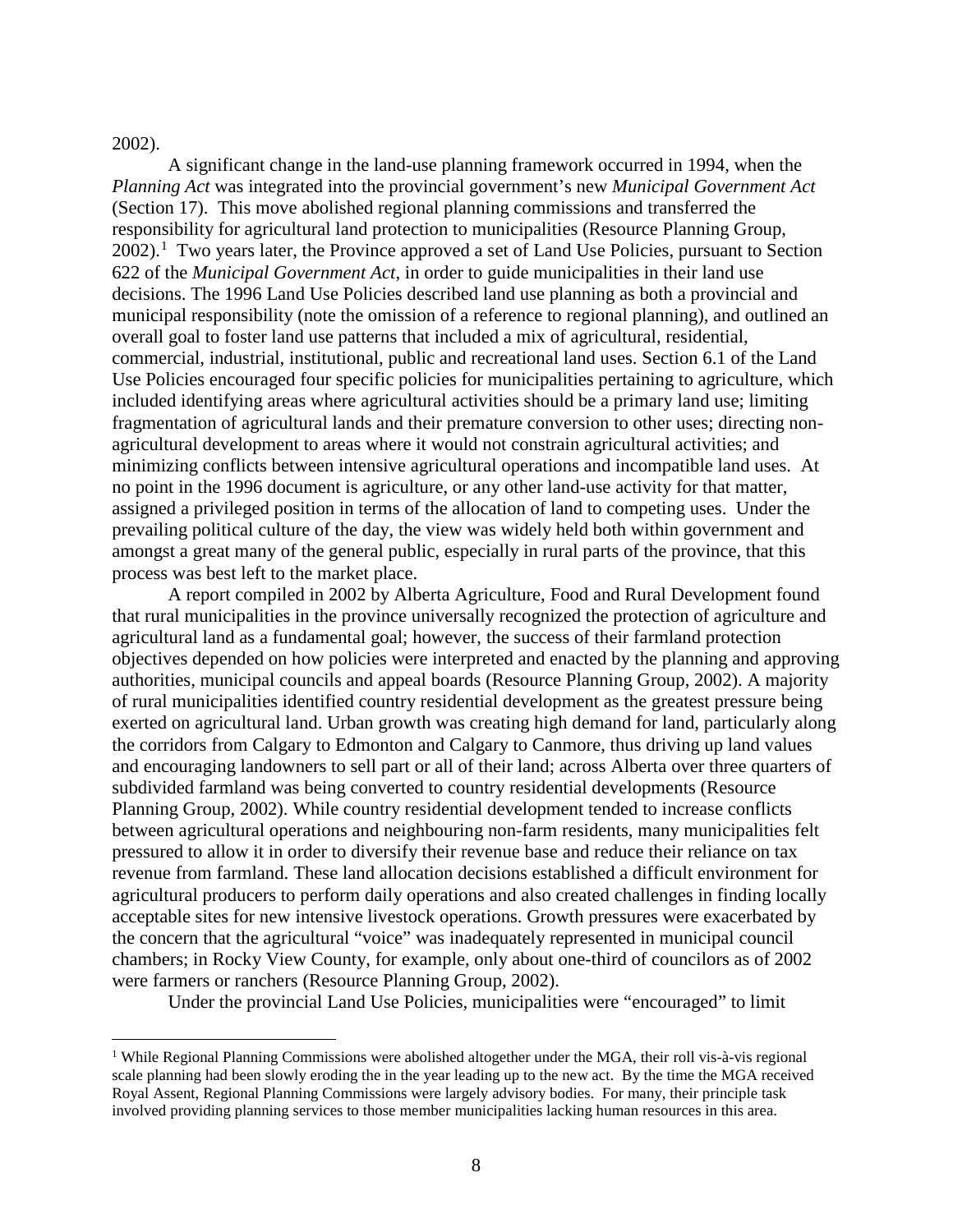2002).

A significant change in the land-use planning framework occurred in 1994, when the *Planning Act* was integrated into the provincial government's new *Municipal Government Act* (Section 17). This move abolished regional planning commissions and transferred the responsibility for agricultural land protection to municipalities (Resource Planning Group, 2002).[1] Two years later, the Province approved a set of Land Use Policies, pursuant to Section 622 of the *Municipal Government Act*, in order to guide municipalities in their land use decisions. The 1996 Land Use Policies described land use planning as both a provincial and municipal responsibility (note the omission of a reference to regional planning), and outlined an overall goal to foster land use patterns that included a mix of agricultural, residential, commercial, industrial, institutional, public and recreational land uses. Section 6.1 of the Land Use Policies encouraged four specific policies for municipalities pertaining to agriculture, which included identifying areas where agricultural activities should be a primary land use; limiting fragmentation of agricultural lands and their premature conversion to other uses; directing non-agricultural development to areas where it would not constrain agricultural activities; and minimizing conflicts between intensive agricultural operations and incompatible land uses. At no point in the 1996 document is agriculture, or any other land-use activity for that matter, assigned a privileged position in terms of the allocation of land to competing uses. Under the prevailing political culture of the day, the view was widely held both within government and amongst a great many of the general public, especially in rural parts of the province, that this process was best left to the market place.

A report compiled in 2002 by Alberta Agriculture, Food and Rural Development found that rural municipalities in the province universally recognized the protection of agriculture and agricultural land as a fundamental goal; however, the success of their farmland protection objectives depended on how policies were interpreted and enacted by the planning and approving authorities, municipal councils and appeal boards (Resource Planning Group, 2002). A majority of rural municipalities identified country residential development as the greatest pressure being exerted on agricultural land. Urban growth was creating high demand for land, particularly along the corridors from Calgary to Edmonton and Calgary to Canmore, thus driving up land values and encouraging landowners to sell part or all of their land; across Alberta over three quarters of subdivided farmland was being converted to country residential developments (Resource Planning Group, 2002). While country residential development tended to increase conflicts between agricultural operations and neighbouring non-farm residents, many municipalities felt pressured to allow it in order to diversify their revenue base and reduce their reliance on tax revenue from farmland. These land allocation decisions established a difficult environment for agricultural producers to perform daily operations and also created challenges in finding locally acceptable sites for new intensive livestock operations. Growth pressures were exacerbated by the concern that the agricultural "voice" was inadequately represented in municipal council chambers; in Rocky View County, for example, only about one-third of councilors as of 2002 were farmers or ranchers (Resource Planning Group, 2002).

Under the provincial Land Use Policies, municipalities were "encouraged" to limit

[1] While Regional Planning Commissions were abolished altogether under the MGA, their roll vis-à-vis regional scale planning had been slowly eroding the in the year leading up to the new act. By the time the MGA received Royal Assent, Regional Planning Commissions were largely advisory bodies. For many, their principle task involved providing planning services to those member municipalities lacking human resources in this area.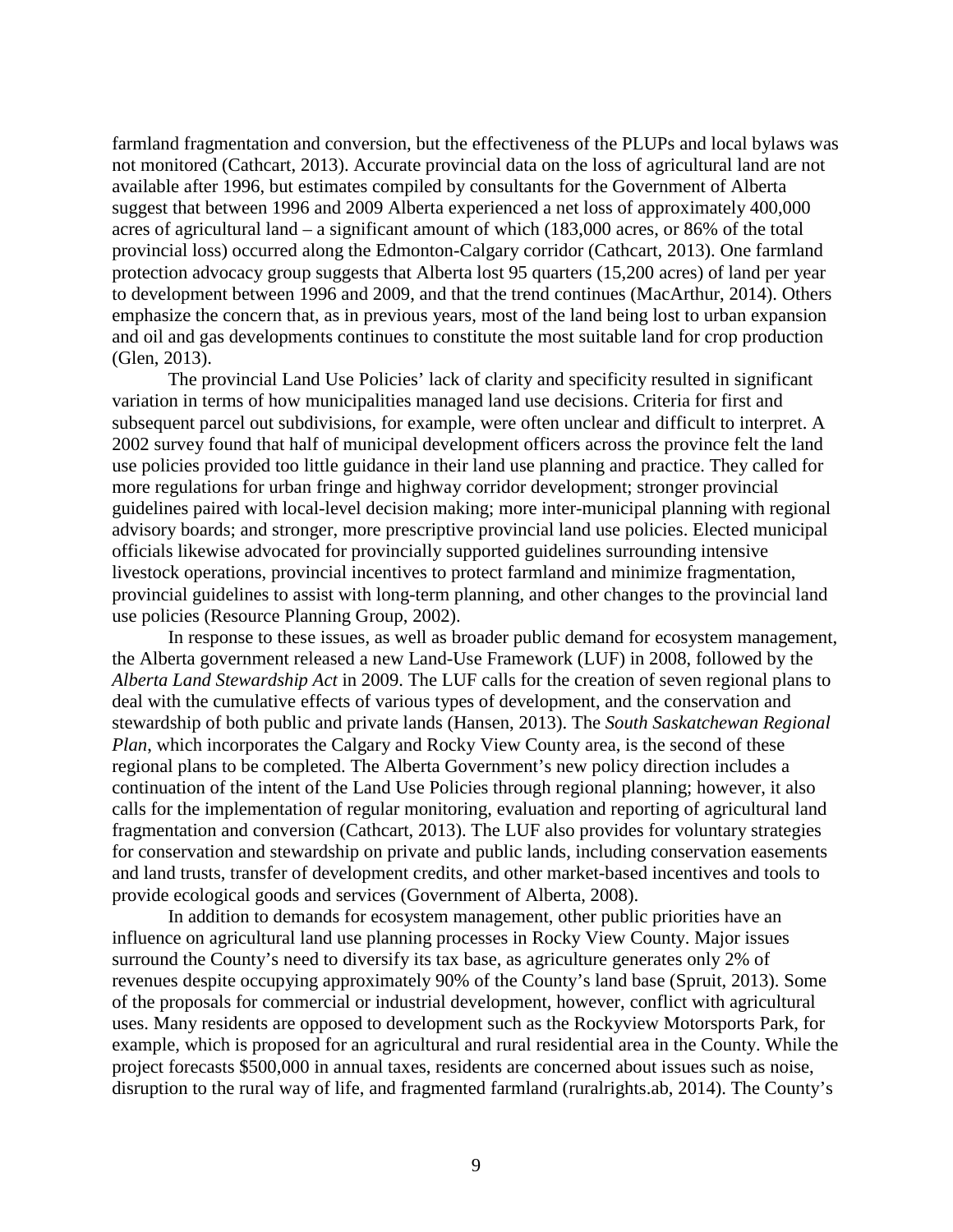farmland fragmentation and conversion, but the effectiveness of the PLUPs and local bylaws was not monitored (Cathcart, 2013). Accurate provincial data on the loss of agricultural land are not available after 1996, but estimates compiled by consultants for the Government of Alberta suggest that between 1996 and 2009 Alberta experienced a net loss of approximately 400,000 acres of agricultural land – a significant amount of which (183,000 acres, or 86% of the total provincial loss) occurred along the Edmonton-Calgary corridor (Cathcart, 2013). One farmland protection advocacy group suggests that Alberta lost 95 quarters (15,200 acres) of land per year to development between 1996 and 2009, and that the trend continues (MacArthur, 2014). Others emphasize the concern that, as in previous years, most of the land being lost to urban expansion and oil and gas developments continues to constitute the most suitable land for crop production (Glen, 2013).

The provincial Land Use Policies' lack of clarity and specificity resulted in significant variation in terms of how municipalities managed land use decisions. Criteria for first and subsequent parcel out subdivisions, for example, were often unclear and difficult to interpret. A 2002 survey found that half of municipal development officers across the province felt the land use policies provided too little guidance in their land use planning and practice. They called for more regulations for urban fringe and highway corridor development; stronger provincial guidelines paired with local-level decision making; more inter-municipal planning with regional advisory boards; and stronger, more prescriptive provincial land use policies. Elected municipal officials likewise advocated for provincially supported guidelines surrounding intensive livestock operations, provincial incentives to protect farmland and minimize fragmentation, provincial guidelines to assist with long-term planning, and other changes to the provincial land use policies (Resource Planning Group, 2002).

In response to these issues, as well as broader public demand for ecosystem management, the Alberta government released a new Land-Use Framework (LUF) in 2008, followed by the *Alberta Land Stewardship Act* in 2009. The LUF calls for the creation of seven regional plans to deal with the cumulative effects of various types of development, and the conservation and stewardship of both public and private lands (Hansen, 2013). The *South Saskatchewan Regional Plan*, which incorporates the Calgary and Rocky View County area, is the second of these regional plans to be completed. The Alberta Government's new policy direction includes a continuation of the intent of the Land Use Policies through regional planning; however, it also calls for the implementation of regular monitoring, evaluation and reporting of agricultural land fragmentation and conversion (Cathcart, 2013). The LUF also provides for voluntary strategies for conservation and stewardship on private and public lands, including conservation easements and land trusts, transfer of development credits, and other market-based incentives and tools to provide ecological goods and services (Government of Alberta, 2008).

In addition to demands for ecosystem management, other public priorities have an influence on agricultural land use planning processes in Rocky View County. Major issues surround the County's need to diversify its tax base, as agriculture generates only 2% of revenues despite occupying approximately 90% of the County's land base (Spruit, 2013). Some of the proposals for commercial or industrial development, however, conflict with agricultural uses. Many residents are opposed to development such as the Rockyview Motorsports Park, for example, which is proposed for an agricultural and rural residential area in the County. While the project forecasts $500,000 in annual taxes, residents are concerned about issues such as noise, disruption to the rural way of life, and fragmented farmland (ruralrights.ab, 2014). The County's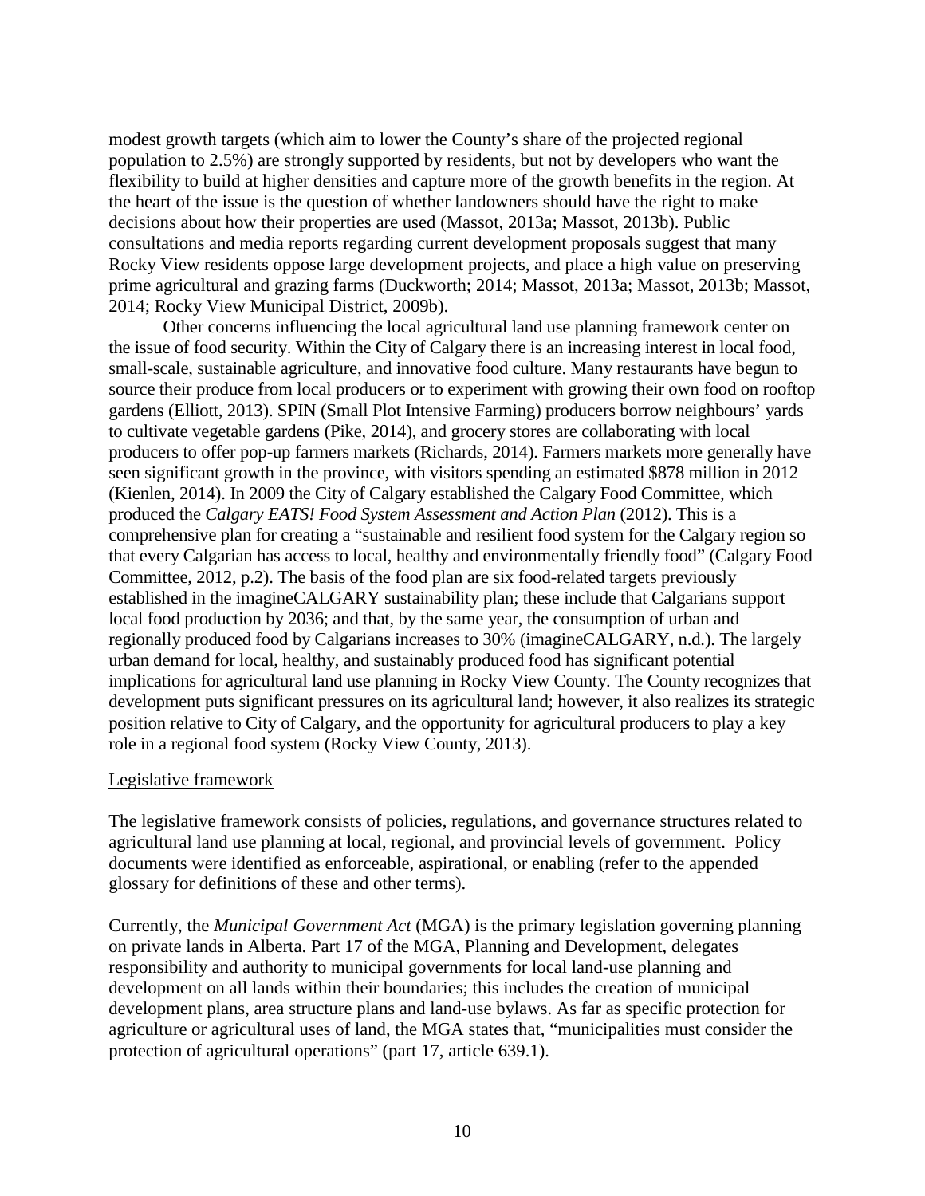modest growth targets (which aim to lower the County's share of the projected regional population to 2.5%) are strongly supported by residents, but not by developers who want the flexibility to build at higher densities and capture more of the growth benefits in the region. At the heart of the issue is the question of whether landowners should have the right to make decisions about how their properties are used (Massot, 2013a; Massot, 2013b). Public consultations and media reports regarding current development proposals suggest that many Rocky View residents oppose large development projects, and place a high value on preserving prime agricultural and grazing farms (Duckworth; 2014; Massot, 2013a; Massot, 2013b; Massot, 2014; Rocky View Municipal District, 2009b).

Other concerns influencing the local agricultural land use planning framework center on the issue of food security. Within the City of Calgary there is an increasing interest in local food, small-scale, sustainable agriculture, and innovative food culture. Many restaurants have begun to source their produce from local producers or to experiment with growing their own food on rooftop gardens (Elliott, 2013). SPIN (Small Plot Intensive Farming) producers borrow neighbours' yards to cultivate vegetable gardens (Pike, 2014), and grocery stores are collaborating with local producers to offer pop-up farmers markets (Richards, 2014). Farmers markets more generally have seen significant growth in the province, with visitors spending an estimated $878 million in 2012 (Kienlen, 2014). In 2009 the City of Calgary established the Calgary Food Committee, which produced the *Calgary EATS! Food System Assessment and Action Plan* (2012). This is a comprehensive plan for creating a "sustainable and resilient food system for the Calgary region so that every Calgarian has access to local, healthy and environmentally friendly food" (Calgary Food Committee, 2012, p.2). The basis of the food plan are six food-related targets previously established in the imagineCALGARY sustainability plan; these include that Calgarians support local food production by 2036; and that, by the same year, the consumption of urban and regionally produced food by Calgarians increases to 30% (imagineCALGARY, n.d.). The largely urban demand for local, healthy, and sustainably produced food has significant potential implications for agricultural land use planning in Rocky View County. The County recognizes that development puts significant pressures on its agricultural land; however, it also realizes its strategic position relative to City of Calgary, and the opportunity for agricultural producers to play a key role in a regional food system (Rocky View County, 2013).

## Legislative framework

The legislative framework consists of policies, regulations, and governance structures related to agricultural land use planning at local, regional, and provincial levels of government. Policy documents were identified as enforceable, aspirational, or enabling (refer to the appended glossary for definitions of these and other terms).

Currently, the *Municipal Government Act* (MGA) is the primary legislation governing planning on private lands in Alberta. Part 17 of the MGA, Planning and Development, delegates responsibility and authority to municipal governments for local land-use planning and development on all lands within their boundaries; this includes the creation of municipal development plans, area structure plans and land-use bylaws. As far as specific protection for agriculture or agricultural uses of land, the MGA states that, "municipalities must consider the protection of agricultural operations" (part 17, article 639.1).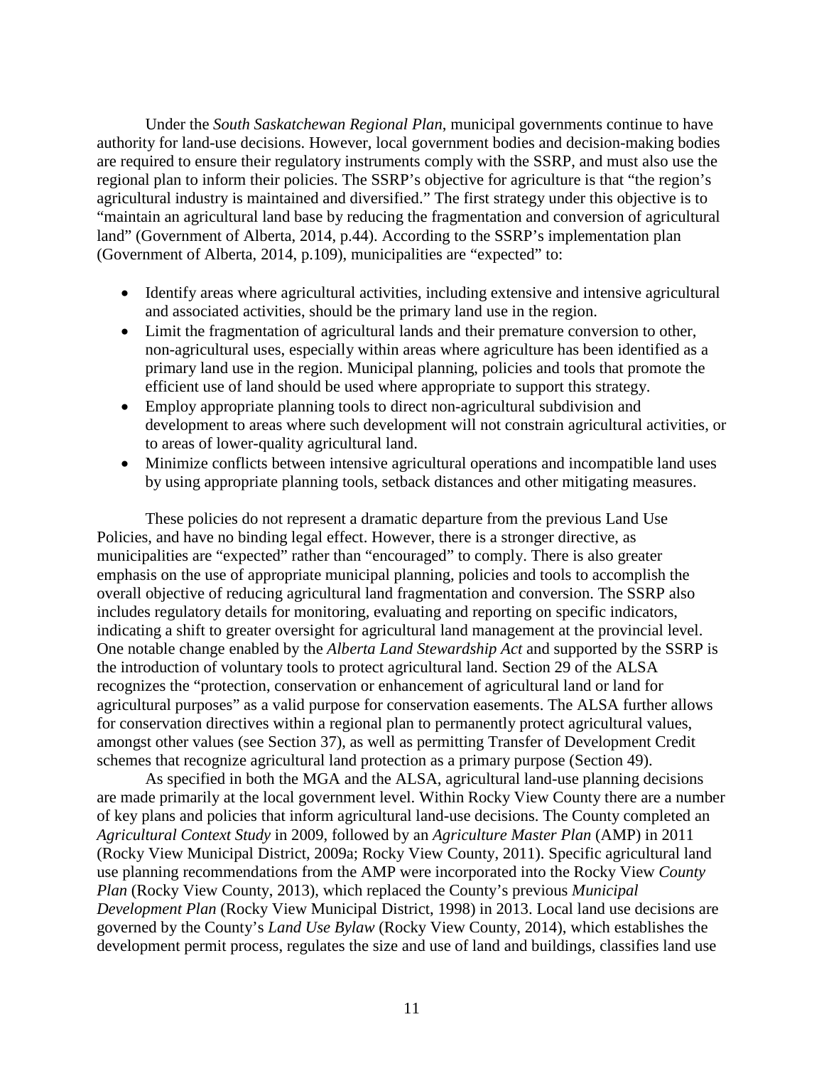Under the *South Saskatchewan Regional Plan*, municipal governments continue to have authority for land-use decisions. However, local government bodies and decision-making bodies are required to ensure their regulatory instruments comply with the SSRP, and must also use the regional plan to inform their policies. The SSRP's objective for agriculture is that "the region's agricultural industry is maintained and diversified." The first strategy under this objective is to "maintain an agricultural land base by reducing the fragmentation and conversion of agricultural land" (Government of Alberta, 2014, p.44). According to the SSRP's implementation plan (Government of Alberta, 2014, p.109), municipalities are "expected" to:

- Identify areas where agricultural activities, including extensive and intensive agricultural and associated activities, should be the primary land use in the region.
- Limit the fragmentation of agricultural lands and their premature conversion to other, non-agricultural uses, especially within areas where agriculture has been identified as a primary land use in the region. Municipal planning, policies and tools that promote the efficient use of land should be used where appropriate to support this strategy.
- Employ appropriate planning tools to direct non-agricultural subdivision and development to areas where such development will not constrain agricultural activities, or to areas of lower-quality agricultural land.
- Minimize conflicts between intensive agricultural operations and incompatible land uses by using appropriate planning tools, setback distances and other mitigating measures.

These policies do not represent a dramatic departure from the previous Land Use Policies, and have no binding legal effect. However, there is a stronger directive, as municipalities are "expected" rather than "encouraged" to comply. There is also greater emphasis on the use of appropriate municipal planning, policies and tools to accomplish the overall objective of reducing agricultural land fragmentation and conversion. The SSRP also includes regulatory details for monitoring, evaluating and reporting on specific indicators, indicating a shift to greater oversight for agricultural land management at the provincial level. One notable change enabled by the *Alberta Land Stewardship Act* and supported by the SSRP is the introduction of voluntary tools to protect agricultural land. Section 29 of the ALSA recognizes the "protection, conservation or enhancement of agricultural land or land for agricultural purposes" as a valid purpose for conservation easements. The ALSA further allows for conservation directives within a regional plan to permanently protect agricultural values, amongst other values (see Section 37), as well as permitting Transfer of Development Credit schemes that recognize agricultural land protection as a primary purpose (Section 49).

As specified in both the MGA and the ALSA, agricultural land-use planning decisions are made primarily at the local government level. Within Rocky View County there are a number of key plans and policies that inform agricultural land-use decisions. The County completed an *Agricultural Context Study* in 2009, followed by an *Agriculture Master Plan* (AMP) in 2011 (Rocky View Municipal District, 2009a; Rocky View County, 2011). Specific agricultural land use planning recommendations from the AMP were incorporated into the Rocky View *County Plan* (Rocky View County, 2013), which replaced the County's previous *Municipal Development Plan* (Rocky View Municipal District, 1998) in 2013. Local land use decisions are governed by the County's *Land Use Bylaw* (Rocky View County, 2014), which establishes the development permit process, regulates the size and use of land and buildings, classifies land use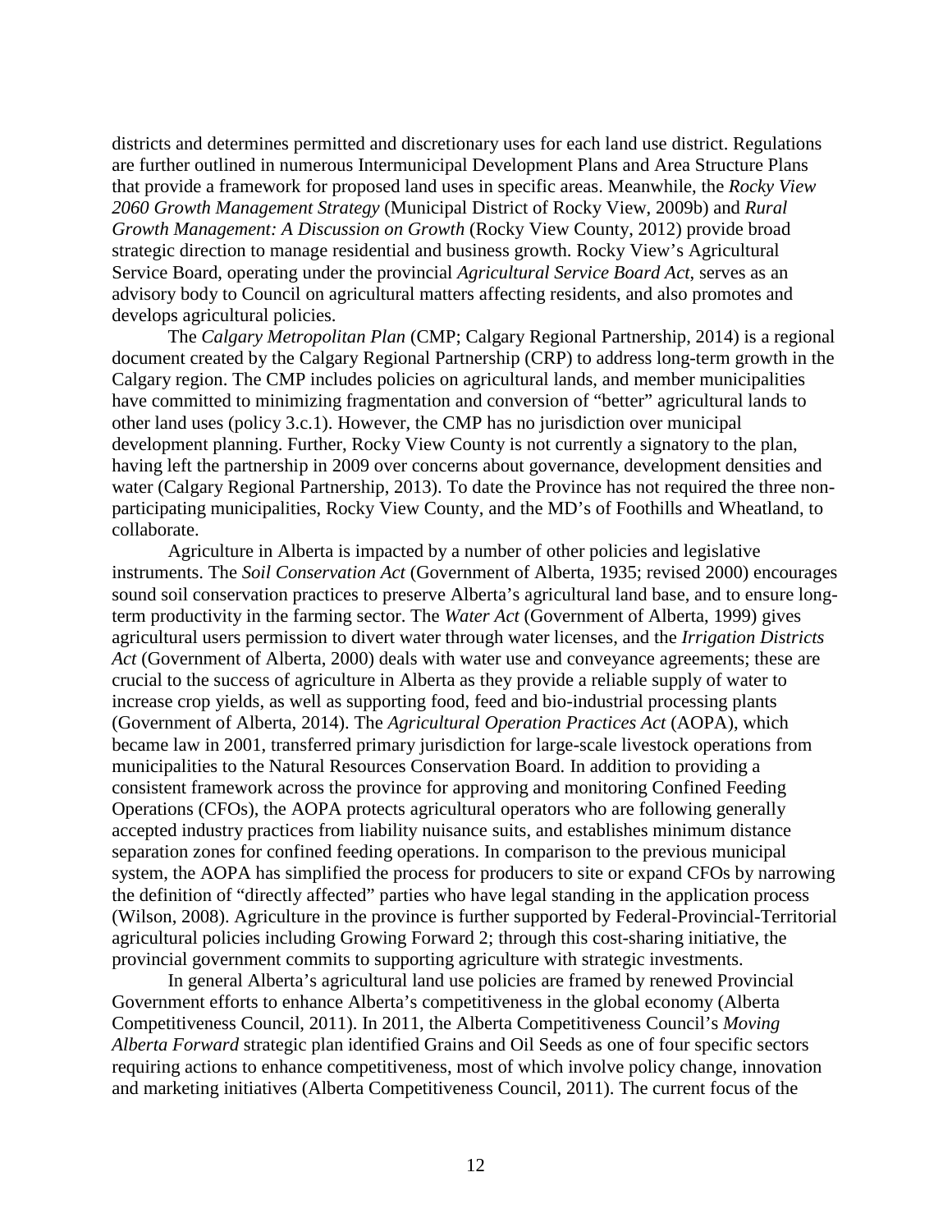districts and determines permitted and discretionary uses for each land use district. Regulations are further outlined in numerous Intermunicipal Development Plans and Area Structure Plans that provide a framework for proposed land uses in specific areas. Meanwhile, the *Rocky View 2060 Growth Management Strategy* (Municipal District of Rocky View, 2009b) and *Rural Growth Management: A Discussion on Growth* (Rocky View County, 2012) provide broad strategic direction to manage residential and business growth. Rocky View's Agricultural Service Board, operating under the provincial *Agricultural Service Board Act*, serves as an advisory body to Council on agricultural matters affecting residents, and also promotes and develops agricultural policies.

The *Calgary Metropolitan Plan* (CMP; Calgary Regional Partnership, 2014) is a regional document created by the Calgary Regional Partnership (CRP) to address long-term growth in the Calgary region. The CMP includes policies on agricultural lands, and member municipalities have committed to minimizing fragmentation and conversion of "better" agricultural lands to other land uses (policy 3.c.1). However, the CMP has no jurisdiction over municipal development planning. Further, Rocky View County is not currently a signatory to the plan, having left the partnership in 2009 over concerns about governance, development densities and water (Calgary Regional Partnership, 2013). To date the Province has not required the three non-participating municipalities, Rocky View County, and the MD's of Foothills and Wheatland, to collaborate.

Agriculture in Alberta is impacted by a number of other policies and legislative instruments. The *Soil Conservation Act* (Government of Alberta, 1935; revised 2000) encourages sound soil conservation practices to preserve Alberta's agricultural land base, and to ensure long-term productivity in the farming sector. The *Water Act* (Government of Alberta, 1999) gives agricultural users permission to divert water through water licenses, and the *Irrigation Districts Act* (Government of Alberta, 2000) deals with water use and conveyance agreements; these are crucial to the success of agriculture in Alberta as they provide a reliable supply of water to increase crop yields, as well as supporting food, feed and bio-industrial processing plants (Government of Alberta, 2014). The *Agricultural Operation Practices Act* (AOPA), which became law in 2001, transferred primary jurisdiction for large-scale livestock operations from municipalities to the Natural Resources Conservation Board. In addition to providing a consistent framework across the province for approving and monitoring Confined Feeding Operations (CFOs), the AOPA protects agricultural operators who are following generally accepted industry practices from liability nuisance suits, and establishes minimum distance separation zones for confined feeding operations. In comparison to the previous municipal system, the AOPA has simplified the process for producers to site or expand CFOs by narrowing the definition of "directly affected" parties who have legal standing in the application process (Wilson, 2008). Agriculture in the province is further supported by Federal-Provincial-Territorial agricultural policies including Growing Forward 2; through this cost-sharing initiative, the provincial government commits to supporting agriculture with strategic investments.

In general Alberta's agricultural land use policies are framed by renewed Provincial Government efforts to enhance Alberta's competitiveness in the global economy (Alberta Competitiveness Council, 2011). In 2011, the Alberta Competitiveness Council's *Moving Alberta Forward* strategic plan identified Grains and Oil Seeds as one of four specific sectors requiring actions to enhance competitiveness, most of which involve policy change, innovation and marketing initiatives (Alberta Competitiveness Council, 2011). The current focus of the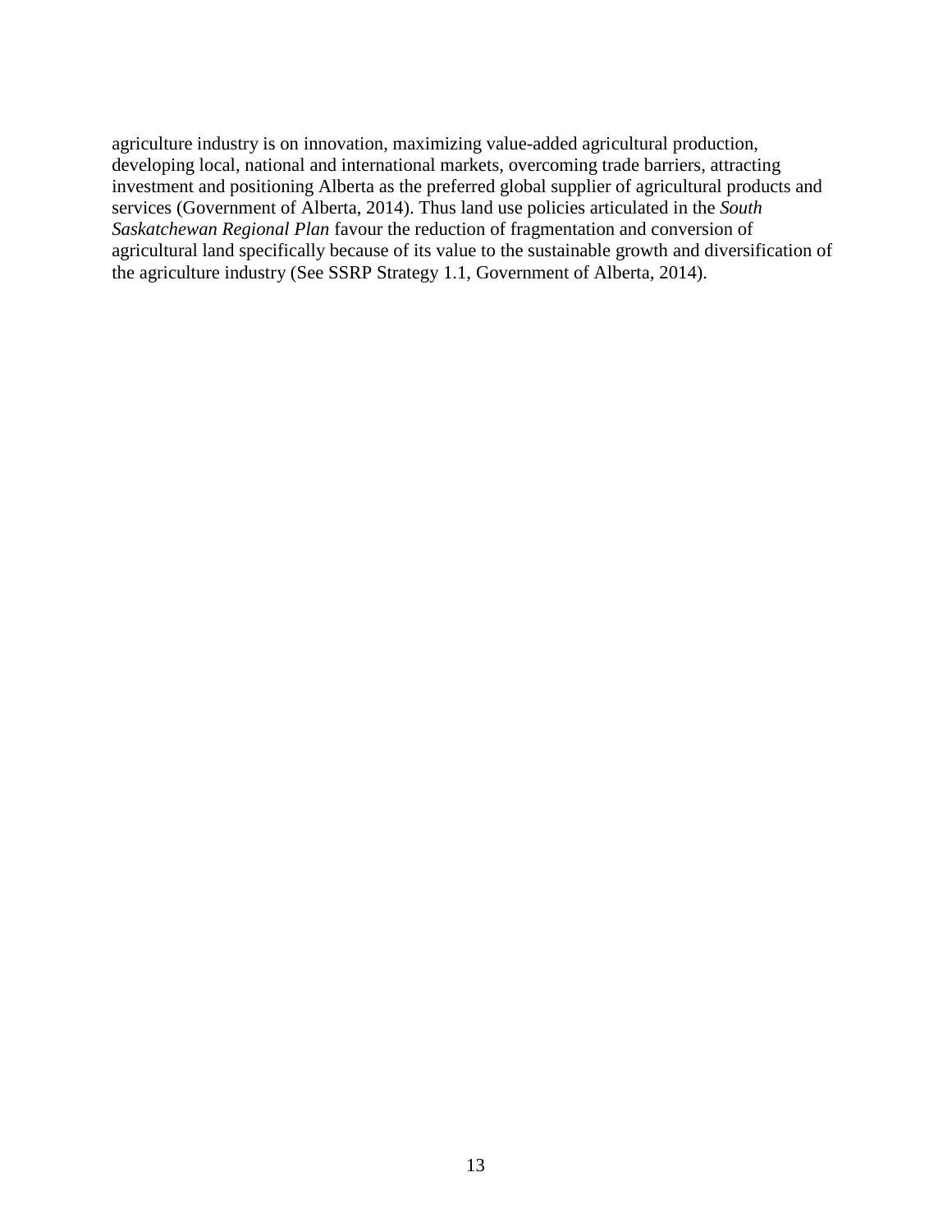agriculture industry is on innovation, maximizing value-added agricultural production, developing local, national and international markets, overcoming trade barriers, attracting investment and positioning Alberta as the preferred global supplier of agricultural products and services (Government of Alberta, 2014). Thus land use policies articulated in the *South Saskatchewan Regional Plan* favour the reduction of fragmentation and conversion of agricultural land specifically because of its value to the sustainable growth and diversification of the agriculture industry (See SSRP Strategy 1.1, Government of Alberta, 2014).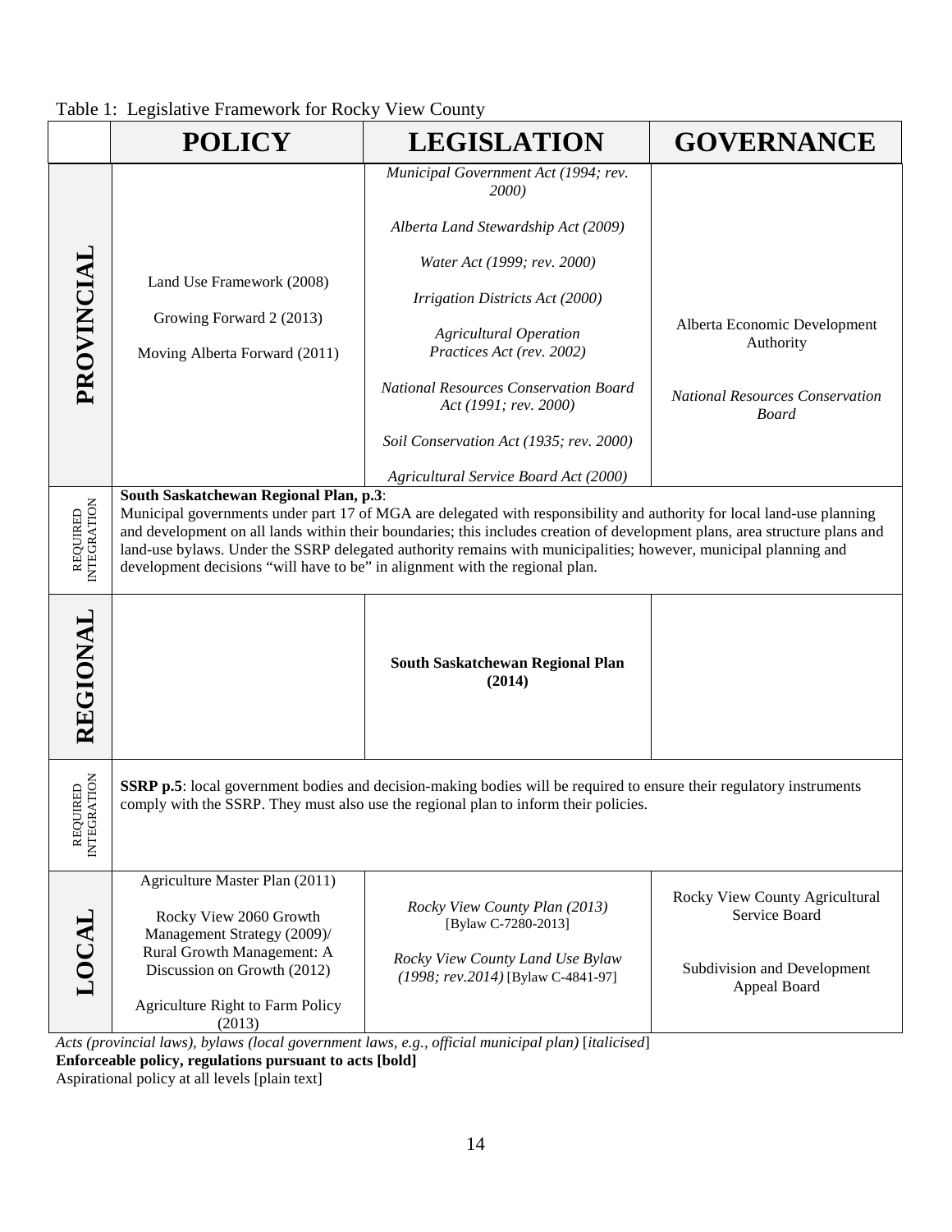Table 1: Legislative Framework for Rocky View County

| | POLICY | LEGISLATION | GOVERNANCE |
|---|---|---|---|
| **PROVINCIAL** | Land Use Framework (2008)<br>Growing Forward 2 (2013)<br>Moving Alberta Forward (2011) | *Municipal Government Act (1994; rev. 2000)*<br>*Alberta Land Stewardship Act (2009)*<br>*Water Act (1999; rev. 2000)*<br>*Irrigation Districts Act (2000)*<br>*Agricultural Operation Practices Act (rev. 2002)*<br>*National Resources Conservation Board Act (1991; rev. 2000)*<br>*Soil Conservation Act (1935; rev. 2000)*<br>*Agricultural Service Board Act (2000)* | Alberta Economic Development Authority<br>*National Resources Conservation Board* |
| REQUIRED INTEGRATION | **South Saskatchewan Regional Plan, p.3**: Municipal governments under part 17 of MGA are delegated with responsibility and authority for local land-use planning and development on all lands within their boundaries; this includes creation of development plans, area structure plans and land-use bylaws. Under the SSRP delegated authority remains with municipalities; however, municipal planning and development decisions "will have to be" in alignment with the regional plan. | | |
| **REGIONAL** | | **South Saskatchewan Regional Plan (2014)** | |
| REQUIRED INTEGRATION | **SSRP p.5**: local government bodies and decision-making bodies will be required to ensure their regulatory instruments comply with the SSRP. They must also use the regional plan to inform their policies. | | |
| **LOCAL** | Agriculture Master Plan (2011)<br>Rocky View 2060 Growth Management Strategy (2009)/ Rural Growth Management: A Discussion on Growth (2012)<br>Agriculture Right to Farm Policy (2013) | *Rocky View County Plan (2013)* [Bylaw C-7280-2013]<br>*Rocky View County Land Use Bylaw (1998; rev.2014)* [Bylaw C-4841-97] | Rocky View County Agricultural Service Board<br>Subdivision and Development Appeal Board |

*Acts (provincial laws), bylaws (local government laws, e.g., official municipal plan)* [*italicised*]
**Enforceable policy, regulations pursuant to acts [bold]**
Aspirational policy at all levels [plain text]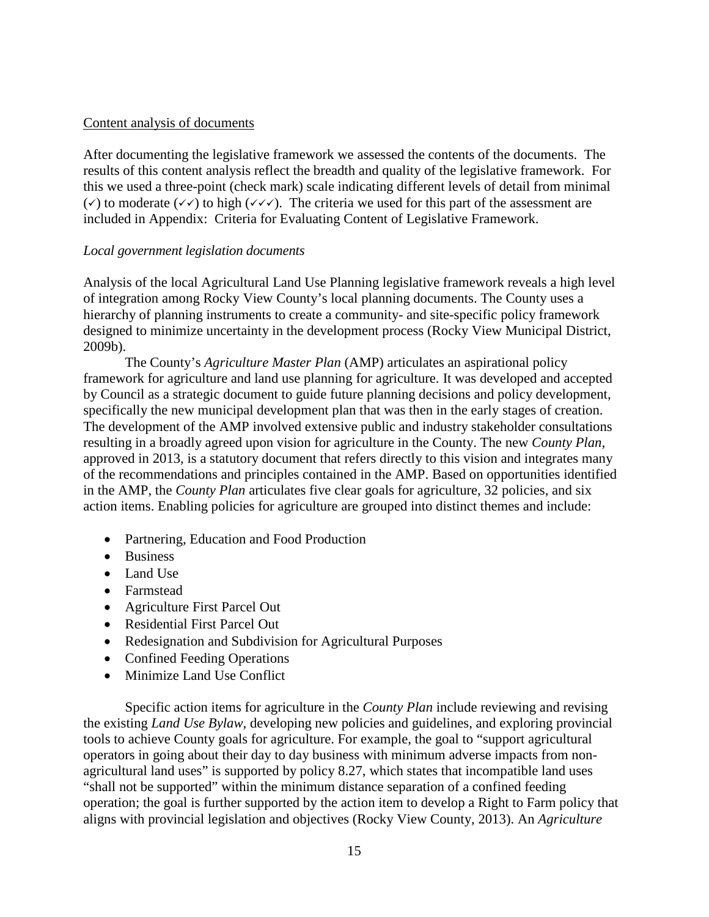Content analysis of documents

After documenting the legislative framework we assessed the contents of the documents. The results of this content analysis reflect the breadth and quality of the legislative framework. For this we used a three-point (check mark) scale indicating different levels of detail from minimal (✓) to moderate (✓✓) to high (✓✓✓). The criteria we used for this part of the assessment are included in Appendix: Criteria for Evaluating Content of Legislative Framework.

*Local government legislation documents*

Analysis of the local Agricultural Land Use Planning legislative framework reveals a high level of integration among Rocky View County's local planning documents. The County uses a hierarchy of planning instruments to create a community- and site-specific policy framework designed to minimize uncertainty in the development process (Rocky View Municipal District, 2009b).

The County's *Agriculture Master Plan* (AMP) articulates an aspirational policy framework for agriculture and land use planning for agriculture. It was developed and accepted by Council as a strategic document to guide future planning decisions and policy development, specifically the new municipal development plan that was then in the early stages of creation. The development of the AMP involved extensive public and industry stakeholder consultations resulting in a broadly agreed upon vision for agriculture in the County. The new *County Plan*, approved in 2013, is a statutory document that refers directly to this vision and integrates many of the recommendations and principles contained in the AMP. Based on opportunities identified in the AMP, the *County Plan* articulates five clear goals for agriculture, 32 policies, and six action items. Enabling policies for agriculture are grouped into distinct themes and include:

- Partnering, Education and Food Production
- Business
- Land Use
- Farmstead
- Agriculture First Parcel Out
- Residential First Parcel Out
- Redesignation and Subdivision for Agricultural Purposes
- Confined Feeding Operations
- Minimize Land Use Conflict

Specific action items for agriculture in the *County Plan* include reviewing and revising the existing *Land Use Bylaw*, developing new policies and guidelines, and exploring provincial tools to achieve County goals for agriculture. For example, the goal to "support agricultural operators in going about their day to day business with minimum adverse impacts from non-agricultural land uses" is supported by policy 8.27, which states that incompatible land uses "shall not be supported" within the minimum distance separation of a confined feeding operation; the goal is further supported by the action item to develop a Right to Farm policy that aligns with provincial legislation and objectives (Rocky View County, 2013). An *Agriculture*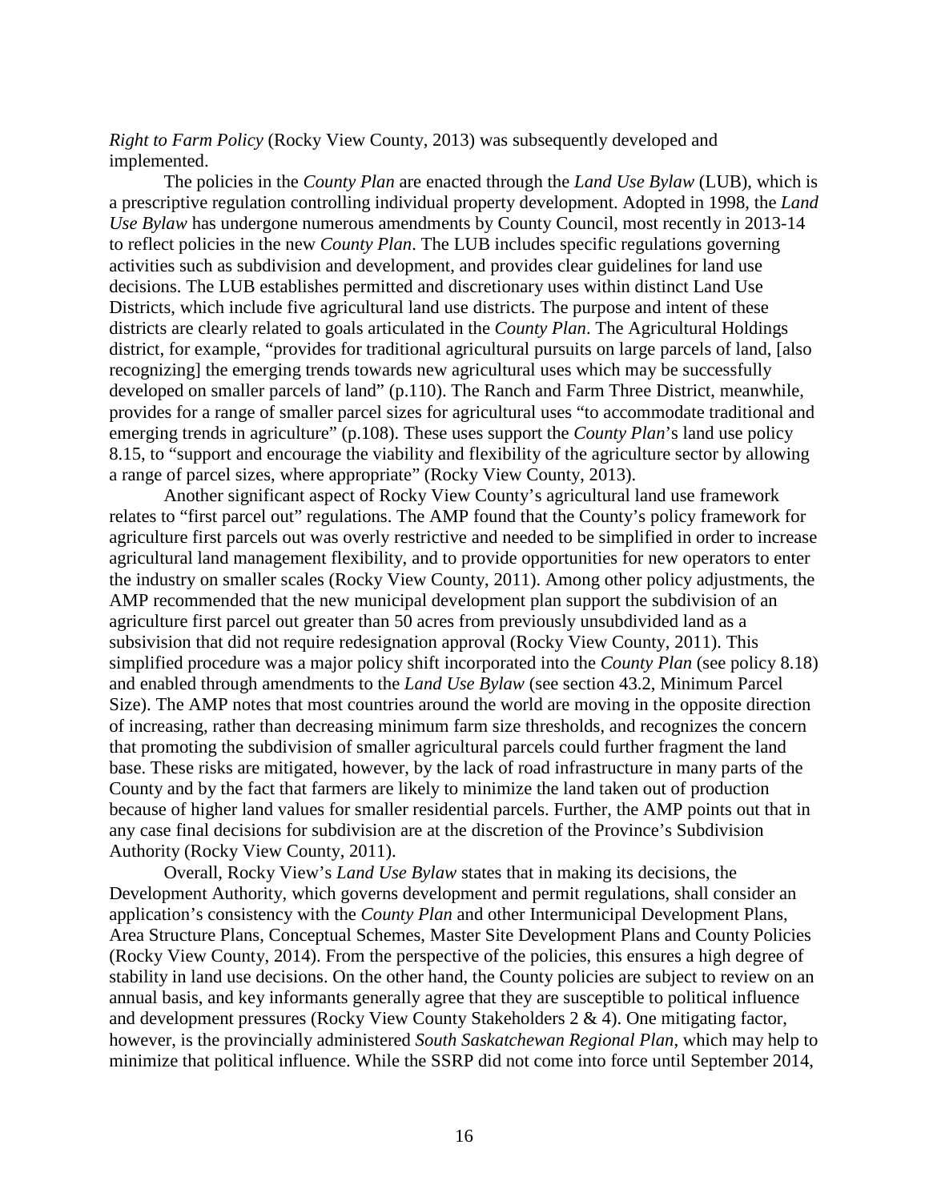*Right to Farm Policy* (Rocky View County, 2013) was subsequently developed and implemented.

The policies in the *County Plan* are enacted through the *Land Use Bylaw* (LUB), which is a prescriptive regulation controlling individual property development. Adopted in 1998, the *Land Use Bylaw* has undergone numerous amendments by County Council, most recently in 2013-14 to reflect policies in the new *County Plan*. The LUB includes specific regulations governing activities such as subdivision and development, and provides clear guidelines for land use decisions. The LUB establishes permitted and discretionary uses within distinct Land Use Districts, which include five agricultural land use districts. The purpose and intent of these districts are clearly related to goals articulated in the *County Plan*. The Agricultural Holdings district, for example, "provides for traditional agricultural pursuits on large parcels of land, [also recognizing] the emerging trends towards new agricultural uses which may be successfully developed on smaller parcels of land" (p.110). The Ranch and Farm Three District, meanwhile, provides for a range of smaller parcel sizes for agricultural uses "to accommodate traditional and emerging trends in agriculture" (p.108). These uses support the *County Plan*'s land use policy 8.15, to "support and encourage the viability and flexibility of the agriculture sector by allowing a range of parcel sizes, where appropriate" (Rocky View County, 2013).

Another significant aspect of Rocky View County's agricultural land use framework relates to "first parcel out" regulations. The AMP found that the County's policy framework for agriculture first parcels out was overly restrictive and needed to be simplified in order to increase agricultural land management flexibility, and to provide opportunities for new operators to enter the industry on smaller scales (Rocky View County, 2011). Among other policy adjustments, the AMP recommended that the new municipal development plan support the subdivision of an agriculture first parcel out greater than 50 acres from previously unsubdivided land as a subsivision that did not require redesignation approval (Rocky View County, 2011). This simplified procedure was a major policy shift incorporated into the *County Plan* (see policy 8.18) and enabled through amendments to the *Land Use Bylaw* (see section 43.2, Minimum Parcel Size). The AMP notes that most countries around the world are moving in the opposite direction of increasing, rather than decreasing minimum farm size thresholds, and recognizes the concern that promoting the subdivision of smaller agricultural parcels could further fragment the land base. These risks are mitigated, however, by the lack of road infrastructure in many parts of the County and by the fact that farmers are likely to minimize the land taken out of production because of higher land values for smaller residential parcels. Further, the AMP points out that in any case final decisions for subdivision are at the discretion of the Province's Subdivision Authority (Rocky View County, 2011).

Overall, Rocky View's *Land Use Bylaw* states that in making its decisions, the Development Authority, which governs development and permit regulations, shall consider an application's consistency with the *County Plan* and other Intermunicipal Development Plans, Area Structure Plans, Conceptual Schemes, Master Site Development Plans and County Policies (Rocky View County, 2014). From the perspective of the policies, this ensures a high degree of stability in land use decisions. On the other hand, the County policies are subject to review on an annual basis, and key informants generally agree that they are susceptible to political influence and development pressures (Rocky View County Stakeholders 2 & 4). One mitigating factor, however, is the provincially administered *South Saskatchewan Regional Plan*, which may help to minimize that political influence. While the SSRP did not come into force until September 2014,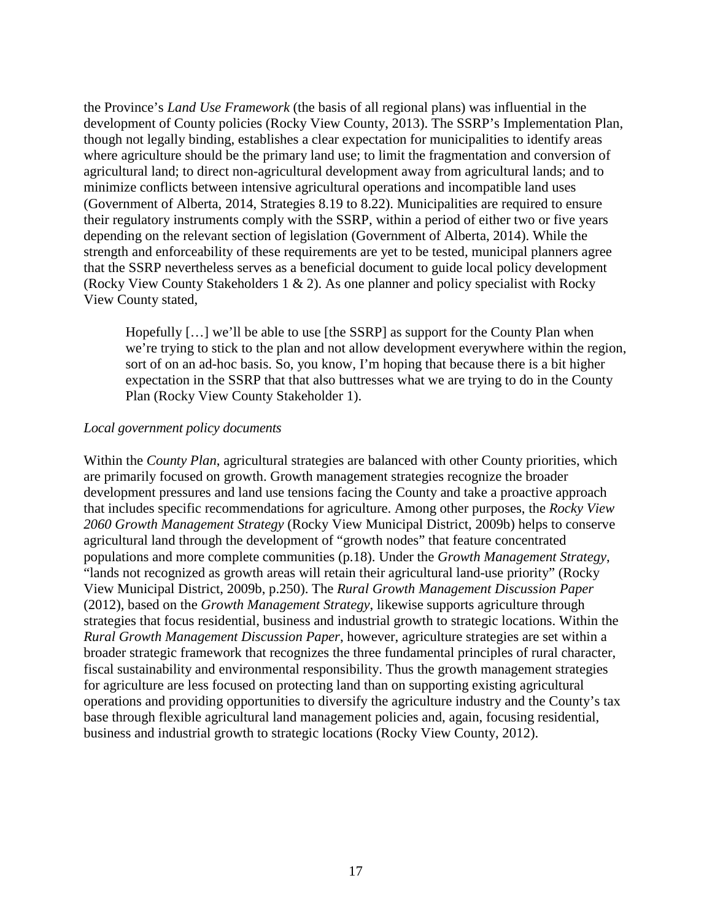the Province's *Land Use Framework* (the basis of all regional plans) was influential in the development of County policies (Rocky View County, 2013). The SSRP's Implementation Plan, though not legally binding, establishes a clear expectation for municipalities to identify areas where agriculture should be the primary land use; to limit the fragmentation and conversion of agricultural land; to direct non-agricultural development away from agricultural lands; and to minimize conflicts between intensive agricultural operations and incompatible land uses (Government of Alberta, 2014, Strategies 8.19 to 8.22). Municipalities are required to ensure their regulatory instruments comply with the SSRP, within a period of either two or five years depending on the relevant section of legislation (Government of Alberta, 2014). While the strength and enforceability of these requirements are yet to be tested, municipal planners agree that the SSRP nevertheless serves as a beneficial document to guide local policy development (Rocky View County Stakeholders 1 & 2). As one planner and policy specialist with Rocky View County stated,

> Hopefully […] we'll be able to use [the SSRP] as support for the County Plan when we're trying to stick to the plan and not allow development everywhere within the region, sort of on an ad-hoc basis. So, you know, I'm hoping that because there is a bit higher expectation in the SSRP that that also buttresses what we are trying to do in the County Plan (Rocky View County Stakeholder 1).

*Local government policy documents*

Within the *County Plan*, agricultural strategies are balanced with other County priorities, which are primarily focused on growth. Growth management strategies recognize the broader development pressures and land use tensions facing the County and take a proactive approach that includes specific recommendations for agriculture. Among other purposes, the *Rocky View 2060 Growth Management Strategy* (Rocky View Municipal District, 2009b) helps to conserve agricultural land through the development of "growth nodes" that feature concentrated populations and more complete communities (p.18). Under the *Growth Management Strategy*, "lands not recognized as growth areas will retain their agricultural land-use priority" (Rocky View Municipal District, 2009b, p.250). The *Rural Growth Management Discussion Paper* (2012), based on the *Growth Management Strategy*, likewise supports agriculture through strategies that focus residential, business and industrial growth to strategic locations. Within the *Rural Growth Management Discussion Paper*, however, agriculture strategies are set within a broader strategic framework that recognizes the three fundamental principles of rural character, fiscal sustainability and environmental responsibility. Thus the growth management strategies for agriculture are less focused on protecting land than on supporting existing agricultural operations and providing opportunities to diversify the agriculture industry and the County's tax base through flexible agricultural land management policies and, again, focusing residential, business and industrial growth to strategic locations (Rocky View County, 2012).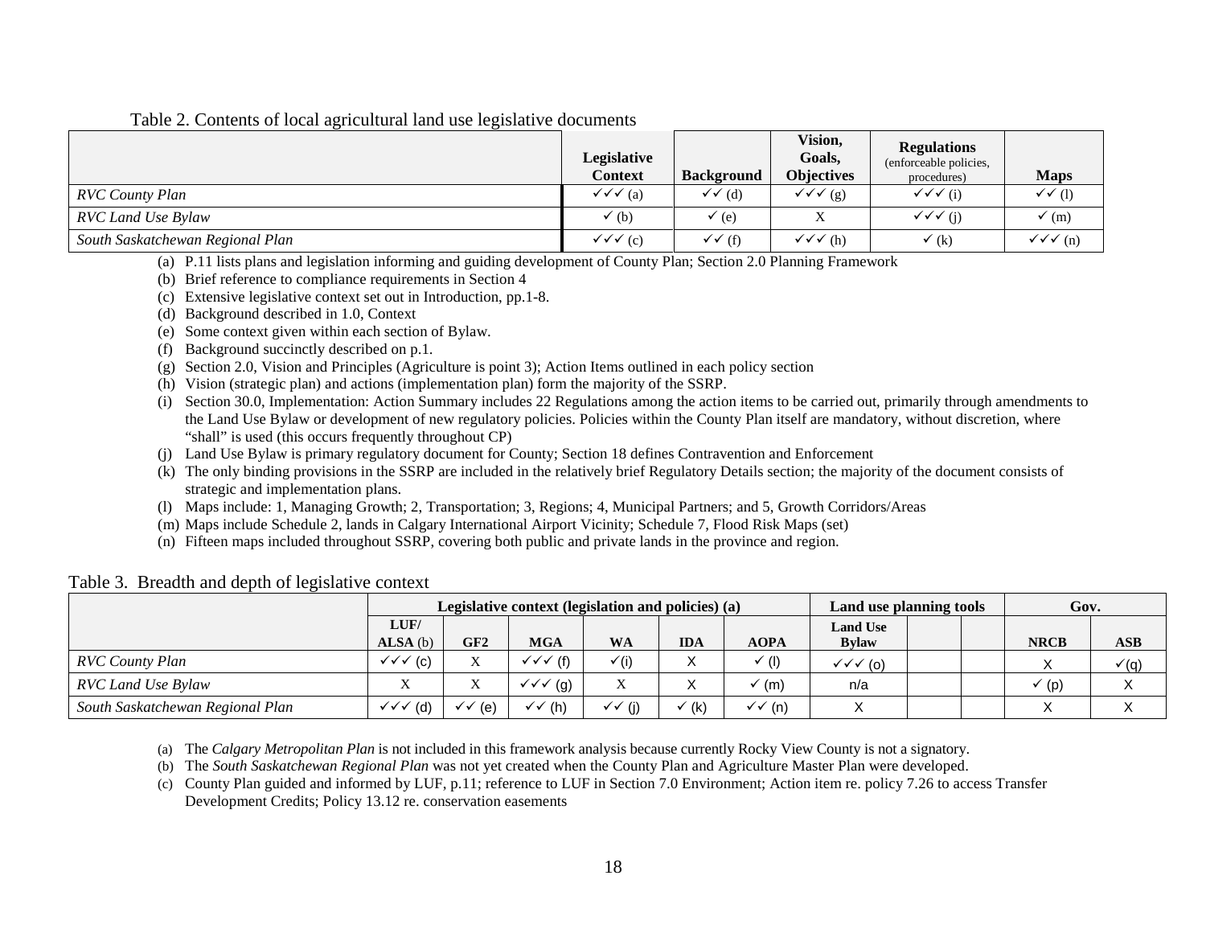Table 2. Contents of local agricultural land use legislative documents

| | Legislative Context | Background | Vision, Goals, Objectives | Regulations (enforceable policies, procedures) | Maps |
|---|---|---|---|---|---|
| *RVC County Plan* | ✓✓✓ (a) | ✓✓ (d) | ✓✓✓ (g) | ✓✓✓ (i) | ✓✓ (l) |
| *RVC Land Use Bylaw* | ✓ (b) | ✓ (e) | X | ✓✓✓ (j) | ✓ (m) |
| *South Saskatchewan Regional Plan* | ✓✓✓ (c) | ✓✓ (f) | ✓✓✓ (h) | ✓ (k) | ✓✓✓ (n) |

(a) P.11 lists plans and legislation informing and guiding development of County Plan; Section 2.0 Planning Framework
(b) Brief reference to compliance requirements in Section 4
(c) Extensive legislative context set out in Introduction, pp.1-8.
(d) Background described in 1.0, Context
(e) Some context given within each section of Bylaw.
(f) Background succinctly described on p.1.
(g) Section 2.0, Vision and Principles (Agriculture is point 3); Action Items outlined in each policy section
(h) Vision (strategic plan) and actions (implementation plan) form the majority of the SSRP.
(i) Section 30.0, Implementation: Action Summary includes 22 Regulations among the action items to be carried out, primarily through amendments to the Land Use Bylaw or development of new regulatory policies. Policies within the County Plan itself are mandatory, without discretion, where "shall" is used (this occurs frequently throughout CP)
(j) Land Use Bylaw is primary regulatory document for County; Section 18 defines Contravention and Enforcement
(k) The only binding provisions in the SSRP are included in the relatively brief Regulatory Details section; the majority of the document consists of strategic and implementation plans.
(l) Maps include: 1, Managing Growth; 2, Transportation; 3, Regions; 4, Municipal Partners; and 5, Growth Corridors/Areas
(m) Maps include Schedule 2, lands in Calgary International Airport Vicinity; Schedule 7, Flood Risk Maps (set)
(n) Fifteen maps included throughout SSRP, covering both public and private lands in the province and region.

Table 3. Breadth and depth of legislative context

| | Legislative context (legislation and policies) (a) | | | | | | Land use planning tools | | | Gov. | |
|---|---|---|---|---|---|---|---|---|---|---|---|
| | LUF/ ALSA (b) | GF2 | MGA | WA | IDA | AOPA | Land Use Bylaw | | | NRCB | ASB |
| *RVC County Plan* | ✓✓✓ (c) | X | ✓✓✓ (f) | ✓(i) | X | ✓ (l) | ✓✓✓ (o) | | | X | ✓(q) |
| *RVC Land Use Bylaw* | X | X | ✓✓✓ (g) | X | X | ✓ (m) | n/a | | | ✓ (p) | X |
| *South Saskatchewan Regional Plan* | ✓✓✓ (d) | ✓✓ (e) | ✓✓ (h) | ✓✓ (j) | ✓ (k) | ✓✓ (n) | X | | | X | X |

(a) The *Calgary Metropolitan Plan* is not included in this framework analysis because currently Rocky View County is not a signatory.
(b) The *South Saskatchewan Regional Plan* was not yet created when the County Plan and Agriculture Master Plan were developed.
(c) County Plan guided and informed by LUF, p.11; reference to LUF in Section 7.0 Environment; Action item re. policy 7.26 to access Transfer Development Credits; Policy 13.12 re. conservation easements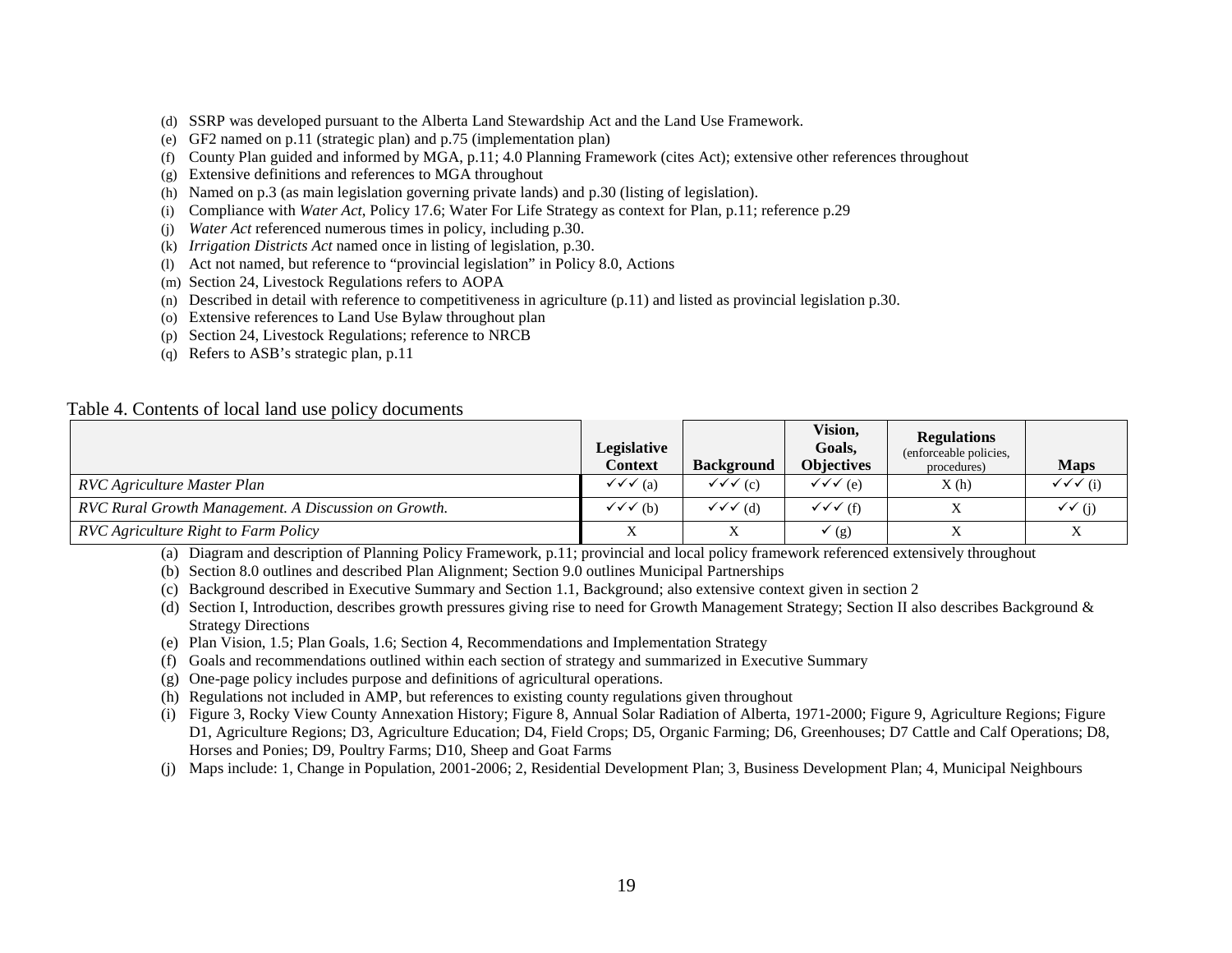(d) SSRP was developed pursuant to the Alberta Land Stewardship Act and the Land Use Framework.
(e) GF2 named on p.11 (strategic plan) and p.75 (implementation plan)
(f) County Plan guided and informed by MGA, p.11; 4.0 Planning Framework (cites Act); extensive other references throughout
(g) Extensive definitions and references to MGA throughout
(h) Named on p.3 (as main legislation governing private lands) and p.30 (listing of legislation).
(i) Compliance with *Water Act*, Policy 17.6; Water For Life Strategy as context for Plan, p.11; reference p.29
(j) *Water Act* referenced numerous times in policy, including p.30.
(k) *Irrigation Districts Act* named once in listing of legislation, p.30.
(l) Act not named, but reference to "provincial legislation" in Policy 8.0, Actions
(m) Section 24, Livestock Regulations refers to AOPA
(n) Described in detail with reference to competitiveness in agriculture (p.11) and listed as provincial legislation p.30.
(o) Extensive references to Land Use Bylaw throughout plan
(p) Section 24, Livestock Regulations; reference to NRCB
(q) Refers to ASB's strategic plan, p.11

Table 4. Contents of local land use policy documents

| | Legislative Context | Background | Vision, Goals, Objectives | Regulations (enforceable policies, procedures) | Maps |
|---|---|---|---|---|---|
| *RVC Agriculture Master Plan* | ✓✓✓ (a) | ✓✓✓ (c) | ✓✓✓ (e) | X (h) | ✓✓✓ (i) |
| *RVC Rural Growth Management. A Discussion on Growth.* | ✓✓✓ (b) | ✓✓✓ (d) | ✓✓✓ (f) | X | ✓✓ (j) |
| *RVC Agriculture Right to Farm Policy* | X | X | ✓ (g) | X | X |

(a) Diagram and description of Planning Policy Framework, p.11; provincial and local policy framework referenced extensively throughout
(b) Section 8.0 outlines and described Plan Alignment; Section 9.0 outlines Municipal Partnerships
(c) Background described in Executive Summary and Section 1.1, Background; also extensive context given in section 2
(d) Section I, Introduction, describes growth pressures giving rise to need for Growth Management Strategy; Section II also describes Background & Strategy Directions
(e) Plan Vision, 1.5; Plan Goals, 1.6; Section 4, Recommendations and Implementation Strategy
(f) Goals and recommendations outlined within each section of strategy and summarized in Executive Summary
(g) One-page policy includes purpose and definitions of agricultural operations.
(h) Regulations not included in AMP, but references to existing county regulations given throughout
(i) Figure 3, Rocky View County Annexation History; Figure 8, Annual Solar Radiation of Alberta, 1971-2000; Figure 9, Agriculture Regions; Figure D1, Agriculture Regions; D3, Agriculture Education; D4, Field Crops; D5, Organic Farming; D6, Greenhouses; D7 Cattle and Calf Operations; D8, Horses and Ponies; D9, Poultry Farms; D10, Sheep and Goat Farms
(j) Maps include: 1, Change in Population, 2001-2006; 2, Residential Development Plan; 3, Business Development Plan; 4, Municipal Neighbours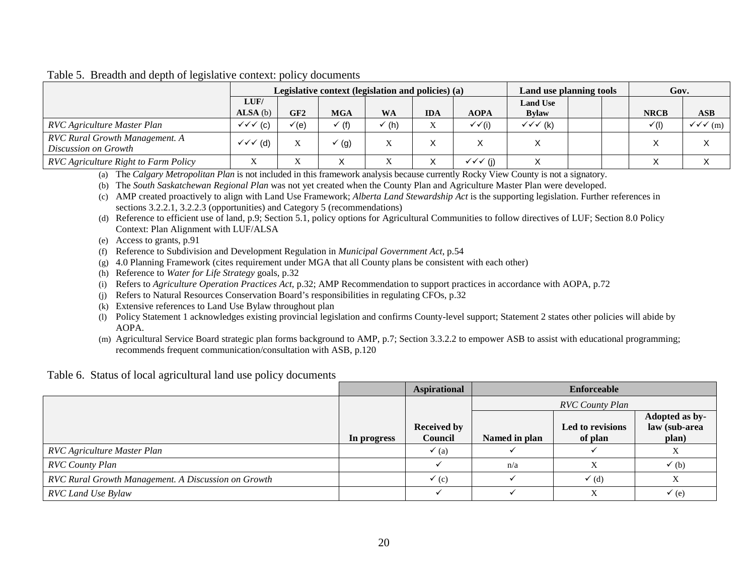Table 5. Breadth and depth of legislative context: policy documents

| | Legislative context (legislation and policies) (a) | | | | | | Land use planning tools | | | Gov. | |
|---|---|---|---|---|---|---|---|---|---|---|---|
| | LUF/ ALSA (b) | GF2 | MGA | WA | IDA | AOPA | Land Use Bylaw | | | NRCB | ASB |
| *RVC Agriculture Master Plan* | ✓✓✓ (c) | ✓(e) | ✓ (f) | ✓ (h) | X | ✓✓(i) | ✓✓✓ (k) | | | ✓(l) | ✓✓✓ (m) |
| *RVC Rural Growth Management. A Discussion on Growth* | ✓✓✓ (d) | X | ✓ (g) | X | X | X | X | | | X | X |
| *RVC Agriculture Right to Farm Policy* | X | X | X | X | X | ✓✓✓ (j) | X | | | X | X |

(a) The *Calgary Metropolitan Plan* is not included in this framework analysis because currently Rocky View County is not a signatory.

(b) The *South Saskatchewan Regional Plan* was not yet created when the County Plan and Agriculture Master Plan were developed.

(c) AMP created proactively to align with Land Use Framework; *Alberta Land Stewardship Act* is the supporting legislation. Further references in sections 3.2.2.1, 3.2.2.3 (opportunities) and Category 5 (recommendations)

(d) Reference to efficient use of land, p.9; Section 5.1, policy options for Agricultural Communities to follow directives of LUF; Section 8.0 Policy Context: Plan Alignment with LUF/ALSA

(e) Access to grants, p.91

(f) Reference to Subdivision and Development Regulation in *Municipal Government Act*, p.54

(g) 4.0 Planning Framework (cites requirement under MGA that all County plans be consistent with each other)

(h) Reference to *Water for Life Strategy* goals, p.32

(i) Refers to *Agriculture Operation Practices Act*, p.32; AMP Recommendation to support practices in accordance with AOPA, p.72

(j) Refers to Natural Resources Conservation Board's responsibilities in regulating CFOs, p.32

(k) Extensive references to Land Use Bylaw throughout plan

(l) Policy Statement 1 acknowledges existing provincial legislation and confirms County-level support; Statement 2 states other policies will abide by AOPA.

(m) Agricultural Service Board strategic plan forms background to AMP, p.7; Section 3.3.2.2 to empower ASB to assist with educational programming; recommends frequent communication/consultation with ASB, p.120

Table 6. Status of local agricultural land use policy documents

| | | Aspirational | Enforceable | | |
|---|---|---|---|---|---|
| | | | *RVC County Plan* | | |
| | In progress | Received by Council | Named in plan | Led to revisions of plan | Adopted as by-law (sub-area plan) |
| *RVC Agriculture Master Plan* | | ✓ (a) | ✓ | ✓ | X |
| *RVC County Plan* | | ✓ | n/a | X | ✓ (b) |
| *RVC Rural Growth Management. A Discussion on Growth* | | ✓ (c) | ✓ | ✓ (d) | X |
| *RVC Land Use Bylaw* | | ✓ | ✓ | X | ✓ (e) |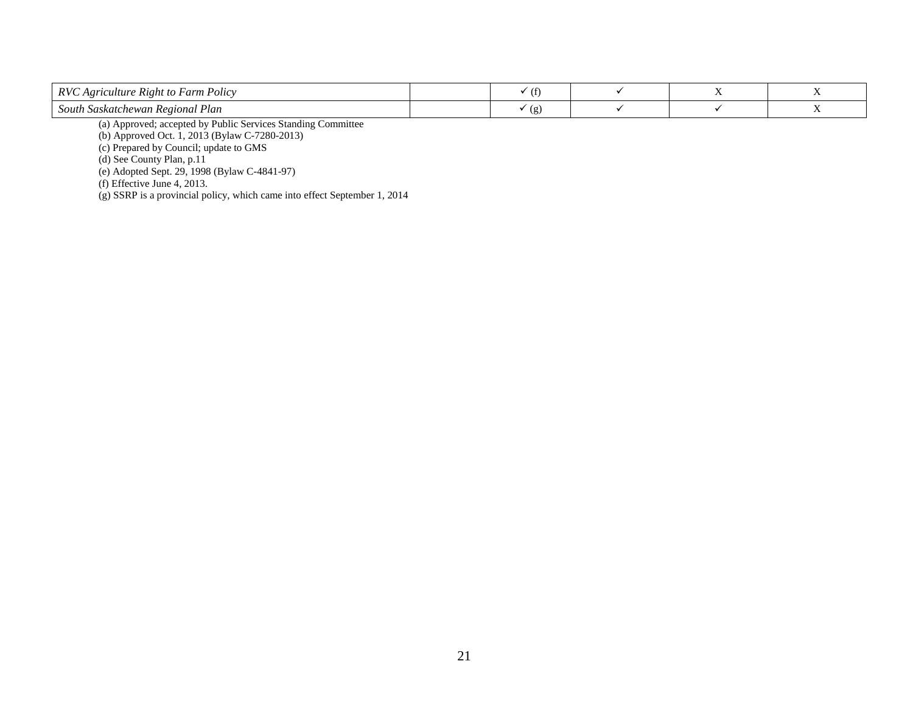| | | | | | |
|---|---|---|---|---|---|
| *RVC Agriculture Right to Farm Policy* | | ✓ (f) | ✓ | X | X |
| *South Saskatchewan Regional Plan* | | ✓ (g) | ✓ | ✓ | X |

(a) Approved; accepted by Public Services Standing Committee
(b) Approved Oct. 1, 2013 (Bylaw C-7280-2013)
(c) Prepared by Council; update to GMS
(d) See County Plan, p.11
(e) Adopted Sept. 29, 1998 (Bylaw C-4841-97)
(f) Effective June 4, 2013.
(g) SSRP is a provincial policy, which came into effect September 1, 2014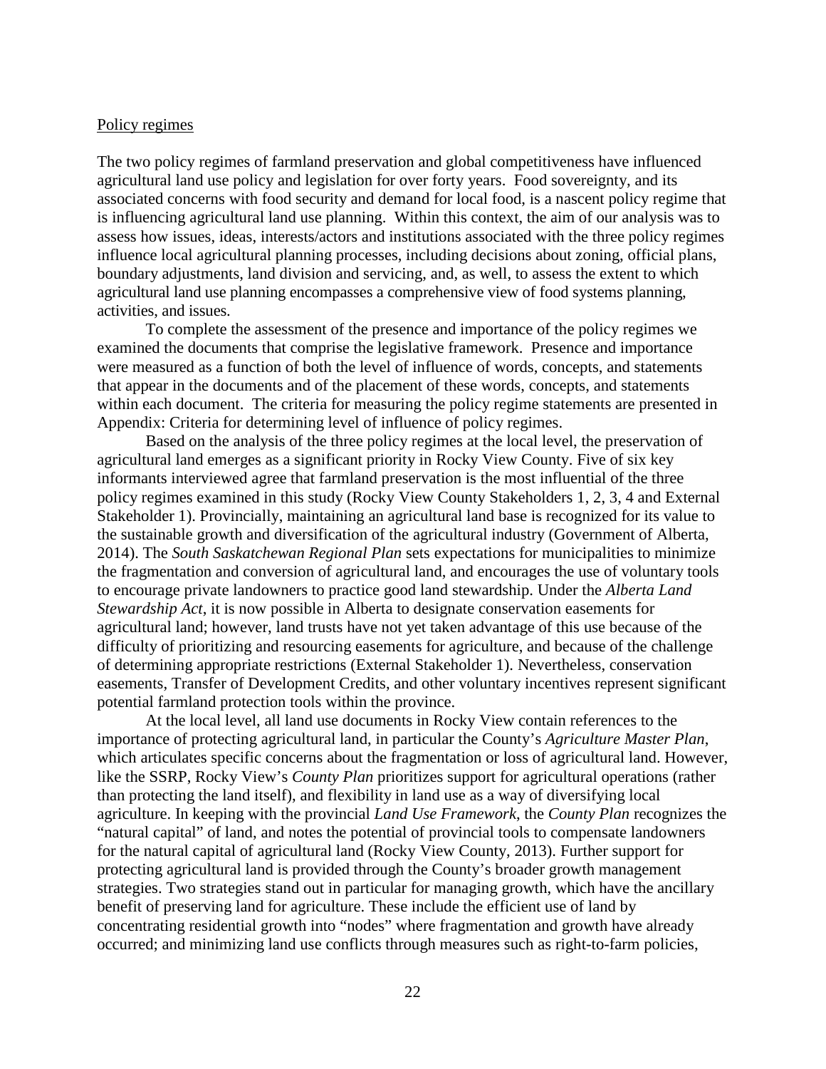Policy regimes

The two policy regimes of farmland preservation and global competitiveness have influenced agricultural land use policy and legislation for over forty years. Food sovereignty, and its associated concerns with food security and demand for local food, is a nascent policy regime that is influencing agricultural land use planning. Within this context, the aim of our analysis was to assess how issues, ideas, interests/actors and institutions associated with the three policy regimes influence local agricultural planning processes, including decisions about zoning, official plans, boundary adjustments, land division and servicing, and, as well, to assess the extent to which agricultural land use planning encompasses a comprehensive view of food systems planning, activities, and issues.

To complete the assessment of the presence and importance of the policy regimes we examined the documents that comprise the legislative framework. Presence and importance were measured as a function of both the level of influence of words, concepts, and statements that appear in the documents and of the placement of these words, concepts, and statements within each document. The criteria for measuring the policy regime statements are presented in Appendix: Criteria for determining level of influence of policy regimes.

Based on the analysis of the three policy regimes at the local level, the preservation of agricultural land emerges as a significant priority in Rocky View County. Five of six key informants interviewed agree that farmland preservation is the most influential of the three policy regimes examined in this study (Rocky View County Stakeholders 1, 2, 3, 4 and External Stakeholder 1). Provincially, maintaining an agricultural land base is recognized for its value to the sustainable growth and diversification of the agricultural industry (Government of Alberta, 2014). The *South Saskatchewan Regional Plan* sets expectations for municipalities to minimize the fragmentation and conversion of agricultural land, and encourages the use of voluntary tools to encourage private landowners to practice good land stewardship. Under the *Alberta Land Stewardship Act*, it is now possible in Alberta to designate conservation easements for agricultural land; however, land trusts have not yet taken advantage of this use because of the difficulty of prioritizing and resourcing easements for agriculture, and because of the challenge of determining appropriate restrictions (External Stakeholder 1). Nevertheless, conservation easements, Transfer of Development Credits, and other voluntary incentives represent significant potential farmland protection tools within the province.

At the local level, all land use documents in Rocky View contain references to the importance of protecting agricultural land, in particular the County's *Agriculture Master Plan*, which articulates specific concerns about the fragmentation or loss of agricultural land. However, like the SSRP, Rocky View's *County Plan* prioritizes support for agricultural operations (rather than protecting the land itself), and flexibility in land use as a way of diversifying local agriculture. In keeping with the provincial *Land Use Framework*, the *County Plan* recognizes the "natural capital" of land, and notes the potential of provincial tools to compensate landowners for the natural capital of agricultural land (Rocky View County, 2013). Further support for protecting agricultural land is provided through the County's broader growth management strategies. Two strategies stand out in particular for managing growth, which have the ancillary benefit of preserving land for agriculture. These include the efficient use of land by concentrating residential growth into "nodes" where fragmentation and growth have already occurred; and minimizing land use conflicts through measures such as right-to-farm policies,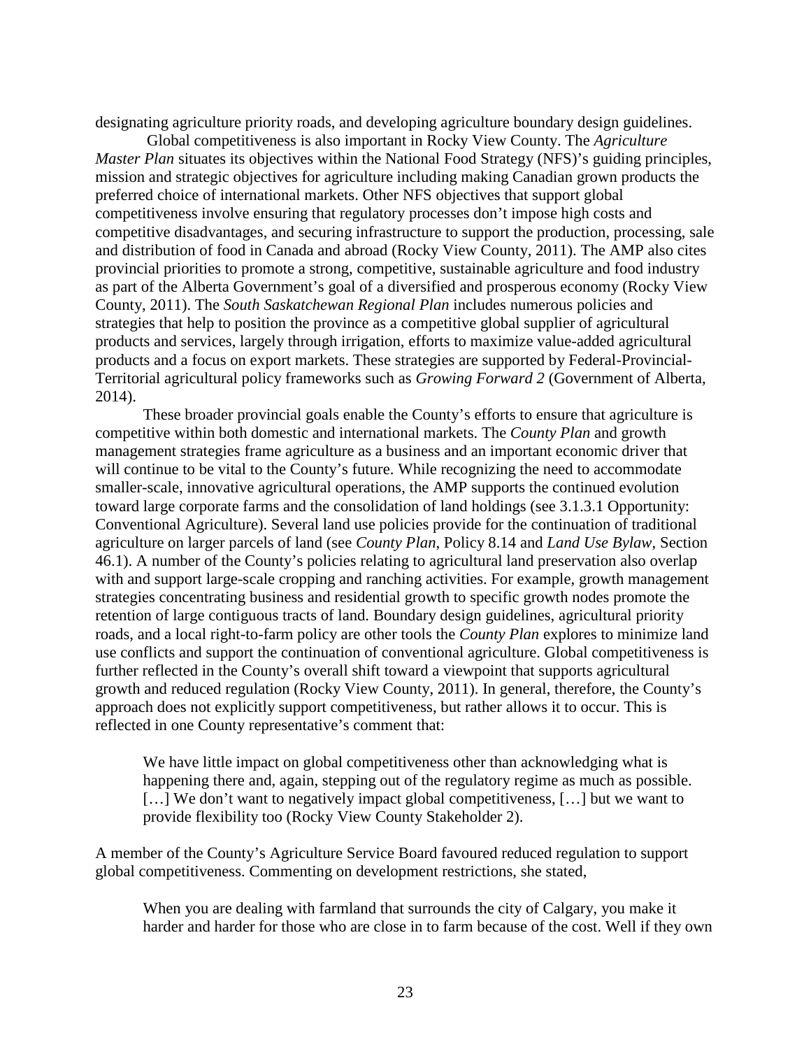designating agriculture priority roads, and developing agriculture boundary design guidelines.

Global competitiveness is also important in Rocky View County. The *Agriculture Master Plan* situates its objectives within the National Food Strategy (NFS)'s guiding principles, mission and strategic objectives for agriculture including making Canadian grown products the preferred choice of international markets. Other NFS objectives that support global competitiveness involve ensuring that regulatory processes don't impose high costs and competitive disadvantages, and securing infrastructure to support the production, processing, sale and distribution of food in Canada and abroad (Rocky View County, 2011). The AMP also cites provincial priorities to promote a strong, competitive, sustainable agriculture and food industry as part of the Alberta Government's goal of a diversified and prosperous economy (Rocky View County, 2011). The *South Saskatchewan Regional Plan* includes numerous policies and strategies that help to position the province as a competitive global supplier of agricultural products and services, largely through irrigation, efforts to maximize value-added agricultural products and a focus on export markets. These strategies are supported by Federal-Provincial-Territorial agricultural policy frameworks such as *Growing Forward 2* (Government of Alberta, 2014).

These broader provincial goals enable the County's efforts to ensure that agriculture is competitive within both domestic and international markets. The *County Plan* and growth management strategies frame agriculture as a business and an important economic driver that will continue to be vital to the County's future. While recognizing the need to accommodate smaller-scale, innovative agricultural operations, the AMP supports the continued evolution toward large corporate farms and the consolidation of land holdings (see 3.1.3.1 Opportunity: Conventional Agriculture). Several land use policies provide for the continuation of traditional agriculture on larger parcels of land (see *County Plan*, Policy 8.14 and *Land Use Bylaw*, Section 46.1). A number of the County's policies relating to agricultural land preservation also overlap with and support large-scale cropping and ranching activities. For example, growth management strategies concentrating business and residential growth to specific growth nodes promote the retention of large contiguous tracts of land. Boundary design guidelines, agricultural priority roads, and a local right-to-farm policy are other tools the *County Plan* explores to minimize land use conflicts and support the continuation of conventional agriculture. Global competitiveness is further reflected in the County's overall shift toward a viewpoint that supports agricultural growth and reduced regulation (Rocky View County, 2011). In general, therefore, the County's approach does not explicitly support competitiveness, but rather allows it to occur. This is reflected in one County representative's comment that:

> We have little impact on global competitiveness other than acknowledging what is happening there and, again, stepping out of the regulatory regime as much as possible. […] We don't want to negatively impact global competitiveness, […] but we want to provide flexibility too (Rocky View County Stakeholder 2).

A member of the County's Agriculture Service Board favoured reduced regulation to support global competitiveness. Commenting on development restrictions, she stated,

> When you are dealing with farmland that surrounds the city of Calgary, you make it harder and harder for those who are close in to farm because of the cost. Well if they own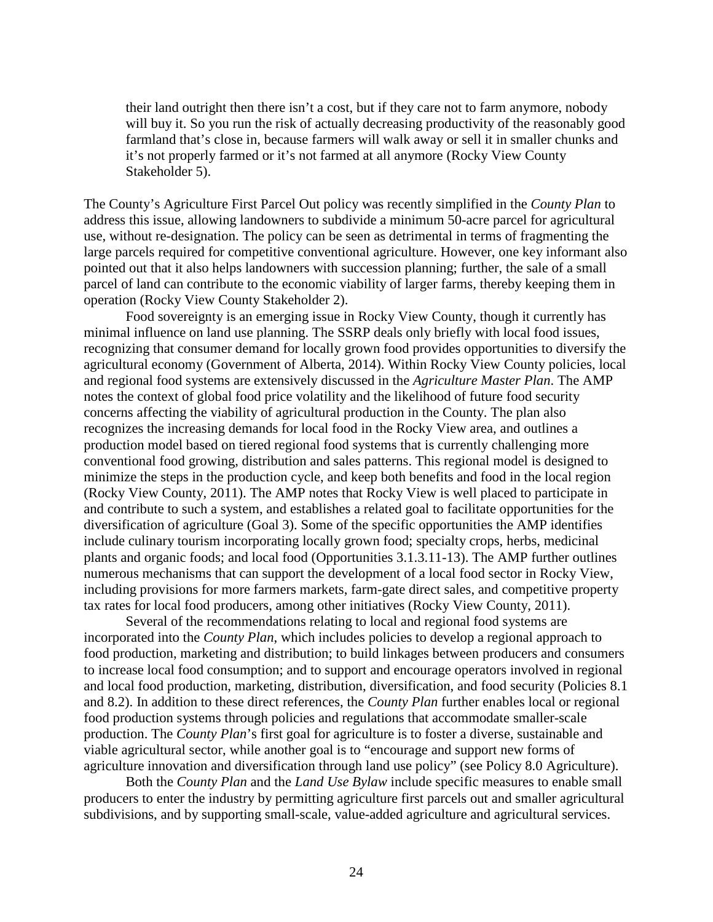> their land outright then there isn't a cost, but if they care not to farm anymore, nobody will buy it. So you run the risk of actually decreasing productivity of the reasonably good farmland that's close in, because farmers will walk away or sell it in smaller chunks and it's not properly farmed or it's not farmed at all anymore (Rocky View County Stakeholder 5).

The County's Agriculture First Parcel Out policy was recently simplified in the *County Plan* to address this issue, allowing landowners to subdivide a minimum 50-acre parcel for agricultural use, without re-designation. The policy can be seen as detrimental in terms of fragmenting the large parcels required for competitive conventional agriculture. However, one key informant also pointed out that it also helps landowners with succession planning; further, the sale of a small parcel of land can contribute to the economic viability of larger farms, thereby keeping them in operation (Rocky View County Stakeholder 2).

Food sovereignty is an emerging issue in Rocky View County, though it currently has minimal influence on land use planning. The SSRP deals only briefly with local food issues, recognizing that consumer demand for locally grown food provides opportunities to diversify the agricultural economy (Government of Alberta, 2014). Within Rocky View County policies, local and regional food systems are extensively discussed in the *Agriculture Master Plan*. The AMP notes the context of global food price volatility and the likelihood of future food security concerns affecting the viability of agricultural production in the County. The plan also recognizes the increasing demands for local food in the Rocky View area, and outlines a production model based on tiered regional food systems that is currently challenging more conventional food growing, distribution and sales patterns. This regional model is designed to minimize the steps in the production cycle, and keep both benefits and food in the local region (Rocky View County, 2011). The AMP notes that Rocky View is well placed to participate in and contribute to such a system, and establishes a related goal to facilitate opportunities for the diversification of agriculture (Goal 3). Some of the specific opportunities the AMP identifies include culinary tourism incorporating locally grown food; specialty crops, herbs, medicinal plants and organic foods; and local food (Opportunities 3.1.3.11-13). The AMP further outlines numerous mechanisms that can support the development of a local food sector in Rocky View, including provisions for more farmers markets, farm-gate direct sales, and competitive property tax rates for local food producers, among other initiatives (Rocky View County, 2011).

Several of the recommendations relating to local and regional food systems are incorporated into the *County Plan*, which includes policies to develop a regional approach to food production, marketing and distribution; to build linkages between producers and consumers to increase local food consumption; and to support and encourage operators involved in regional and local food production, marketing, distribution, diversification, and food security (Policies 8.1 and 8.2). In addition to these direct references, the *County Plan* further enables local or regional food production systems through policies and regulations that accommodate smaller-scale production. The *County Plan*'s first goal for agriculture is to foster a diverse, sustainable and viable agricultural sector, while another goal is to "encourage and support new forms of agriculture innovation and diversification through land use policy" (see Policy 8.0 Agriculture).

Both the *County Plan* and the *Land Use Bylaw* include specific measures to enable small producers to enter the industry by permitting agriculture first parcels out and smaller agricultural subdivisions, and by supporting small-scale, value-added agriculture and agricultural services.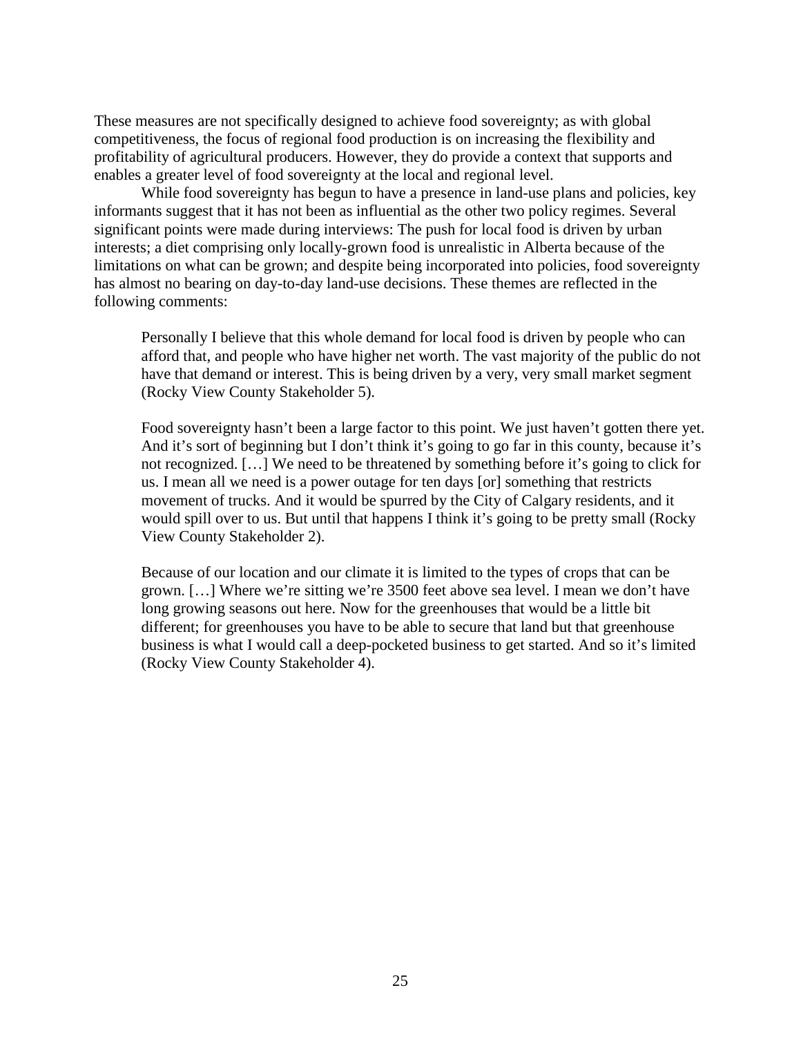These measures are not specifically designed to achieve food sovereignty; as with global competitiveness, the focus of regional food production is on increasing the flexibility and profitability of agricultural producers. However, they do provide a context that supports and enables a greater level of food sovereignty at the local and regional level.

While food sovereignty has begun to have a presence in land-use plans and policies, key informants suggest that it has not been as influential as the other two policy regimes. Several significant points were made during interviews: The push for local food is driven by urban interests; a diet comprising only locally-grown food is unrealistic in Alberta because of the limitations on what can be grown; and despite being incorporated into policies, food sovereignty has almost no bearing on day-to-day land-use decisions. These themes are reflected in the following comments:

> Personally I believe that this whole demand for local food is driven by people who can afford that, and people who have higher net worth. The vast majority of the public do not have that demand or interest. This is being driven by a very, very small market segment (Rocky View County Stakeholder 5).

> Food sovereignty hasn't been a large factor to this point. We just haven't gotten there yet. And it's sort of beginning but I don't think it's going to go far in this county, because it's not recognized. […] We need to be threatened by something before it's going to click for us. I mean all we need is a power outage for ten days [or] something that restricts movement of trucks. And it would be spurred by the City of Calgary residents, and it would spill over to us. But until that happens I think it's going to be pretty small (Rocky View County Stakeholder 2).

> Because of our location and our climate it is limited to the types of crops that can be grown. […] Where we're sitting we're 3500 feet above sea level. I mean we don't have long growing seasons out here. Now for the greenhouses that would be a little bit different; for greenhouses you have to be able to secure that land but that greenhouse business is what I would call a deep-pocketed business to get started. And so it's limited (Rocky View County Stakeholder 4).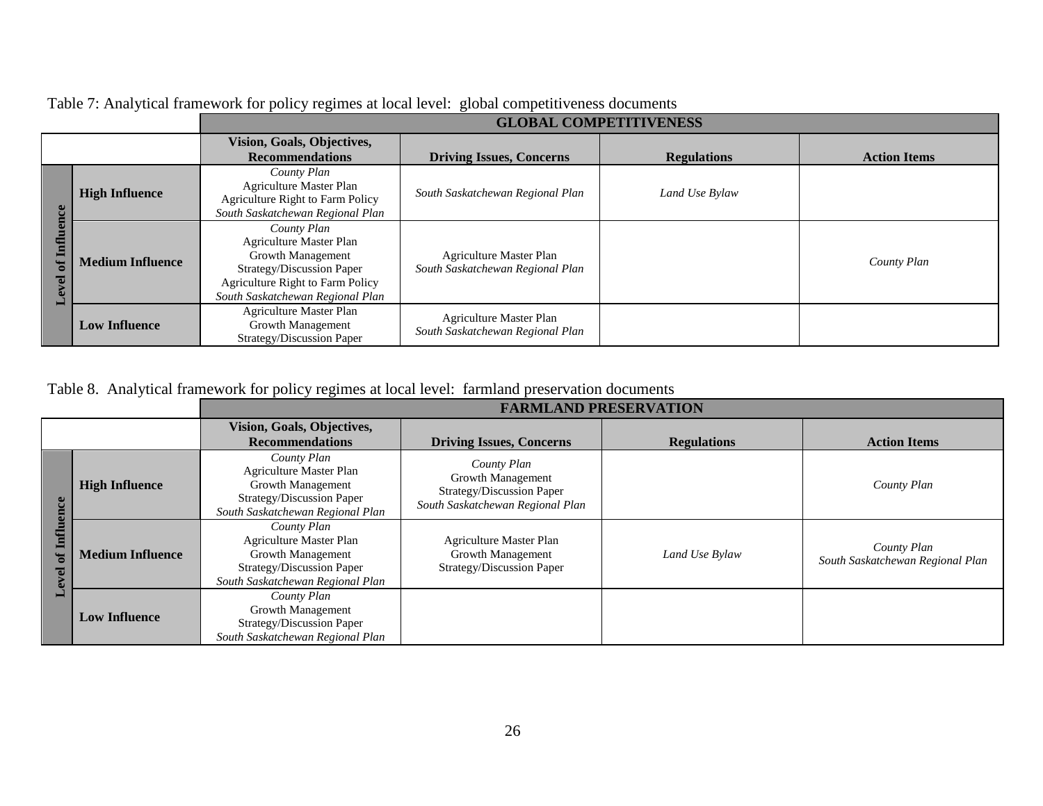Table 7: Analytical framework for policy regimes at local level: global competitiveness documents

| | | GLOBAL COMPETITIVENESS | | | |
|---|---|---|---|---|---|
| | | **Vision, Goals, Objectives, Recommendations** | **Driving Issues, Concerns** | **Regulations** | **Action Items** |
| **Level of Influence** | **High Influence** | *County Plan*<br>Agriculture Master Plan<br>Agriculture Right to Farm Policy<br>*South Saskatchewan Regional Plan* | *South Saskatchewan Regional Plan* | *Land Use Bylaw* | |
| | **Medium Influence** | *County Plan*<br>Agriculture Master Plan<br>Growth Management Strategy/Discussion Paper<br>Agriculture Right to Farm Policy<br>*South Saskatchewan Regional Plan* | Agriculture Master Plan<br>*South Saskatchewan Regional Plan* | | *County Plan* |
| | **Low Influence** | Agriculture Master Plan<br>Growth Management Strategy/Discussion Paper | Agriculture Master Plan<br>*South Saskatchewan Regional Plan* | | |

Table 8. Analytical framework for policy regimes at local level: farmland preservation documents

| | | FARMLAND PRESERVATION | | | |
|---|---|---|---|---|---|
| | | **Vision, Goals, Objectives, Recommendations** | **Driving Issues, Concerns** | **Regulations** | **Action Items** |
| **Level of Influence** | **High Influence** | *County Plan*<br>Agriculture Master Plan<br>Growth Management Strategy/Discussion Paper<br>*South Saskatchewan Regional Plan* | *County Plan*<br>Growth Management Strategy/Discussion Paper<br>*South Saskatchewan Regional Plan* | | *County Plan* |
| | **Medium Influence** | *County Plan*<br>Agriculture Master Plan<br>Growth Management Strategy/Discussion Paper<br>*South Saskatchewan Regional Plan* | Agriculture Master Plan<br>Growth Management Strategy/Discussion Paper | *Land Use Bylaw* | *County Plan*<br>*South Saskatchewan Regional Plan* |
| | **Low Influence** | *County Plan*<br>Growth Management Strategy/Discussion Paper<br>*South Saskatchewan Regional Plan* | | | |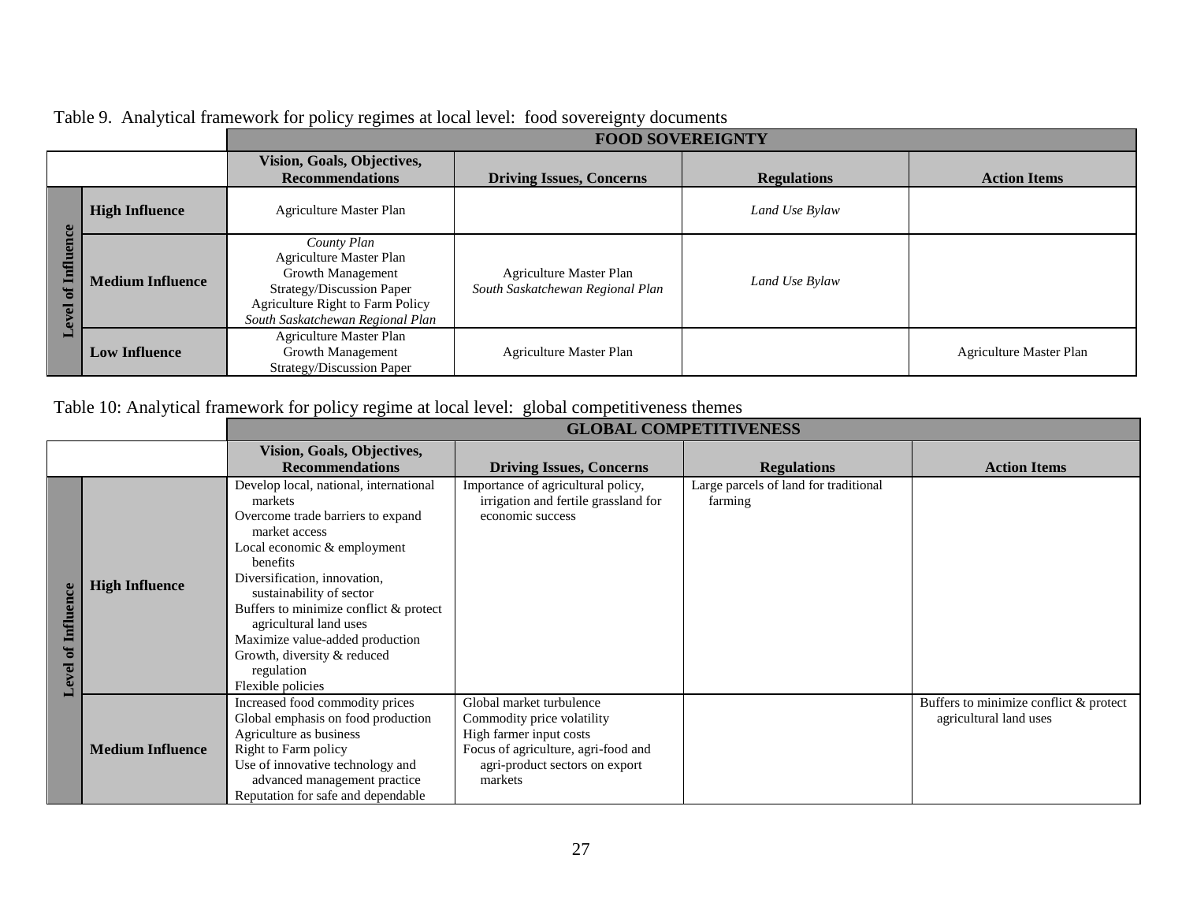Table 9. Analytical framework for policy regimes at local level: food sovereignty documents

| Level of Influence | | FOOD SOVEREIGNTY | | | |
|---|---|---|---|---|---|
| | | Vision, Goals, Objectives, Recommendations | Driving Issues, Concerns | Regulations | Action Items |
| | High Influence | Agriculture Master Plan | | *Land Use Bylaw* | |
| | Medium Influence | *County Plan*<br>Agriculture Master Plan<br>Growth Management Strategy/Discussion Paper<br>Agriculture Right to Farm Policy<br>*South Saskatchewan Regional Plan* | Agriculture Master Plan<br>*South Saskatchewan Regional Plan* | *Land Use Bylaw* | |
| | Low Influence | Agriculture Master Plan<br>Growth Management Strategy/Discussion Paper | Agriculture Master Plan | | Agriculture Master Plan |

Table 10: Analytical framework for policy regime at local level: global competitiveness themes

| Level of Influence | | GLOBAL COMPETITIVENESS | | | |
|---|---|---|---|---|---|
| | | Vision, Goals, Objectives, Recommendations | Driving Issues, Concerns | Regulations | Action Items |
| | High Influence | Develop local, national, international markets<br>Overcome trade barriers to expand market access<br>Local economic & employment benefits<br>Diversification, innovation, sustainability of sector<br>Buffers to minimize conflict & protect agricultural land uses<br>Maximize value-added production<br>Growth, diversity & reduced regulation<br>Flexible policies | Importance of agricultural policy, irrigation and fertile grassland for economic success | Large parcels of land for traditional farming | |
| | Medium Influence | Increased food commodity prices<br>Global emphasis on food production<br>Agriculture as business<br>Right to Farm policy<br>Use of innovative technology and advanced management practice<br>Reputation for safe and dependable | Global market turbulence<br>Commodity price volatility<br>High farmer input costs<br>Focus of agriculture, agri-food and agri-product sectors on export markets | | Buffers to minimize conflict & protect agricultural land uses |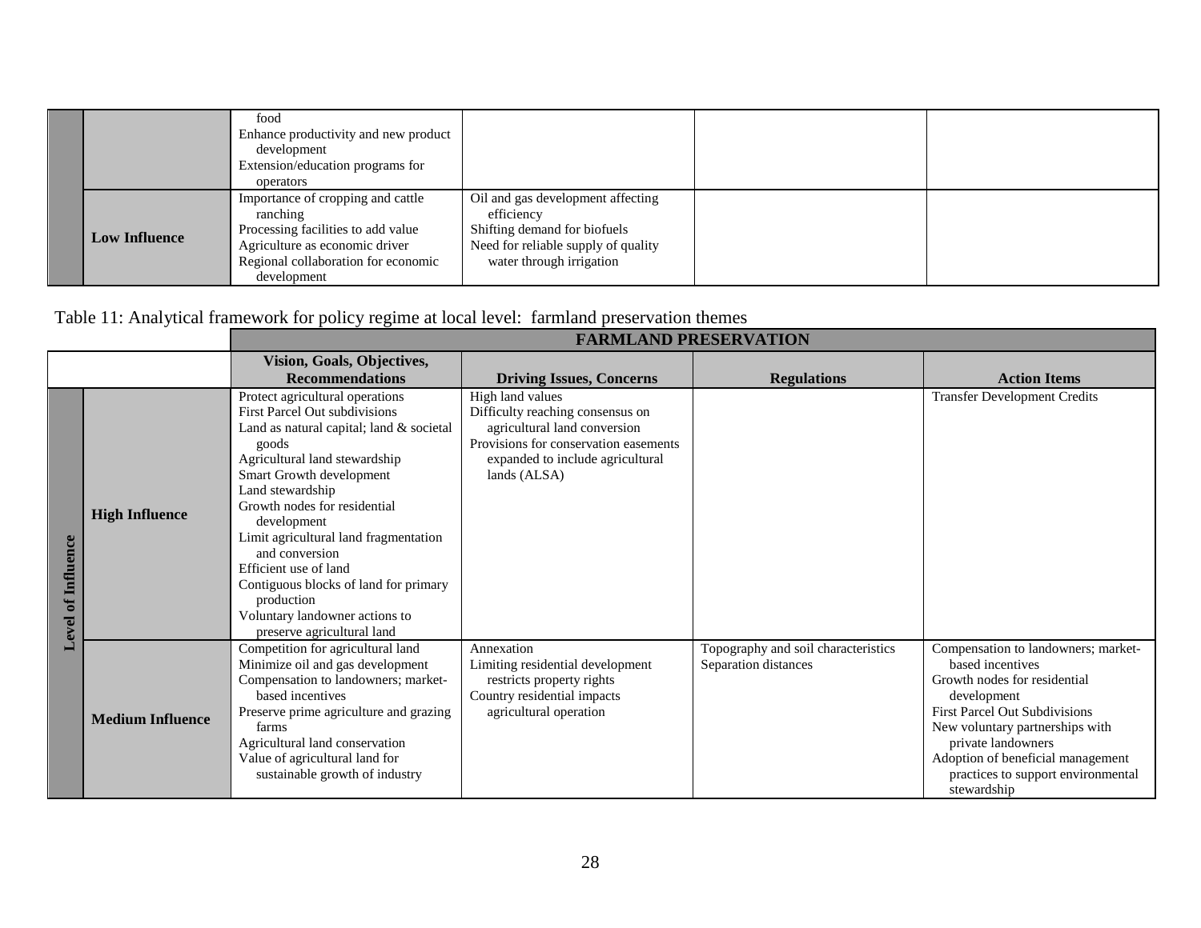| | | | | | |
|---|---|---|---|---|---|
| | | food<br>Enhance productivity and new product development<br>Extension/education programs for operators | | | |
| | **Low Influence** | Importance of cropping and cattle ranching<br>Processing facilities to add value<br>Agriculture as economic driver<br>Regional collaboration for economic development | Oil and gas development affecting efficiency<br>Shifting demand for biofuels<br>Need for reliable supply of quality water through irrigation | | |

Table 11: Analytical framework for policy regime at local level: farmland preservation themes

| | | **FARMLAND PRESERVATION** | | | |
|---|---|---|---|---|---|
| | | **Vision, Goals, Objectives, Recommendations** | **Driving Issues, Concerns** | **Regulations** | **Action Items** |
| **Level of Influence** | **High Influence** | Protect agricultural operations<br>First Parcel Out subdivisions<br>Land as natural capital; land & societal goods<br>Agricultural land stewardship<br>Smart Growth development<br>Land stewardship<br>Growth nodes for residential development<br>Limit agricultural land fragmentation and conversion<br>Efficient use of land<br>Contiguous blocks of land for primary production<br>Voluntary landowner actions to preserve agricultural land | High land values<br>Difficulty reaching consensus on agricultural land conversion<br>Provisions for conservation easements expanded to include agricultural lands (ALSA) | | Transfer Development Credits |
| | **Medium Influence** | Competition for agricultural land<br>Minimize oil and gas development<br>Compensation to landowners; market-based incentives<br>Preserve prime agriculture and grazing farms<br>Agricultural land conservation<br>Value of agricultural land for sustainable growth of industry | Annexation<br>Limiting residential development restricts property rights<br>Country residential impacts agricultural operation | Topography and soil characteristics<br>Separation distances | Compensation to landowners; market-based incentives<br>Growth nodes for residential development<br>First Parcel Out Subdivisions<br>New voluntary partnerships with private landowners<br>Adoption of beneficial management practices to support environmental stewardship |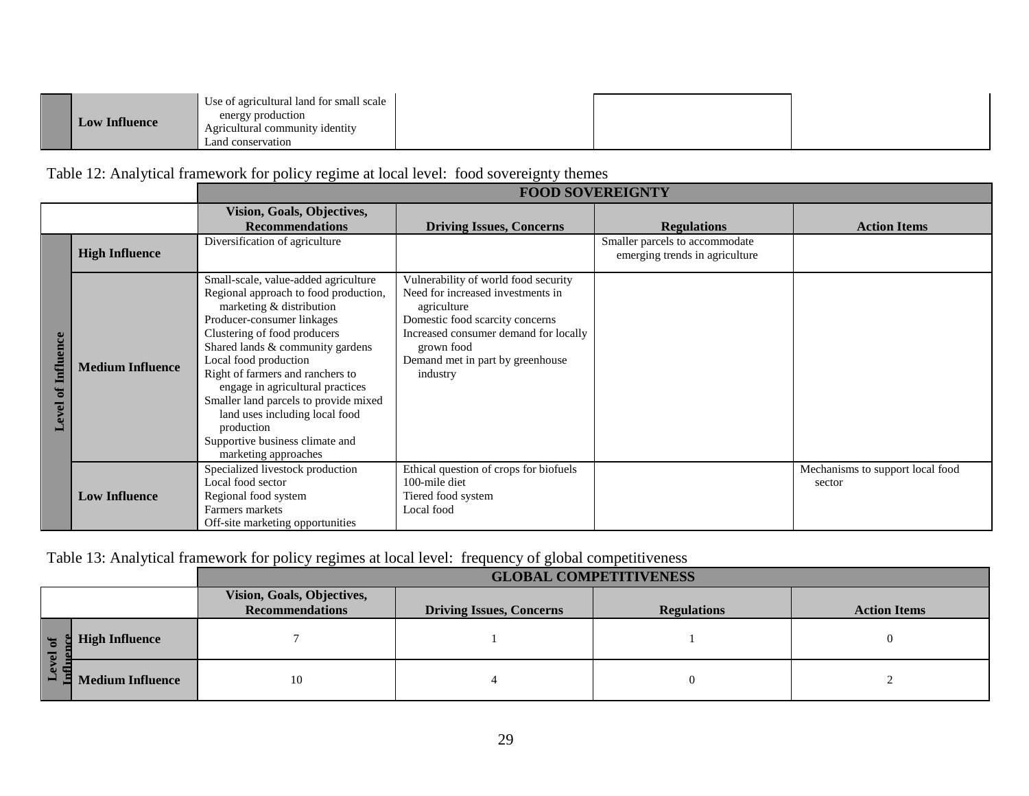| | | | | | |
|---|---|---|---|---|---|
| | Low Influence | Use of agricultural land for small scale energy production<br>Agricultural community identity<br>Land conservation | | | |

Table 12: Analytical framework for policy regime at local level: food sovereignty themes

| | | FOOD SOVEREIGNTY | | | |
|---|---|---|---|---|---|
| | | **Vision, Goals, Objectives, Recommendations** | **Driving Issues, Concerns** | **Regulations** | **Action Items** |
| Level of Influence | **High Influence** | Diversification of agriculture | | Smaller parcels to accommodate emerging trends in agriculture | |
| | **Medium Influence** | Small-scale, value-added agriculture<br>Regional approach to food production, marketing & distribution<br>Producer-consumer linkages<br>Clustering of food producers<br>Shared lands & community gardens<br>Local food production<br>Right of farmers and ranchers to engage in agricultural practices<br>Smaller land parcels to provide mixed land uses including local food production<br>Supportive business climate and marketing approaches | Vulnerability of world food security<br>Need for increased investments in agriculture<br>Domestic food scarcity concerns<br>Increased consumer demand for locally grown food<br>Demand met in part by greenhouse industry | | |
| | **Low Influence** | Specialized livestock production<br>Local food sector<br>Regional food system<br>Farmers markets<br>Off-site marketing opportunities | Ethical question of crops for biofuels<br>100-mile diet<br>Tiered food system<br>Local food | | Mechanisms to support local food sector |

Table 13: Analytical framework for policy regimes at local level: frequency of global competitiveness

| | | GLOBAL COMPETITIVENESS | | | |
|---|---|---|---|---|---|
| | | **Vision, Goals, Objectives, Recommendations** | **Driving Issues, Concerns** | **Regulations** | **Action Items** |
| Level of Influence | **High Influence** | 7 | 1 | 1 | 0 |
| | **Medium Influence** | 10 | 4 | 0 | 2 |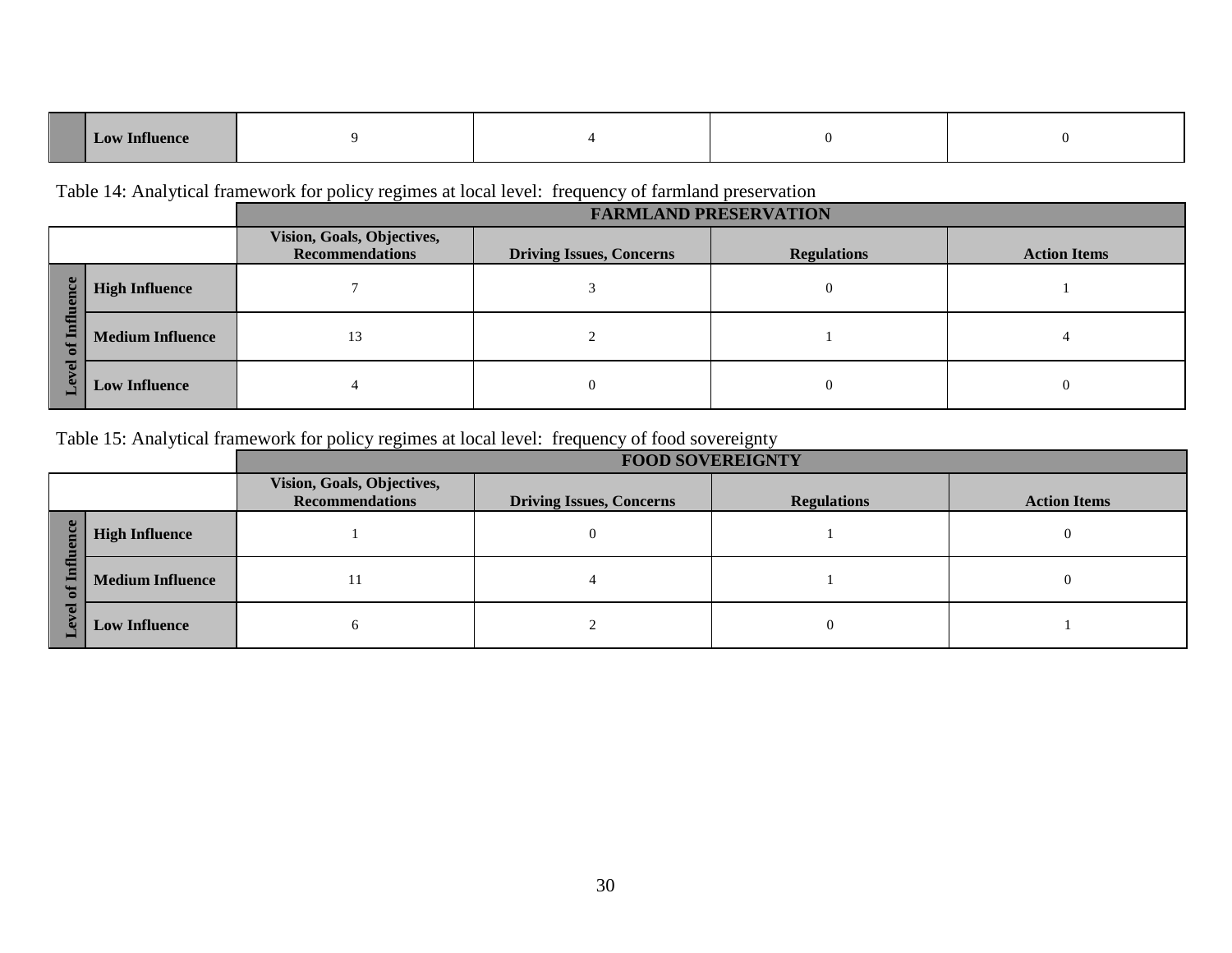| | | | | | |
|---|---|---|---|---|---|
| | Low Influence | 9 | 4 | 0 | 0 |

Table 14: Analytical framework for policy regimes at local level: frequency of farmland preservation

| | | FARMLAND PRESERVATION | | | |
|---|---|---|---|---|---|
| | | Vision, Goals, Objectives, Recommendations | Driving Issues, Concerns | Regulations | Action Items |
| Level of Influence | High Influence | 7 | 3 | 0 | 1 |
| | Medium Influence | 13 | 2 | 1 | 4 |
| | Low Influence | 4 | 0 | 0 | 0 |

Table 15: Analytical framework for policy regimes at local level: frequency of food sovereignty

| | | FOOD SOVEREIGNTY | | | |
|---|---|---|---|---|---|
| | | Vision, Goals, Objectives, Recommendations | Driving Issues, Concerns | Regulations | Action Items |
| Level of Influence | High Influence | 1 | 0 | 1 | 0 |
| | Medium Influence | 11 | 4 | 1 | 0 |
| | Low Influence | 6 | 2 | 0 | 1 |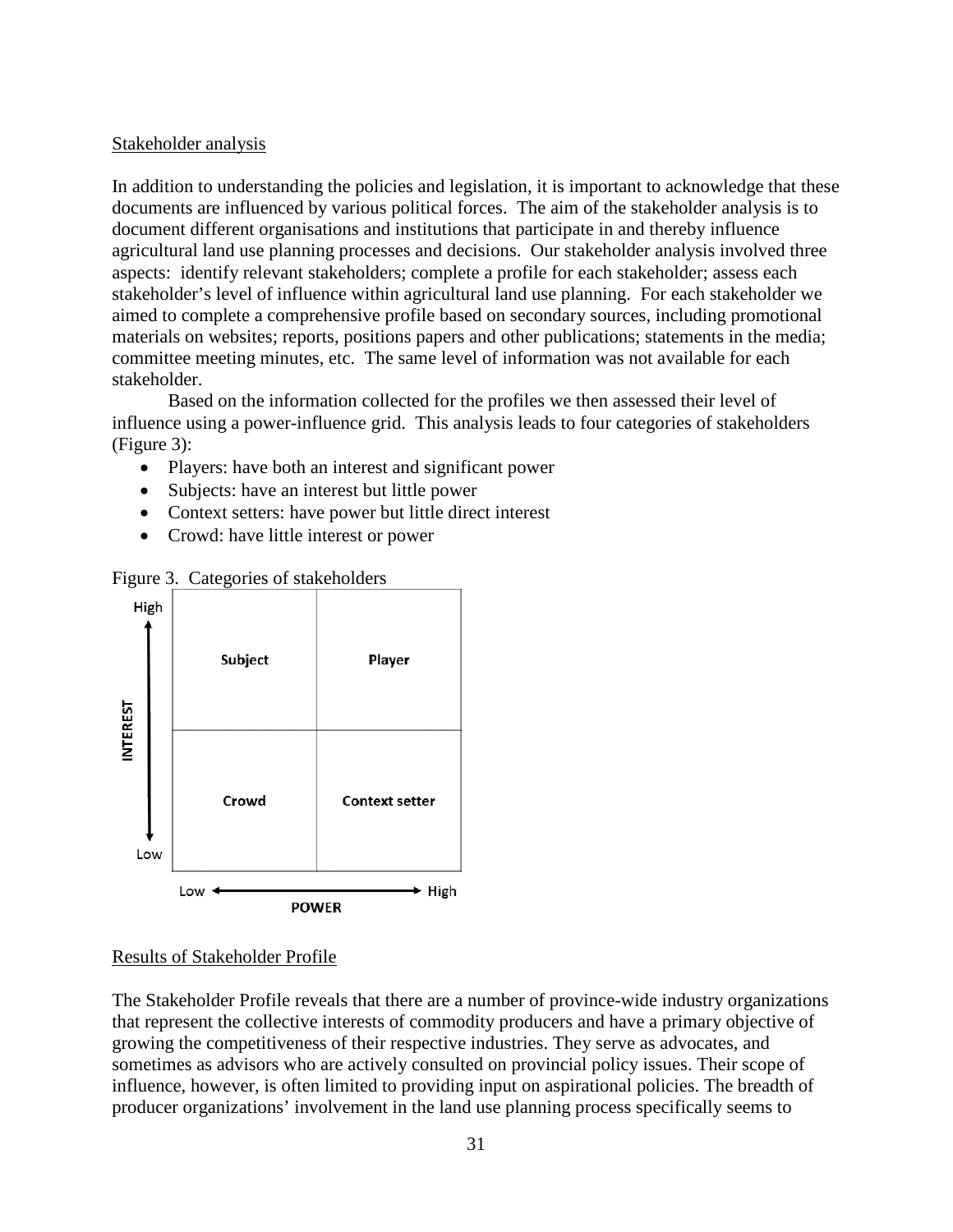Stakeholder analysis

In addition to understanding the policies and legislation, it is important to acknowledge that these documents are influenced by various political forces. The aim of the stakeholder analysis is to document different organisations and institutions that participate in and thereby influence agricultural land use planning processes and decisions. Our stakeholder analysis involved three aspects: identify relevant stakeholders; complete a profile for each stakeholder; assess each stakeholder's level of influence within agricultural land use planning. For each stakeholder we aimed to complete a comprehensive profile based on secondary sources, including promotional materials on websites; reports, positions papers and other publications; statements in the media; committee meeting minutes, etc. The same level of information was not available for each stakeholder.

Based on the information collected for the profiles we then assessed their level of influence using a power-influence grid. This analysis leads to four categories of stakeholders (Figure 3):

- Players: have both an interest and significant power
- Subjects: have an interest but little power
- Context setters: have power but little direct interest
- Crowd: have little interest or power

Figure 3. Categories of stakeholders

| INTEREST / POWER | Low | High |
|---|---|---|
| High | **Subject** | **Player** |
| Low | **Crowd** | **Context setter** |

Results of Stakeholder Profile

The Stakeholder Profile reveals that there are a number of province-wide industry organizations that represent the collective interests of commodity producers and have a primary objective of growing the competitiveness of their respective industries. They serve as advocates, and sometimes as advisors who are actively consulted on provincial policy issues. Their scope of influence, however, is often limited to providing input on aspirational policies. The breadth of producer organizations' involvement in the land use planning process specifically seems to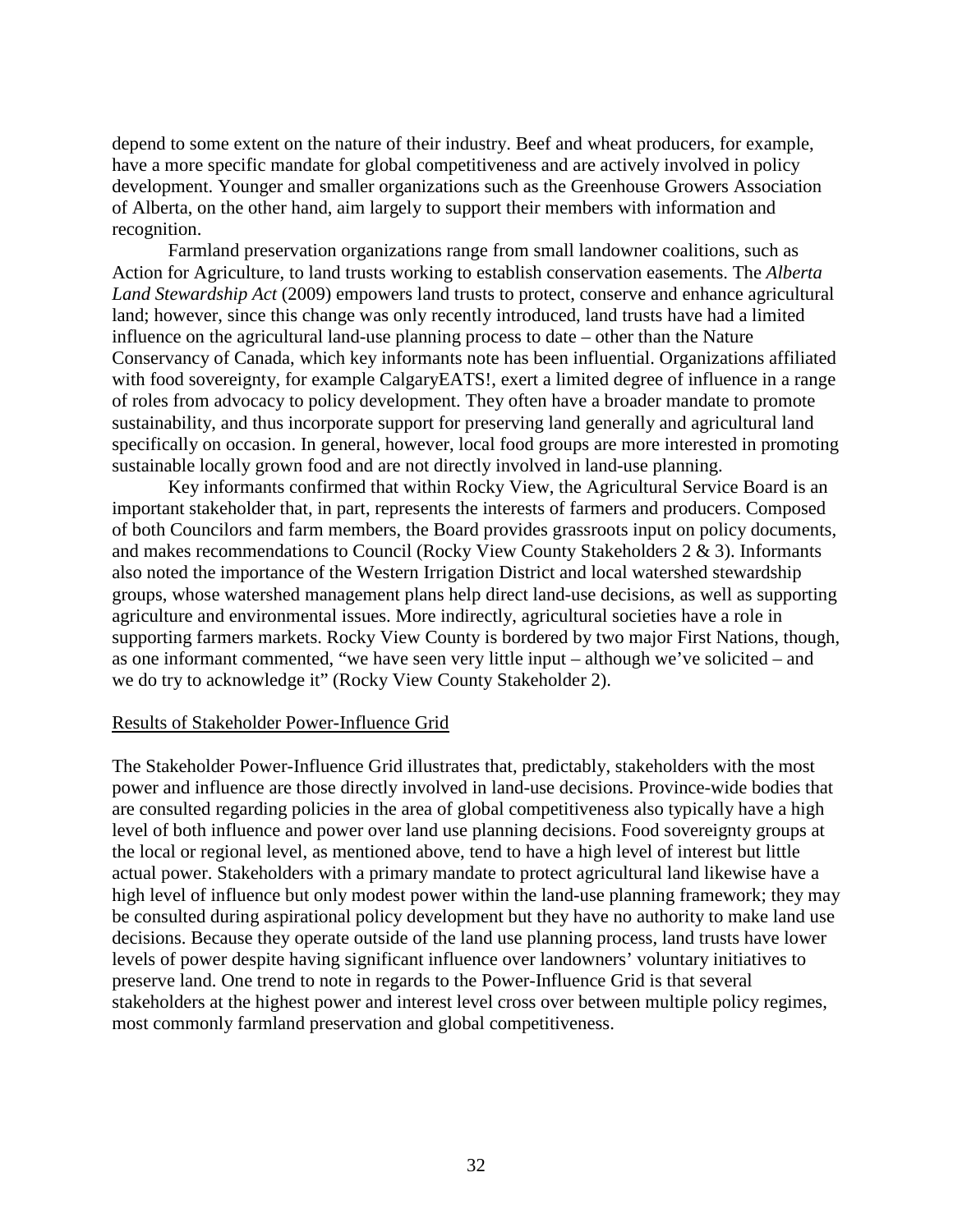depend to some extent on the nature of their industry. Beef and wheat producers, for example, have a more specific mandate for global competitiveness and are actively involved in policy development. Younger and smaller organizations such as the Greenhouse Growers Association of Alberta, on the other hand, aim largely to support their members with information and recognition.

Farmland preservation organizations range from small landowner coalitions, such as Action for Agriculture, to land trusts working to establish conservation easements. The *Alberta Land Stewardship Act* (2009) empowers land trusts to protect, conserve and enhance agricultural land; however, since this change was only recently introduced, land trusts have had a limited influence on the agricultural land-use planning process to date – other than the Nature Conservancy of Canada, which key informants note has been influential. Organizations affiliated with food sovereignty, for example CalgaryEATS!, exert a limited degree of influence in a range of roles from advocacy to policy development. They often have a broader mandate to promote sustainability, and thus incorporate support for preserving land generally and agricultural land specifically on occasion. In general, however, local food groups are more interested in promoting sustainable locally grown food and are not directly involved in land-use planning.

Key informants confirmed that within Rocky View, the Agricultural Service Board is an important stakeholder that, in part, represents the interests of farmers and producers. Composed of both Councilors and farm members, the Board provides grassroots input on policy documents, and makes recommendations to Council (Rocky View County Stakeholders 2 & 3). Informants also noted the importance of the Western Irrigation District and local watershed stewardship groups, whose watershed management plans help direct land-use decisions, as well as supporting agriculture and environmental issues. More indirectly, agricultural societies have a role in supporting farmers markets. Rocky View County is bordered by two major First Nations, though, as one informant commented, "we have seen very little input – although we've solicited – and we do try to acknowledge it" (Rocky View County Stakeholder 2).

## Results of Stakeholder Power-Influence Grid

The Stakeholder Power-Influence Grid illustrates that, predictably, stakeholders with the most power and influence are those directly involved in land-use decisions. Province-wide bodies that are consulted regarding policies in the area of global competitiveness also typically have a high level of both influence and power over land use planning decisions. Food sovereignty groups at the local or regional level, as mentioned above, tend to have a high level of interest but little actual power. Stakeholders with a primary mandate to protect agricultural land likewise have a high level of influence but only modest power within the land-use planning framework; they may be consulted during aspirational policy development but they have no authority to make land use decisions. Because they operate outside of the land use planning process, land trusts have lower levels of power despite having significant influence over landowners' voluntary initiatives to preserve land. One trend to note in regards to the Power-Influence Grid is that several stakeholders at the highest power and interest level cross over between multiple policy regimes, most commonly farmland preservation and global competitiveness.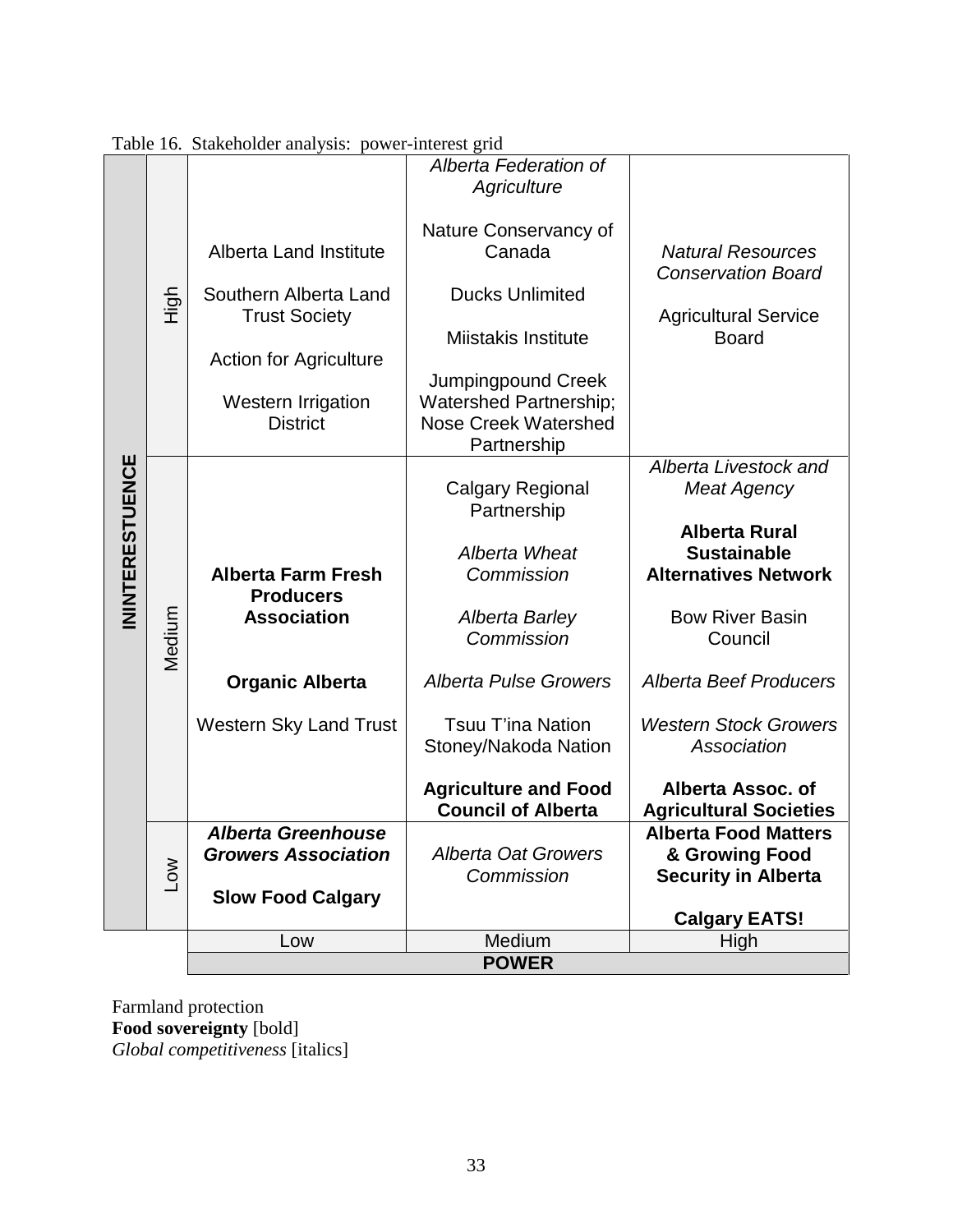Table 16. Stakeholder analysis: power-interest grid

| INTEREST / POWER | Low | Medium | High |
|---|---|---|---|
| High | Alberta Land Institute<br><br>Southern Alberta Land Trust Society<br><br>Action for Agriculture<br><br>Western Irrigation District | *Alberta Federation of Agriculture*<br><br>Nature Conservancy of Canada<br><br>Ducks Unlimited<br><br>Miistakis Institute<br><br>Jumpingpound Creek Watershed Partnership; Nose Creek Watershed Partnership | *Natural Resources Conservation Board*<br><br>Agricultural Service Board |
| Medium | **Alberta Farm Fresh Producers Association**<br><br>**Organic Alberta**<br><br>Western Sky Land Trust | Calgary Regional Partnership<br><br>*Alberta Wheat Commission*<br><br>*Alberta Barley Commission*<br><br>*Alberta Pulse Growers*<br><br>Tsuu T'ina Nation Stoney/Nakoda Nation<br><br>**Agriculture and Food Council of Alberta** | *Alberta Livestock and Meat Agency*<br><br>**Alberta Rural Sustainable Alternatives Network**<br><br>Bow River Basin Council<br><br>*Alberta Beef Producers*<br><br>*Western Stock Growers Association*<br><br>**Alberta Assoc. of Agricultural Societies** |
| Low | ***Alberta Greenhouse Growers Association***<br><br>**Slow Food Calgary** | *Alberta Oat Growers Commission* | **Alberta Food Matters & Growing Food Security in Alberta**<br><br>**Calgary EATS!** |

Farmland protection
**Food sovereignty** [bold]
*Global competitiveness* [italics]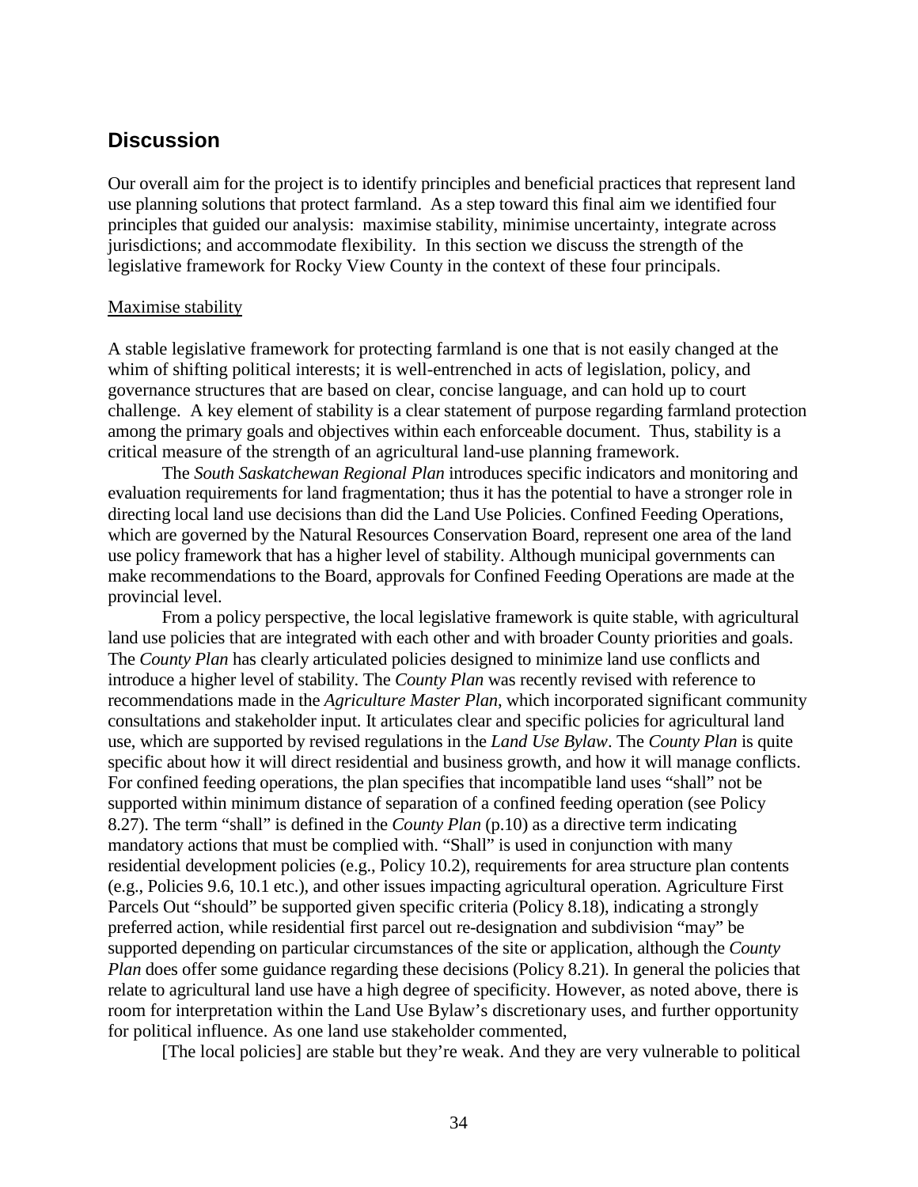## Discussion

Our overall aim for the project is to identify principles and beneficial practices that represent land use planning solutions that protect farmland. As a step toward this final aim we identified four principles that guided our analysis: maximise stability, minimise uncertainty, integrate across jurisdictions; and accommodate flexibility. In this section we discuss the strength of the legislative framework for Rocky View County in the context of these four principals.

<u>Maximise stability</u>

A stable legislative framework for protecting farmland is one that is not easily changed at the whim of shifting political interests; it is well-entrenched in acts of legislation, policy, and governance structures that are based on clear, concise language, and can hold up to court challenge. A key element of stability is a clear statement of purpose regarding farmland protection among the primary goals and objectives within each enforceable document. Thus, stability is a critical measure of the strength of an agricultural land-use planning framework.

The *South Saskatchewan Regional Plan* introduces specific indicators and monitoring and evaluation requirements for land fragmentation; thus it has the potential to have a stronger role in directing local land use decisions than did the Land Use Policies. Confined Feeding Operations, which are governed by the Natural Resources Conservation Board, represent one area of the land use policy framework that has a higher level of stability. Although municipal governments can make recommendations to the Board, approvals for Confined Feeding Operations are made at the provincial level.

From a policy perspective, the local legislative framework is quite stable, with agricultural land use policies that are integrated with each other and with broader County priorities and goals. The *County Plan* has clearly articulated policies designed to minimize land use conflicts and introduce a higher level of stability. The *County Plan* was recently revised with reference to recommendations made in the *Agriculture Master Plan*, which incorporated significant community consultations and stakeholder input. It articulates clear and specific policies for agricultural land use, which are supported by revised regulations in the *Land Use Bylaw*. The *County Plan* is quite specific about how it will direct residential and business growth, and how it will manage conflicts. For confined feeding operations, the plan specifies that incompatible land uses "shall" not be supported within minimum distance of separation of a confined feeding operation (see Policy 8.27). The term "shall" is defined in the *County Plan* (p.10) as a directive term indicating mandatory actions that must be complied with. "Shall" is used in conjunction with many residential development policies (e.g., Policy 10.2), requirements for area structure plan contents (e.g., Policies 9.6, 10.1 etc.), and other issues impacting agricultural operation. Agriculture First Parcels Out "should" be supported given specific criteria (Policy 8.18), indicating a strongly preferred action, while residential first parcel out re-designation and subdivision "may" be supported depending on particular circumstances of the site or application, although the *County Plan* does offer some guidance regarding these decisions (Policy 8.21). In general the policies that relate to agricultural land use have a high degree of specificity. However, as noted above, there is room for interpretation within the Land Use Bylaw's discretionary uses, and further opportunity for political influence. As one land use stakeholder commented,

> [The local policies] are stable but they're weak. And they are very vulnerable to political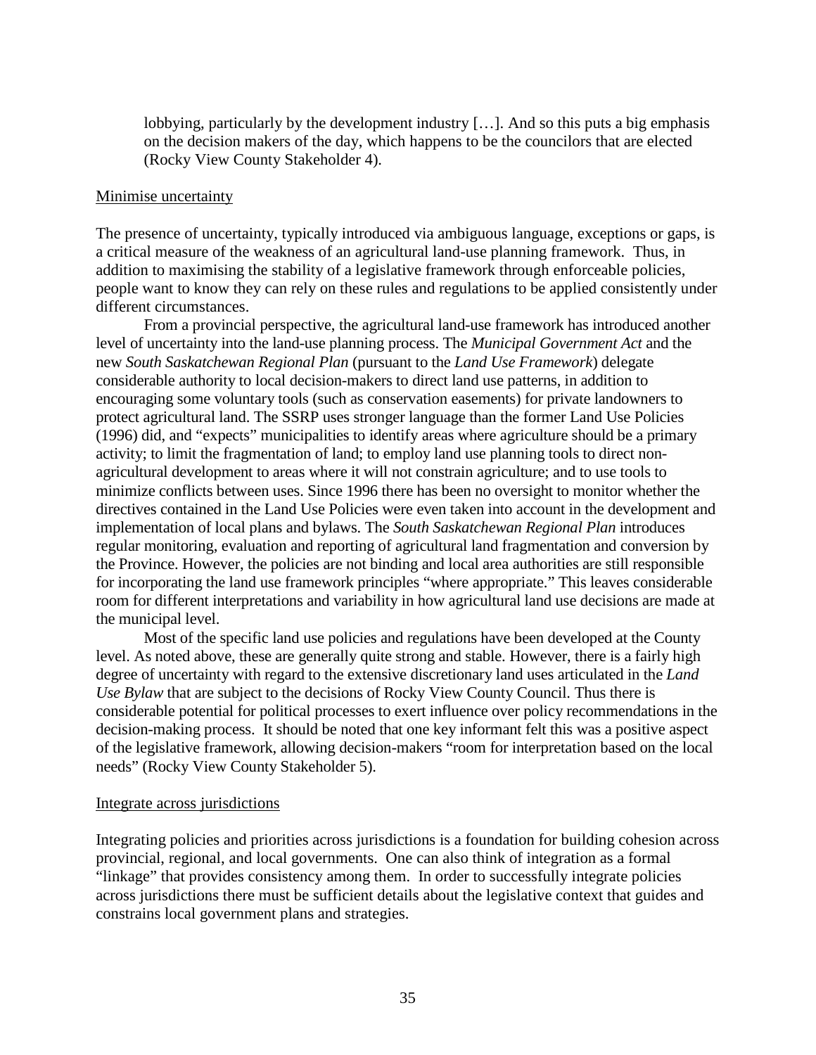> lobbying, particularly by the development industry […]. And so this puts a big emphasis on the decision makers of the day, which happens to be the councilors that are elected (Rocky View County Stakeholder 4).

### Minimise uncertainty

The presence of uncertainty, typically introduced via ambiguous language, exceptions or gaps, is a critical measure of the weakness of an agricultural land-use planning framework. Thus, in addition to maximising the stability of a legislative framework through enforceable policies, people want to know they can rely on these rules and regulations to be applied consistently under different circumstances.

From a provincial perspective, the agricultural land-use framework has introduced another level of uncertainty into the land-use planning process. The *Municipal Government Act* and the new *South Saskatchewan Regional Plan* (pursuant to the *Land Use Framework*) delegate considerable authority to local decision-makers to direct land use patterns, in addition to encouraging some voluntary tools (such as conservation easements) for private landowners to protect agricultural land. The SSRP uses stronger language than the former Land Use Policies (1996) did, and "expects" municipalities to identify areas where agriculture should be a primary activity; to limit the fragmentation of land; to employ land use planning tools to direct non-agricultural development to areas where it will not constrain agriculture; and to use tools to minimize conflicts between uses. Since 1996 there has been no oversight to monitor whether the directives contained in the Land Use Policies were even taken into account in the development and implementation of local plans and bylaws. The *South Saskatchewan Regional Plan* introduces regular monitoring, evaluation and reporting of agricultural land fragmentation and conversion by the Province. However, the policies are not binding and local area authorities are still responsible for incorporating the land use framework principles "where appropriate." This leaves considerable room for different interpretations and variability in how agricultural land use decisions are made at the municipal level.

Most of the specific land use policies and regulations have been developed at the County level. As noted above, these are generally quite strong and stable. However, there is a fairly high degree of uncertainty with regard to the extensive discretionary land uses articulated in the *Land Use Bylaw* that are subject to the decisions of Rocky View County Council. Thus there is considerable potential for political processes to exert influence over policy recommendations in the decision-making process. It should be noted that one key informant felt this was a positive aspect of the legislative framework, allowing decision-makers "room for interpretation based on the local needs" (Rocky View County Stakeholder 5).

### Integrate across jurisdictions

Integrating policies and priorities across jurisdictions is a foundation for building cohesion across provincial, regional, and local governments. One can also think of integration as a formal "linkage" that provides consistency among them. In order to successfully integrate policies across jurisdictions there must be sufficient details about the legislative context that guides and constrains local government plans and strategies.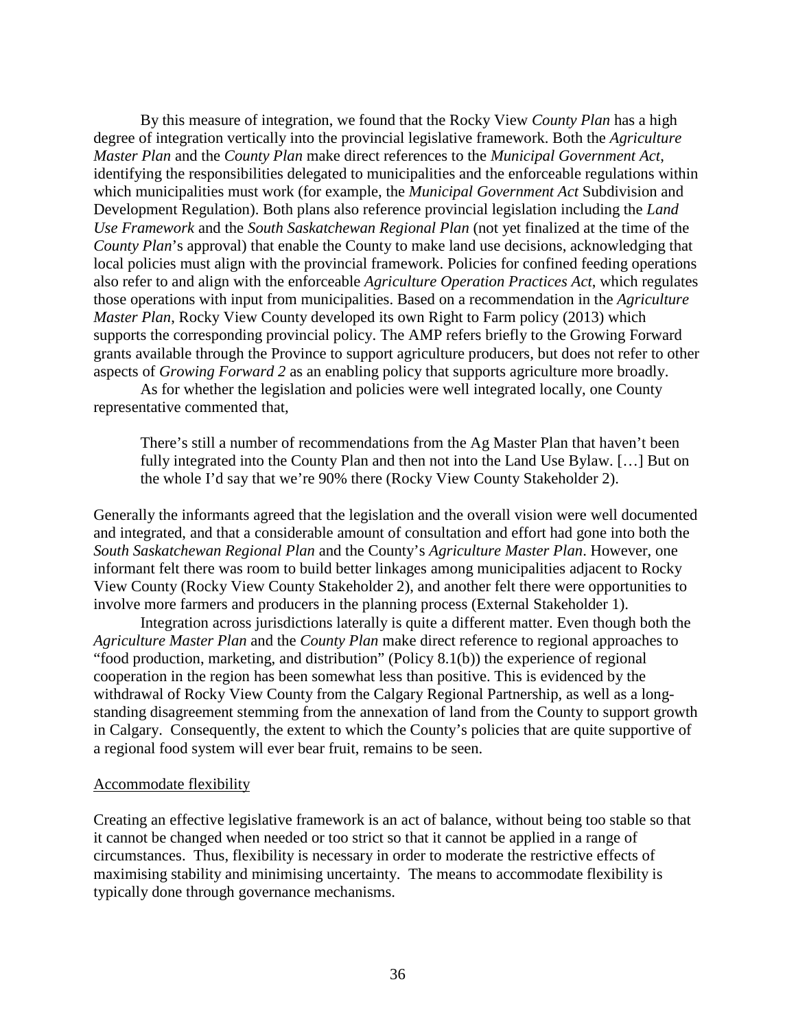By this measure of integration, we found that the Rocky View *County Plan* has a high degree of integration vertically into the provincial legislative framework. Both the *Agriculture Master Plan* and the *County Plan* make direct references to the *Municipal Government Act*, identifying the responsibilities delegated to municipalities and the enforceable regulations within which municipalities must work (for example, the *Municipal Government Act* Subdivision and Development Regulation). Both plans also reference provincial legislation including the *Land Use Framework* and the *South Saskatchewan Regional Plan* (not yet finalized at the time of the *County Plan*'s approval) that enable the County to make land use decisions, acknowledging that local policies must align with the provincial framework. Policies for confined feeding operations also refer to and align with the enforceable *Agriculture Operation Practices Act*, which regulates those operations with input from municipalities. Based on a recommendation in the *Agriculture Master Plan*, Rocky View County developed its own Right to Farm policy (2013) which supports the corresponding provincial policy. The AMP refers briefly to the Growing Forward grants available through the Province to support agriculture producers, but does not refer to other aspects of *Growing Forward 2* as an enabling policy that supports agriculture more broadly.

As for whether the legislation and policies were well integrated locally, one County representative commented that,

> There's still a number of recommendations from the Ag Master Plan that haven't been fully integrated into the County Plan and then not into the Land Use Bylaw. […] But on the whole I'd say that we're 90% there (Rocky View County Stakeholder 2).

Generally the informants agreed that the legislation and the overall vision were well documented and integrated, and that a considerable amount of consultation and effort had gone into both the *South Saskatchewan Regional Plan* and the County's *Agriculture Master Plan*. However, one informant felt there was room to build better linkages among municipalities adjacent to Rocky View County (Rocky View County Stakeholder 2), and another felt there were opportunities to involve more farmers and producers in the planning process (External Stakeholder 1).

Integration across jurisdictions laterally is quite a different matter. Even though both the *Agriculture Master Plan* and the *County Plan* make direct reference to regional approaches to "food production, marketing, and distribution" (Policy 8.1(b)) the experience of regional cooperation in the region has been somewhat less than positive. This is evidenced by the withdrawal of Rocky View County from the Calgary Regional Partnership, as well as a long-standing disagreement stemming from the annexation of land from the County to support growth in Calgary. Consequently, the extent to which the County's policies that are quite supportive of a regional food system will ever bear fruit, remains to be seen.

<u>Accommodate flexibility</u>

Creating an effective legislative framework is an act of balance, without being too stable so that it cannot be changed when needed or too strict so that it cannot be applied in a range of circumstances. Thus, flexibility is necessary in order to moderate the restrictive effects of maximising stability and minimising uncertainty. The means to accommodate flexibility is typically done through governance mechanisms.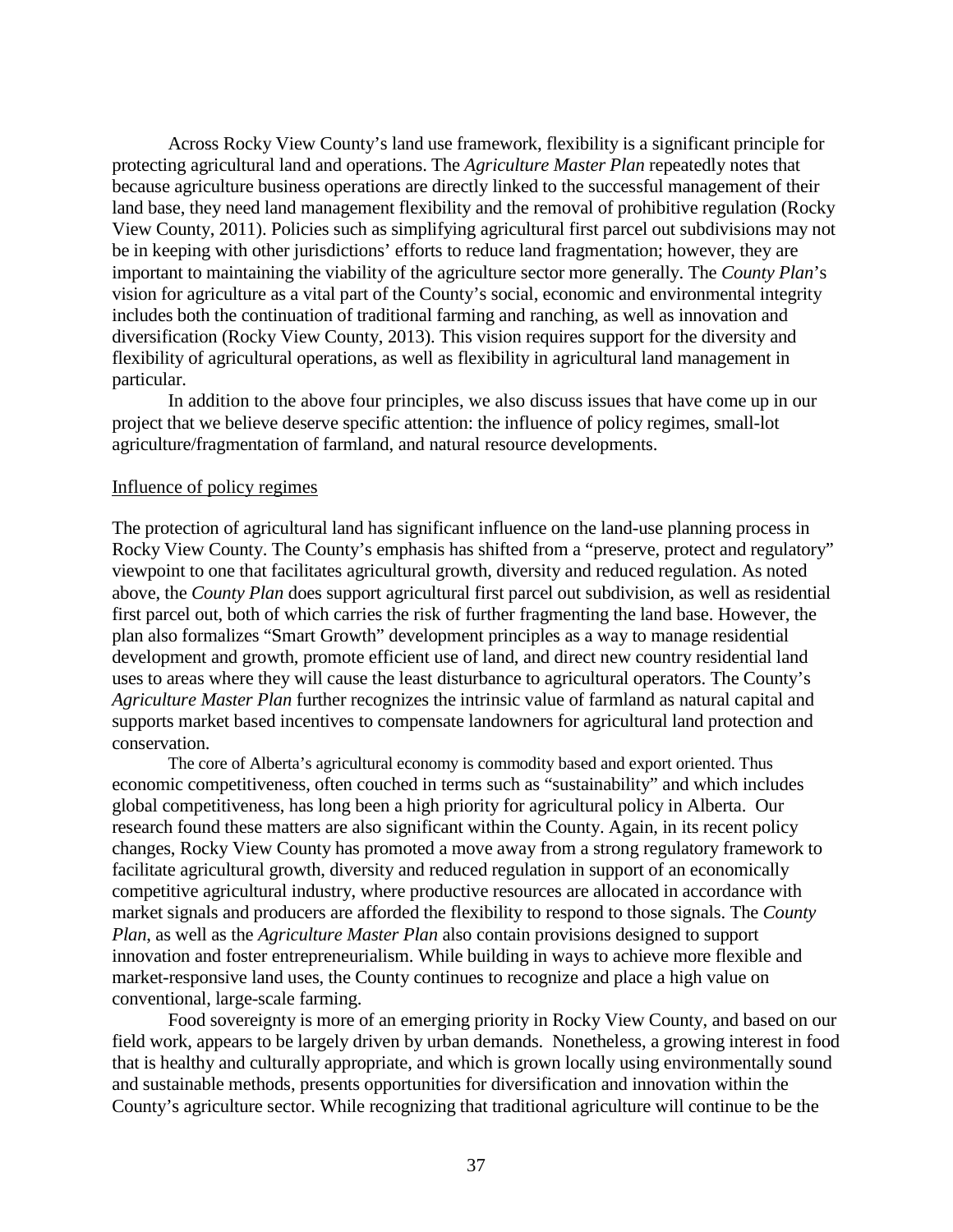Across Rocky View County's land use framework, flexibility is a significant principle for protecting agricultural land and operations. The *Agriculture Master Plan* repeatedly notes that because agriculture business operations are directly linked to the successful management of their land base, they need land management flexibility and the removal of prohibitive regulation (Rocky View County, 2011). Policies such as simplifying agricultural first parcel out subdivisions may not be in keeping with other jurisdictions' efforts to reduce land fragmentation; however, they are important to maintaining the viability of the agriculture sector more generally. The *County Plan*'s vision for agriculture as a vital part of the County's social, economic and environmental integrity includes both the continuation of traditional farming and ranching, as well as innovation and diversification (Rocky View County, 2013). This vision requires support for the diversity and flexibility of agricultural operations, as well as flexibility in agricultural land management in particular.

In addition to the above four principles, we also discuss issues that have come up in our project that we believe deserve specific attention: the influence of policy regimes, small-lot agriculture/fragmentation of farmland, and natural resource developments.

## Influence of policy regimes

The protection of agricultural land has significant influence on the land-use planning process in Rocky View County. The County's emphasis has shifted from a "preserve, protect and regulatory" viewpoint to one that facilitates agricultural growth, diversity and reduced regulation. As noted above, the *County Plan* does support agricultural first parcel out subdivision, as well as residential first parcel out, both of which carries the risk of further fragmenting the land base. However, the plan also formalizes "Smart Growth" development principles as a way to manage residential development and growth, promote efficient use of land, and direct new country residential land uses to areas where they will cause the least disturbance to agricultural operators. The County's *Agriculture Master Plan* further recognizes the intrinsic value of farmland as natural capital and supports market based incentives to compensate landowners for agricultural land protection and conservation.

The core of Alberta's agricultural economy is commodity based and export oriented. Thus economic competitiveness, often couched in terms such as "sustainability" and which includes global competitiveness, has long been a high priority for agricultural policy in Alberta. Our research found these matters are also significant within the County. Again, in its recent policy changes, Rocky View County has promoted a move away from a strong regulatory framework to facilitate agricultural growth, diversity and reduced regulation in support of an economically competitive agricultural industry, where productive resources are allocated in accordance with market signals and producers are afforded the flexibility to respond to those signals. The *County Plan*, as well as the *Agriculture Master Plan* also contain provisions designed to support innovation and foster entrepreneurialism. While building in ways to achieve more flexible and market-responsive land uses, the County continues to recognize and place a high value on conventional, large-scale farming.

Food sovereignty is more of an emerging priority in Rocky View County, and based on our field work, appears to be largely driven by urban demands. Nonetheless, a growing interest in food that is healthy and culturally appropriate, and which is grown locally using environmentally sound and sustainable methods, presents opportunities for diversification and innovation within the County's agriculture sector. While recognizing that traditional agriculture will continue to be the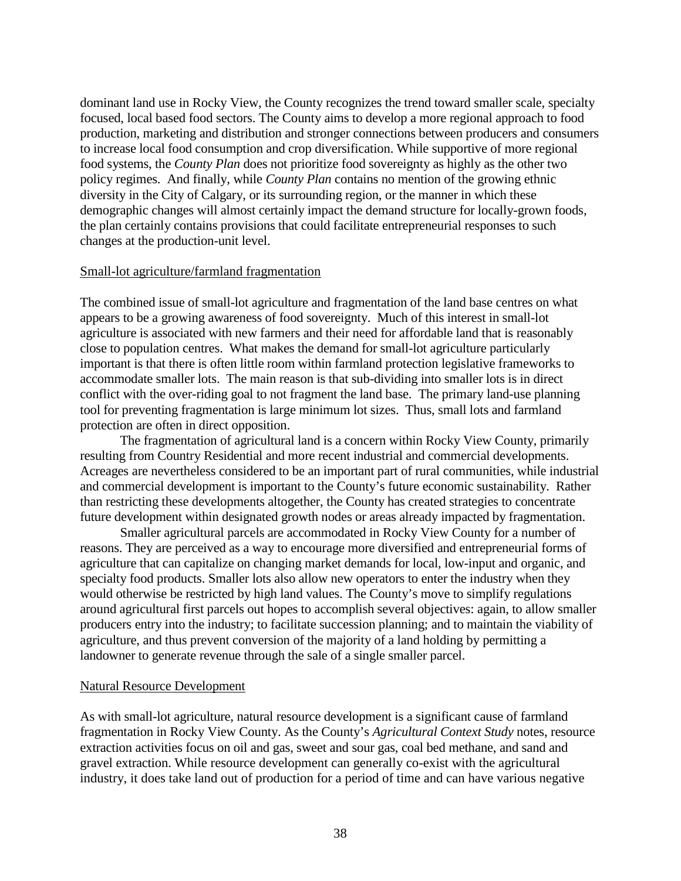dominant land use in Rocky View, the County recognizes the trend toward smaller scale, specialty focused, local based food sectors. The County aims to develop a more regional approach to food production, marketing and distribution and stronger connections between producers and consumers to increase local food consumption and crop diversification. While supportive of more regional food systems, the *County Plan* does not prioritize food sovereignty as highly as the other two policy regimes. And finally, while *County Plan* contains no mention of the growing ethnic diversity in the City of Calgary, or its surrounding region, or the manner in which these demographic changes will almost certainly impact the demand structure for locally-grown foods, the plan certainly contains provisions that could facilitate entrepreneurial responses to such changes at the production-unit level.

<u>Small-lot agriculture/farmland fragmentation</u>

The combined issue of small-lot agriculture and fragmentation of the land base centres on what appears to be a growing awareness of food sovereignty. Much of this interest in small-lot agriculture is associated with new farmers and their need for affordable land that is reasonably close to population centres. What makes the demand for small-lot agriculture particularly important is that there is often little room within farmland protection legislative frameworks to accommodate smaller lots. The main reason is that sub-dividing into smaller lots is in direct conflict with the over-riding goal to not fragment the land base. The primary land-use planning tool for preventing fragmentation is large minimum lot sizes. Thus, small lots and farmland protection are often in direct opposition.

The fragmentation of agricultural land is a concern within Rocky View County, primarily resulting from Country Residential and more recent industrial and commercial developments. Acreages are nevertheless considered to be an important part of rural communities, while industrial and commercial development is important to the County's future economic sustainability. Rather than restricting these developments altogether, the County has created strategies to concentrate future development within designated growth nodes or areas already impacted by fragmentation.

Smaller agricultural parcels are accommodated in Rocky View County for a number of reasons. They are perceived as a way to encourage more diversified and entrepreneurial forms of agriculture that can capitalize on changing market demands for local, low-input and organic, and specialty food products. Smaller lots also allow new operators to enter the industry when they would otherwise be restricted by high land values. The County's move to simplify regulations around agricultural first parcels out hopes to accomplish several objectives: again, to allow smaller producers entry into the industry; to facilitate succession planning; and to maintain the viability of agriculture, and thus prevent conversion of the majority of a land holding by permitting a landowner to generate revenue through the sale of a single smaller parcel.

<u>Natural Resource Development</u>

As with small-lot agriculture, natural resource development is a significant cause of farmland fragmentation in Rocky View County. As the County's *Agricultural Context Study* notes, resource extraction activities focus on oil and gas, sweet and sour gas, coal bed methane, and sand and gravel extraction. While resource development can generally co-exist with the agricultural industry, it does take land out of production for a period of time and can have various negative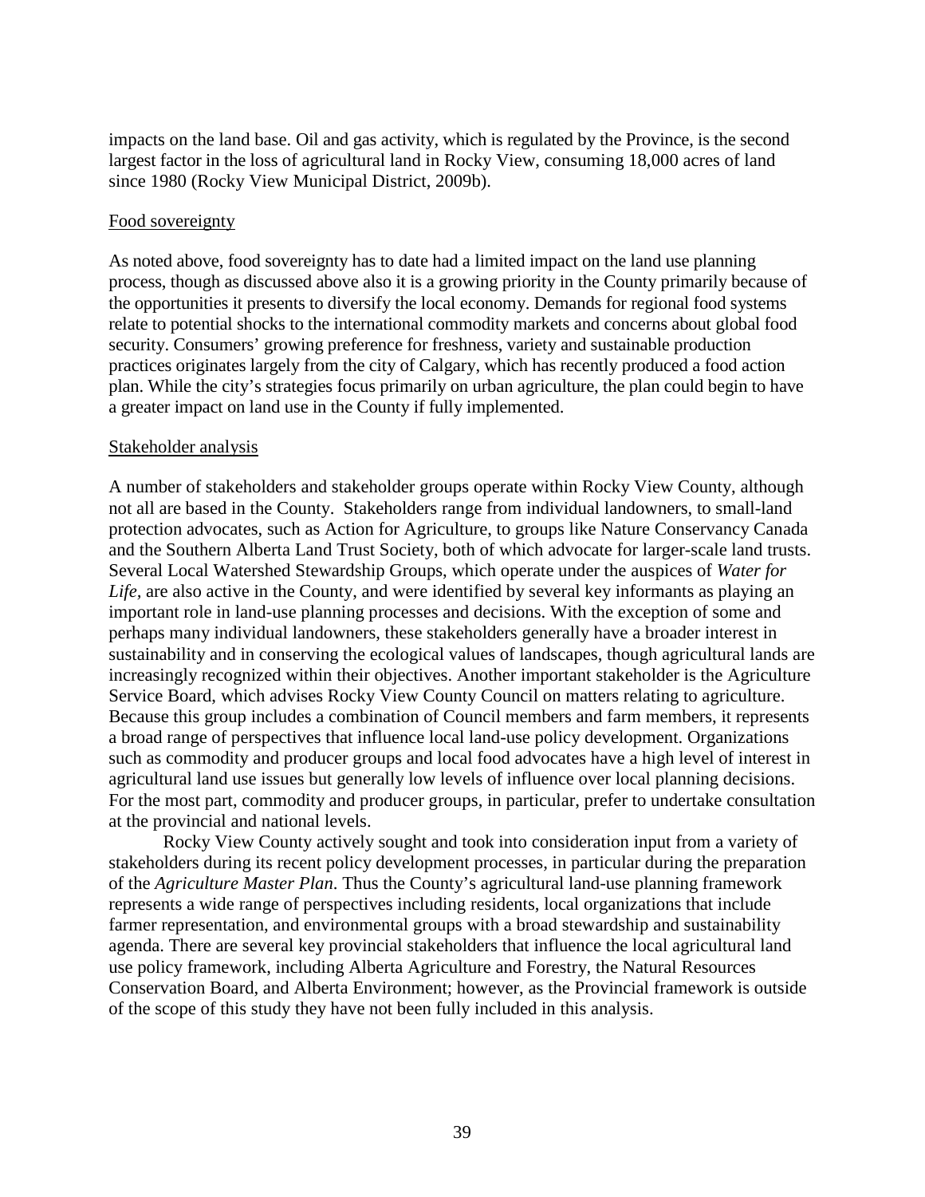impacts on the land base. Oil and gas activity, which is regulated by the Province, is the second largest factor in the loss of agricultural land in Rocky View, consuming 18,000 acres of land since 1980 (Rocky View Municipal District, 2009b).

Food sovereignty

As noted above, food sovereignty has to date had a limited impact on the land use planning process, though as discussed above also it is a growing priority in the County primarily because of the opportunities it presents to diversify the local economy. Demands for regional food systems relate to potential shocks to the international commodity markets and concerns about global food security. Consumers' growing preference for freshness, variety and sustainable production practices originates largely from the city of Calgary, which has recently produced a food action plan. While the city's strategies focus primarily on urban agriculture, the plan could begin to have a greater impact on land use in the County if fully implemented.

Stakeholder analysis

A number of stakeholders and stakeholder groups operate within Rocky View County, although not all are based in the County. Stakeholders range from individual landowners, to small-land protection advocates, such as Action for Agriculture, to groups like Nature Conservancy Canada and the Southern Alberta Land Trust Society, both of which advocate for larger-scale land trusts. Several Local Watershed Stewardship Groups, which operate under the auspices of *Water for Life,* are also active in the County, and were identified by several key informants as playing an important role in land-use planning processes and decisions. With the exception of some and perhaps many individual landowners, these stakeholders generally have a broader interest in sustainability and in conserving the ecological values of landscapes, though agricultural lands are increasingly recognized within their objectives. Another important stakeholder is the Agriculture Service Board, which advises Rocky View County Council on matters relating to agriculture. Because this group includes a combination of Council members and farm members, it represents a broad range of perspectives that influence local land-use policy development. Organizations such as commodity and producer groups and local food advocates have a high level of interest in agricultural land use issues but generally low levels of influence over local planning decisions. For the most part, commodity and producer groups, in particular, prefer to undertake consultation at the provincial and national levels.

Rocky View County actively sought and took into consideration input from a variety of stakeholders during its recent policy development processes, in particular during the preparation of the *Agriculture Master Plan.* Thus the County's agricultural land-use planning framework represents a wide range of perspectives including residents, local organizations that include farmer representation, and environmental groups with a broad stewardship and sustainability agenda. There are several key provincial stakeholders that influence the local agricultural land use policy framework, including Alberta Agriculture and Forestry, the Natural Resources Conservation Board, and Alberta Environment; however, as the Provincial framework is outside of the scope of this study they have not been fully included in this analysis.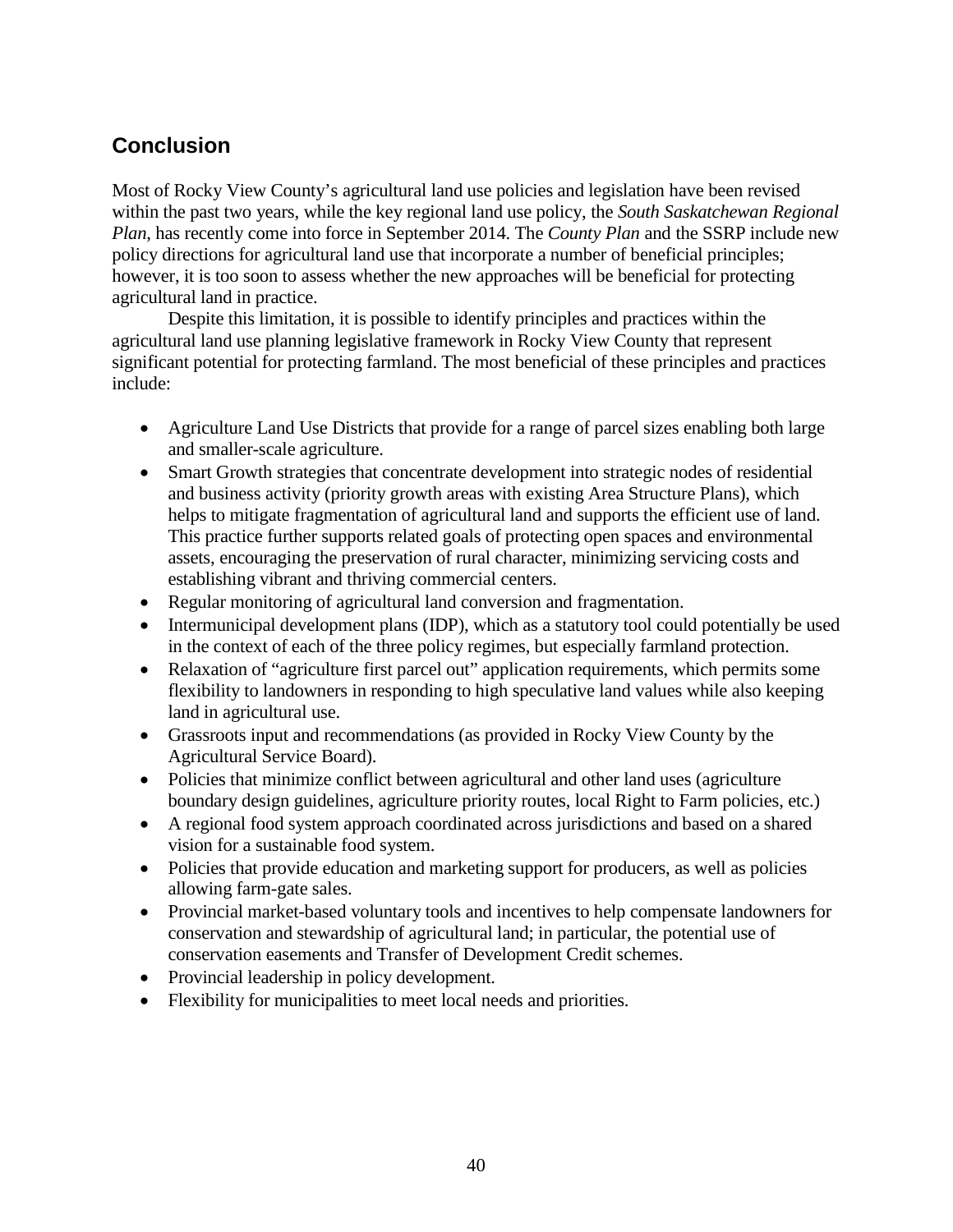## Conclusion

Most of Rocky View County's agricultural land use policies and legislation have been revised within the past two years, while the key regional land use policy, the *South Saskatchewan Regional Plan*, has recently come into force in September 2014. The *County Plan* and the SSRP include new policy directions for agricultural land use that incorporate a number of beneficial principles; however, it is too soon to assess whether the new approaches will be beneficial for protecting agricultural land in practice.

Despite this limitation, it is possible to identify principles and practices within the agricultural land use planning legislative framework in Rocky View County that represent significant potential for protecting farmland. The most beneficial of these principles and practices include:

- Agriculture Land Use Districts that provide for a range of parcel sizes enabling both large and smaller-scale agriculture.
- Smart Growth strategies that concentrate development into strategic nodes of residential and business activity (priority growth areas with existing Area Structure Plans), which helps to mitigate fragmentation of agricultural land and supports the efficient use of land. This practice further supports related goals of protecting open spaces and environmental assets, encouraging the preservation of rural character, minimizing servicing costs and establishing vibrant and thriving commercial centers.
- Regular monitoring of agricultural land conversion and fragmentation.
- Intermunicipal development plans (IDP), which as a statutory tool could potentially be used in the context of each of the three policy regimes, but especially farmland protection.
- Relaxation of "agriculture first parcel out" application requirements, which permits some flexibility to landowners in responding to high speculative land values while also keeping land in agricultural use.
- Grassroots input and recommendations (as provided in Rocky View County by the Agricultural Service Board).
- Policies that minimize conflict between agricultural and other land uses (agriculture boundary design guidelines, agriculture priority routes, local Right to Farm policies, etc.)
- A regional food system approach coordinated across jurisdictions and based on a shared vision for a sustainable food system.
- Policies that provide education and marketing support for producers, as well as policies allowing farm-gate sales.
- Provincial market-based voluntary tools and incentives to help compensate landowners for conservation and stewardship of agricultural land; in particular, the potential use of conservation easements and Transfer of Development Credit schemes.
- Provincial leadership in policy development.
- Flexibility for municipalities to meet local needs and priorities.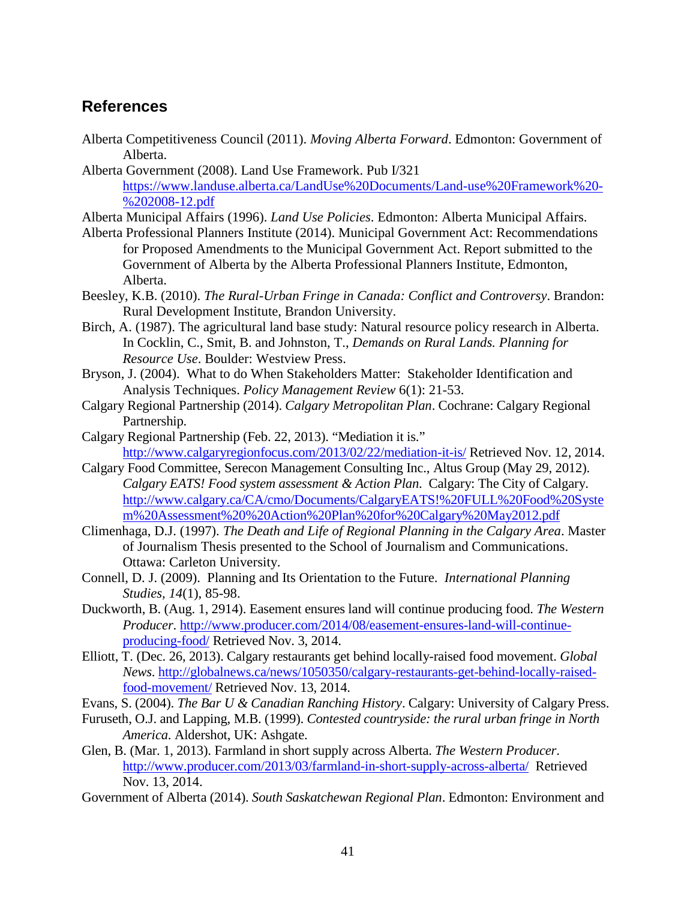## References

Alberta Competitiveness Council (2011). *Moving Alberta Forward*. Edmonton: Government of Alberta.

Alberta Government (2008). Land Use Framework. Pub I/321 https://www.landuse.alberta.ca/LandUse%20Documents/Land-use%20Framework%20-%202008-12.pdf

Alberta Municipal Affairs (1996). *Land Use Policies*. Edmonton: Alberta Municipal Affairs.

Alberta Professional Planners Institute (2014). Municipal Government Act: Recommendations for Proposed Amendments to the Municipal Government Act. Report submitted to the Government of Alberta by the Alberta Professional Planners Institute, Edmonton, Alberta.

Beesley, K.B. (2010). *The Rural-Urban Fringe in Canada: Conflict and Controversy*. Brandon: Rural Development Institute, Brandon University.

Birch, A. (1987). The agricultural land base study: Natural resource policy research in Alberta. In Cocklin, C., Smit, B. and Johnston, T., *Demands on Rural Lands. Planning for Resource Use*. Boulder: Westview Press.

Bryson, J. (2004). What to do When Stakeholders Matter: Stakeholder Identification and Analysis Techniques. *Policy Management Review* 6(1): 21-53.

Calgary Regional Partnership (2014). *Calgary Metropolitan Plan*. Cochrane: Calgary Regional Partnership.

Calgary Regional Partnership (Feb. 22, 2013). "Mediation it is." http://www.calgaryregionfocus.com/2013/02/22/mediation-it-is/ Retrieved Nov. 12, 2014.

Calgary Food Committee, Serecon Management Consulting Inc., Altus Group (May 29, 2012). *Calgary EATS! Food system assessment & Action Plan.* Calgary: The City of Calgary. http://www.calgary.ca/CA/cmo/Documents/CalgaryEATS!%20FULL%20Food%20System%20Assessment%20%20Action%20Plan%20for%20Calgary%20May2012.pdf

Climenhaga, D.J. (1997). *The Death and Life of Regional Planning in the Calgary Area*. Master of Journalism Thesis presented to the School of Journalism and Communications. Ottawa: Carleton University.

Connell, D. J. (2009). Planning and Its Orientation to the Future. *International Planning Studies, 14*(1), 85-98.

Duckworth, B. (Aug. 1, 2914). Easement ensures land will continue producing food. *The Western Producer*. http://www.producer.com/2014/08/easement-ensures-land-will-continue-producing-food/ Retrieved Nov. 3, 2014.

Elliott, T. (Dec. 26, 2013). Calgary restaurants get behind locally-raised food movement. *Global News*. http://globalnews.ca/news/1050350/calgary-restaurants-get-behind-locally-raised-food-movement/ Retrieved Nov. 13, 2014.

Evans, S. (2004). *The Bar U & Canadian Ranching History*. Calgary: University of Calgary Press.

Furuseth, O.J. and Lapping, M.B. (1999). *Contested countryside: the rural urban fringe in North America*. Aldershot, UK: Ashgate.

Glen, B. (Mar. 1, 2013). Farmland in short supply across Alberta. *The Western Producer*. http://www.producer.com/2013/03/farmland-in-short-supply-across-alberta/ Retrieved Nov. 13, 2014.

Government of Alberta (2014). *South Saskatchewan Regional Plan*. Edmonton: Environment and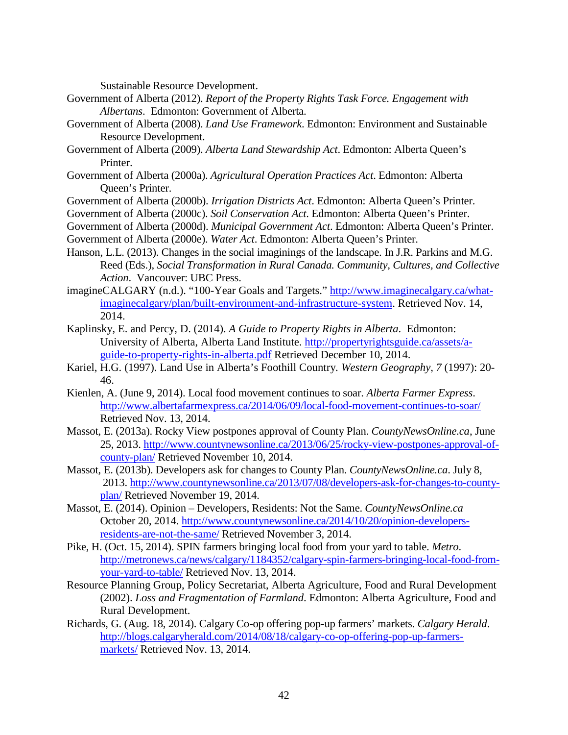Sustainable Resource Development.

Government of Alberta (2012). *Report of the Property Rights Task Force. Engagement with Albertans*. Edmonton: Government of Alberta.

Government of Alberta (2008). *Land Use Framework*. Edmonton: Environment and Sustainable Resource Development.

Government of Alberta (2009). *Alberta Land Stewardship Act*. Edmonton: Alberta Queen's Printer.

Government of Alberta (2000a). *Agricultural Operation Practices Act*. Edmonton: Alberta Queen's Printer.

Government of Alberta (2000b). *Irrigation Districts Act*. Edmonton: Alberta Queen's Printer.

Government of Alberta (2000c). *Soil Conservation Act*. Edmonton: Alberta Queen's Printer.

Government of Alberta (2000d). *Municipal Government Act*. Edmonton: Alberta Queen's Printer.

Government of Alberta (2000e). *Water Act*. Edmonton: Alberta Queen's Printer.

Hanson, L.L. (2013). Changes in the social imaginings of the landscape. In J.R. Parkins and M.G. Reed (Eds.), *Social Transformation in Rural Canada. Community, Cultures, and Collective Action*. Vancouver: UBC Press.

imagineCALGARY (n.d.). "100-Year Goals and Targets." http://www.imaginecalgary.ca/what-imaginecalgary/plan/built-environment-and-infrastructure-system. Retrieved Nov. 14, 2014.

Kaplinsky, E. and Percy, D. (2014). *A Guide to Property Rights in Alberta*. Edmonton: University of Alberta, Alberta Land Institute. http://propertyrightsguide.ca/assets/a-guide-to-property-rights-in-alberta.pdf Retrieved December 10, 2014.

Kariel, H.G. (1997). Land Use in Alberta's Foothill Country. *Western Geography, 7* (1997): 20-46.

Kienlen, A. (June 9, 2014). Local food movement continues to soar. *Alberta Farmer Express*. http://www.albertafarmexpress.ca/2014/06/09/local-food-movement-continues-to-soar/ Retrieved Nov. 13, 2014.

Massot, E. (2013a). Rocky View postpones approval of County Plan. *CountyNewsOnline.ca*, June 25, 2013. http://www.countynewsonline.ca/2013/06/25/rocky-view-postpones-approval-of-county-plan/ Retrieved November 10, 2014.

Massot, E. (2013b). Developers ask for changes to County Plan. *CountyNewsOnline.ca*. July 8, 2013. http://www.countynewsonline.ca/2013/07/08/developers-ask-for-changes-to-county-plan/ Retrieved November 19, 2014.

Massot, E. (2014). Opinion – Developers, Residents: Not the Same. *CountyNewsOnline.ca* October 20, 2014. http://www.countynewsonline.ca/2014/10/20/opinion-developers-residents-are-not-the-same/ Retrieved November 3, 2014.

Pike, H. (Oct. 15, 2014). SPIN farmers bringing local food from your yard to table. *Metro*. http://metronews.ca/news/calgary/1184352/calgary-spin-farmers-bringing-local-food-from-your-yard-to-table/ Retrieved Nov. 13, 2014.

Resource Planning Group, Policy Secretariat, Alberta Agriculture, Food and Rural Development (2002). *Loss and Fragmentation of Farmland*. Edmonton: Alberta Agriculture, Food and Rural Development.

Richards, G. (Aug. 18, 2014). Calgary Co-op offering pop-up farmers' markets. *Calgary Herald*. http://blogs.calgaryherald.com/2014/08/18/calgary-co-op-offering-pop-up-farmers-markets/ Retrieved Nov. 13, 2014.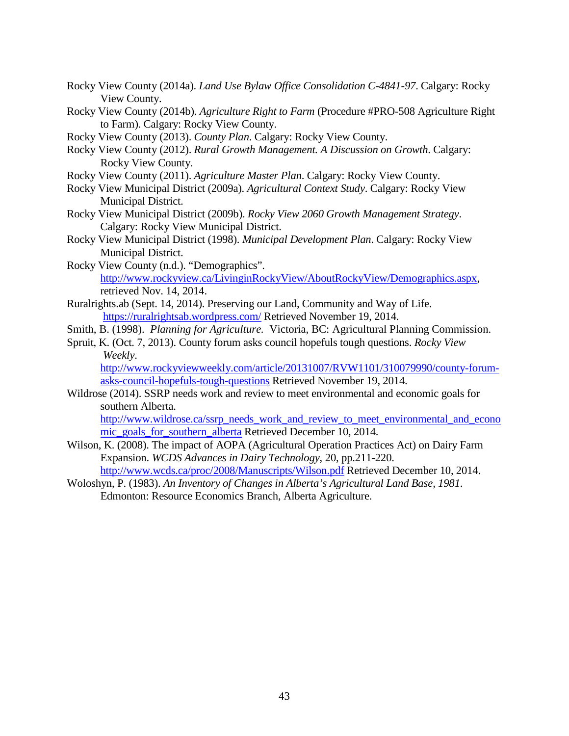Rocky View County (2014a). *Land Use Bylaw Office Consolidation C-4841-97*. Calgary: Rocky View County.

Rocky View County (2014b). *Agriculture Right to Farm* (Procedure #PRO-508 Agriculture Right to Farm). Calgary: Rocky View County.

Rocky View County (2013). *County Plan*. Calgary: Rocky View County.

Rocky View County (2012). *Rural Growth Management. A Discussion on Growth*. Calgary: Rocky View County.

Rocky View County (2011). *Agriculture Master Plan*. Calgary: Rocky View County.

Rocky View Municipal District (2009a). *Agricultural Context Study*. Calgary: Rocky View Municipal District.

Rocky View Municipal District (2009b). *Rocky View 2060 Growth Management Strategy*. Calgary: Rocky View Municipal District.

Rocky View Municipal District (1998). *Municipal Development Plan*. Calgary: Rocky View Municipal District.

Rocky View County (n.d.). "Demographics". http://www.rockyview.ca/LivinginRockyView/AboutRockyView/Demographics.aspx, retrieved Nov. 14, 2014.

Ruralrights.ab (Sept. 14, 2014). Preserving our Land, Community and Way of Life. https://ruralrightsab.wordpress.com/ Retrieved November 19, 2014.

Smith, B. (1998). *Planning for Agriculture.* Victoria, BC: Agricultural Planning Commission.

Spruit, K. (Oct. 7, 2013). County forum asks council hopefuls tough questions. *Rocky View Weekly*. http://www.rockyviewweekly.com/article/20131007/RVW1101/310079990/county-forum-asks-council-hopefuls-tough-questions Retrieved November 19, 2014.

Wildrose (2014). SSRP needs work and review to meet environmental and economic goals for southern Alberta. http://www.wildrose.ca/ssrp_needs_work_and_review_to_meet_environmental_and_economic_goals_for_southern_alberta Retrieved December 10, 2014.

Wilson, K. (2008). The impact of AOPA (Agricultural Operation Practices Act) on Dairy Farm Expansion. *WCDS Advances in Dairy Technology*, 20, pp.211-220. http://www.wcds.ca/proc/2008/Manuscripts/Wilson.pdf Retrieved December 10, 2014.

Woloshyn, P. (1983). *An Inventory of Changes in Alberta's Agricultural Land Base, 1981*. Edmonton: Resource Economics Branch, Alberta Agriculture.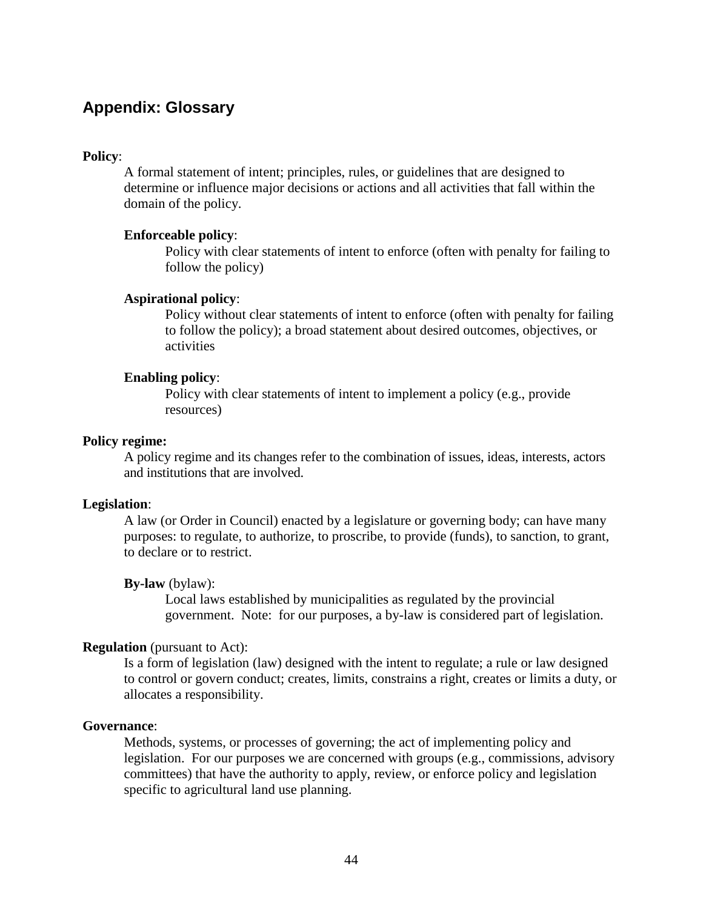## Appendix: Glossary

**Policy**:

A formal statement of intent; principles, rules, or guidelines that are designed to determine or influence major decisions or actions and all activities that fall within the domain of the policy.

**Enforceable policy**:

Policy with clear statements of intent to enforce (often with penalty for failing to follow the policy)

**Aspirational policy**:

Policy without clear statements of intent to enforce (often with penalty for failing to follow the policy); a broad statement about desired outcomes, objectives, or activities

**Enabling policy**:

Policy with clear statements of intent to implement a policy (e.g., provide resources)

**Policy regime:**

A policy regime and its changes refer to the combination of issues, ideas, interests, actors and institutions that are involved.

**Legislation**:

A law (or Order in Council) enacted by a legislature or governing body; can have many purposes: to regulate, to authorize, to proscribe, to provide (funds), to sanction, to grant, to declare or to restrict.

**By-law** (bylaw):

Local laws established by municipalities as regulated by the provincial government. Note: for our purposes, a by-law is considered part of legislation.

**Regulation** (pursuant to Act):

Is a form of legislation (law) designed with the intent to regulate; a rule or law designed to control or govern conduct; creates, limits, constrains a right, creates or limits a duty, or allocates a responsibility.

**Governance**:

Methods, systems, or processes of governing; the act of implementing policy and legislation. For our purposes we are concerned with groups (e.g., commissions, advisory committees) that have the authority to apply, review, or enforce policy and legislation specific to agricultural land use planning.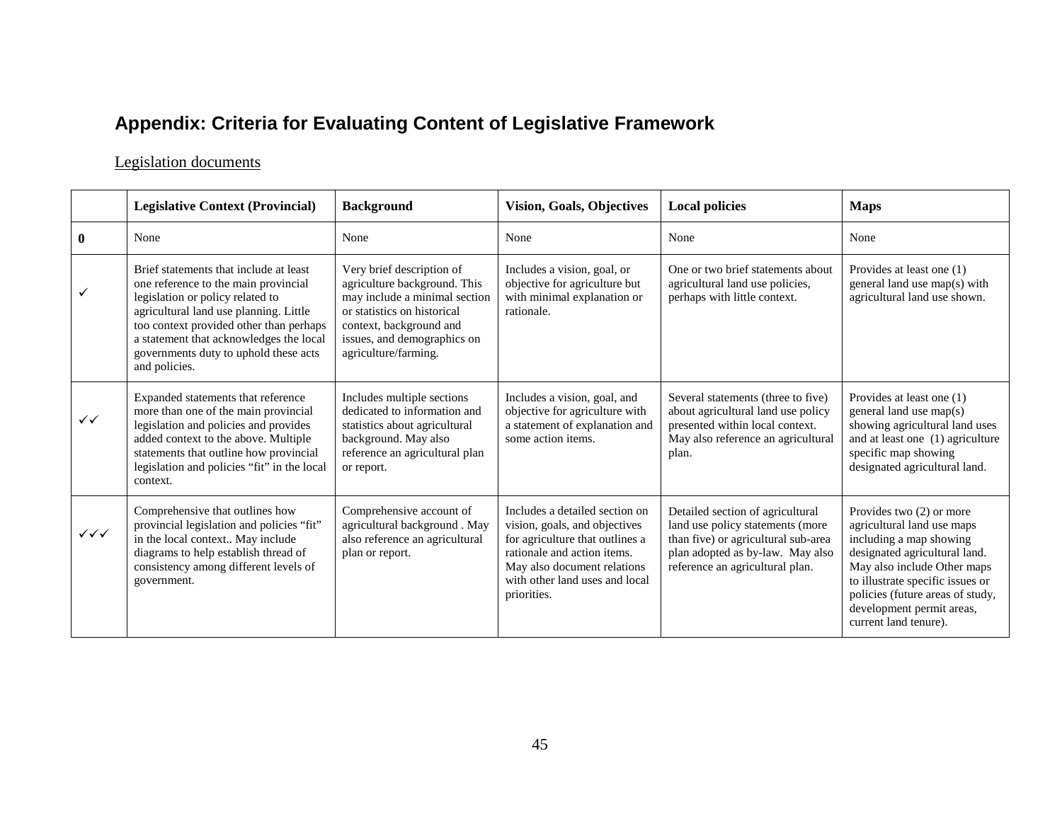## Appendix: Criteria for Evaluating Content of Legislative Framework

Legislation documents

| | Legislative Context (Provincial) | Background | Vision, Goals, Objectives | Local policies | Maps |
|---|---|---|---|---|---|
| **0** | None | None | None | None | None |
| ✓ | Brief statements that include at least one reference to the main provincial legislation or policy related to agricultural land use planning. Little too context provided other than perhaps a statement that acknowledges the local governments duty to uphold these acts and policies. | Very brief description of agriculture background. This may include a minimal section or statistics on historical context, background and issues, and demographics on agriculture/farming. | Includes a vision, goal, or objective for agriculture but with minimal explanation or rationale. | One or two brief statements about agricultural land use policies, perhaps with little context. | Provides at least one (1) general land use map(s) with agricultural land use shown. |
| ✓✓ | Expanded statements that reference more than one of the main provincial legislation and policies and provides added context to the above. Multiple statements that outline how provincial legislation and policies "fit" in the local context. | Includes multiple sections dedicated to information and statistics about agricultural background. May also reference an agricultural plan or report. | Includes a vision, goal, and objective for agriculture with a statement of explanation and some action items. | Several statements (three to five) about agricultural land use policy presented within local context. May also reference an agricultural plan. | Provides at least one (1) general land use map(s) showing agricultural land uses and at least one (1) agriculture specific map showing designated agricultural land. |
| ✓✓✓ | Comprehensive that outlines how provincial legislation and policies "fit" in the local context.. May include diagrams to help establish thread of consistency among different levels of government. | Comprehensive account of agricultural background . May also reference an agricultural plan or report. | Includes a detailed section on vision, goals, and objectives for agriculture that outlines a rationale and action items. May also document relations with other land uses and local priorities. | Detailed section of agricultural land use policy statements (more than five) or agricultural sub-area plan adopted as by-law. May also reference an agricultural plan. | Provides two (2) or more agricultural land use maps including a map showing designated agricultural land. May also include Other maps to illustrate specific issues or policies (future areas of study, development permit areas, current land tenure). |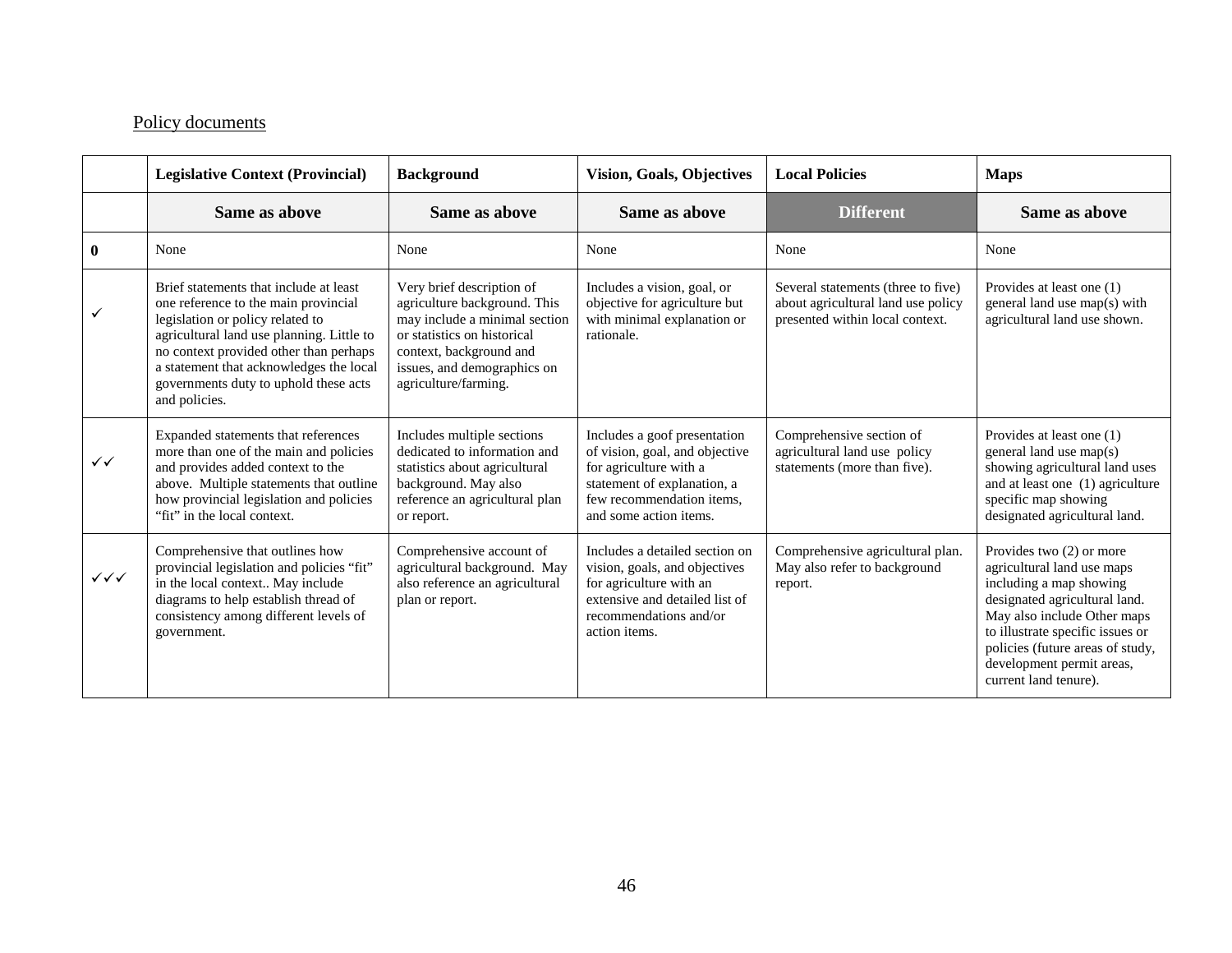Policy documents

| | Legislative Context (Provincial) | Background | Vision, Goals, Objectives | Local Policies | Maps |
|---|---|---|---|---|---|
| | **Same as above** | **Same as above** | **Same as above** | **Different** | **Same as above** |
| **0** | None | None | None | None | None |
| ✓ | Brief statements that include at least one reference to the main provincial legislation or policy related to agricultural land use planning. Little to no context provided other than perhaps a statement that acknowledges the local governments duty to uphold these acts and policies. | Very brief description of agriculture background. This may include a minimal section or statistics on historical context, background and issues, and demographics on agriculture/farming. | Includes a vision, goal, or objective for agriculture but with minimal explanation or rationale. | Several statements (three to five) about agricultural land use policy presented within local context. | Provides at least one (1) general land use map(s) with agricultural land use shown. |
| ✓✓ | Expanded statements that references more than one of the main and policies and provides added context to the above. Multiple statements that outline how provincial legislation and policies "fit" in the local context. | Includes multiple sections dedicated to information and statistics about agricultural background. May also reference an agricultural plan or report. | Includes a goof presentation of vision, goal, and objective for agriculture with a statement of explanation, a few recommendation items, and some action items. | Comprehensive section of agricultural land use policy statements (more than five). | Provides at least one (1) general land use map(s) showing agricultural land uses and at least one (1) agriculture specific map showing designated agricultural land. |
| ✓✓✓ | Comprehensive that outlines how provincial legislation and policies "fit" in the local context.. May include diagrams to help establish thread of consistency among different levels of government. | Comprehensive account of agricultural background. May also reference an agricultural plan or report. | Includes a detailed section on vision, goals, and objectives for agriculture with an extensive and detailed list of recommendations and/or action items. | Comprehensive agricultural plan. May also refer to background report. | Provides two (2) or more agricultural land use maps including a map showing designated agricultural land. May also include Other maps to illustrate specific issues or policies (future areas of study, development permit areas, current land tenure). |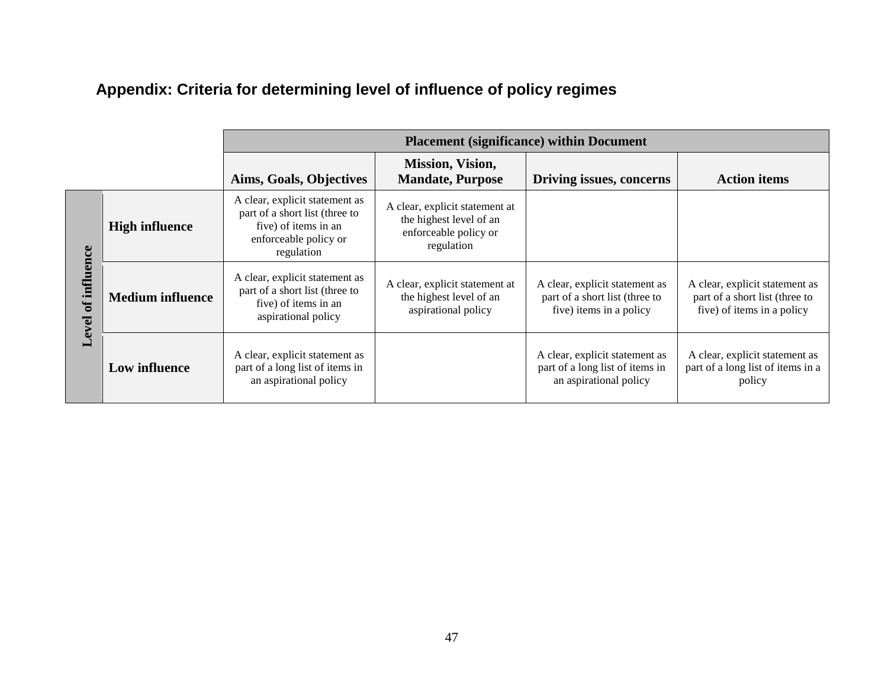## Appendix: Criteria for determining level of influence of policy regimes

| Level of influence | | Placement (significance) within Document | | | |
|---|---|---|---|---|---|
| | | **Aims, Goals, Objectives** | **Mission, Vision, Mandate, Purpose** | **Driving issues, concerns** | **Action items** |
| | **High influence** | A clear, explicit statement as part of a short list (three to five) of items in an enforceable policy or regulation | A clear, explicit statement at the highest level of an enforceable policy or regulation | | |
| | **Medium influence** | A clear, explicit statement as part of a short list (three to five) of items in an aspirational policy | A clear, explicit statement at the highest level of an aspirational policy | A clear, explicit statement as part of a short list (three to five) items in a policy | A clear, explicit statement as part of a short list (three to five) of items in a policy |
| | **Low influence** | A clear, explicit statement as part of a long list of items in an aspirational policy | | A clear, explicit statement as part of a long list of items in an aspirational policy | A clear, explicit statement as part of a long list of items in a policy |